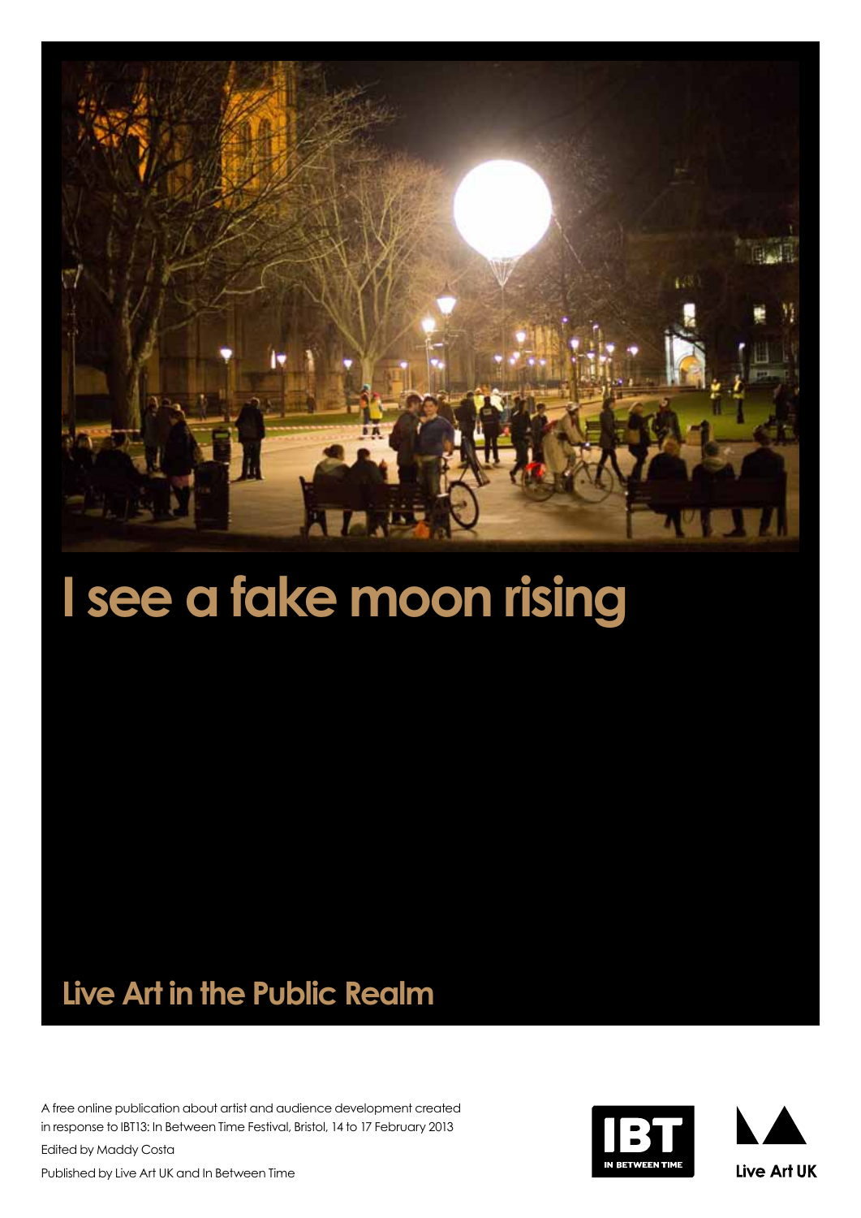# I see a fake moon rising

## Live Art in the Public Realm

A free online publication about artist and audience development created in response to IBT13: In Between Time Festival, Bristol, 14 to 17 February 2013

Edited by Maddy Costa

Published by Live Art UK and In Between Time

IBT IN BETWEEN TIME

Live Art UK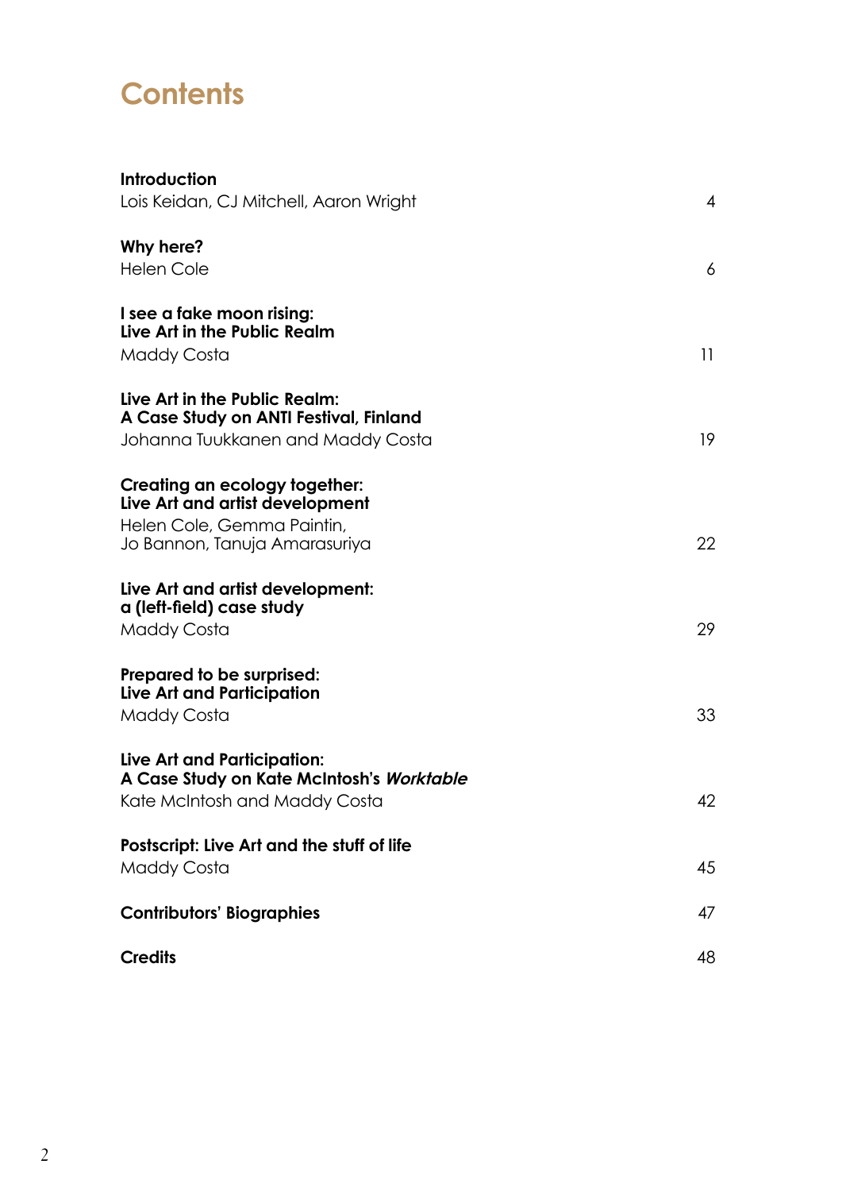# Contents

| | |
|---|---|
| **Introduction**<br>Lois Keidan, CJ Mitchell, Aaron Wright | 4 |
| **Why here?**<br>Helen Cole | 6 |
| **I see a fake moon rising: Live Art in the Public Realm**<br>Maddy Costa | 11 |
| **Live Art in the Public Realm: A Case Study on ANTI Festival, Finland**<br>Johanna Tuukkanen and Maddy Costa | 19 |
| **Creating an ecology together: Live Art and artist development**<br>Helen Cole, Gemma Paintin, Jo Bannon, Tanuja Amarasuriya | 22 |
| **Live Art and artist development: a (left-field) case study**<br>Maddy Costa | 29 |
| **Prepared to be surprised: Live Art and Participation**<br>Maddy Costa | 33 |
| **Live Art and Participation: A Case Study on Kate McIntosh's *Worktable***<br>Kate McIntosh and Maddy Costa | 42 |
| **Postscript: Live Art and the stuff of life**<br>Maddy Costa | 45 |
| **Contributors' Biographies** | 47 |
| **Credits** | 48 |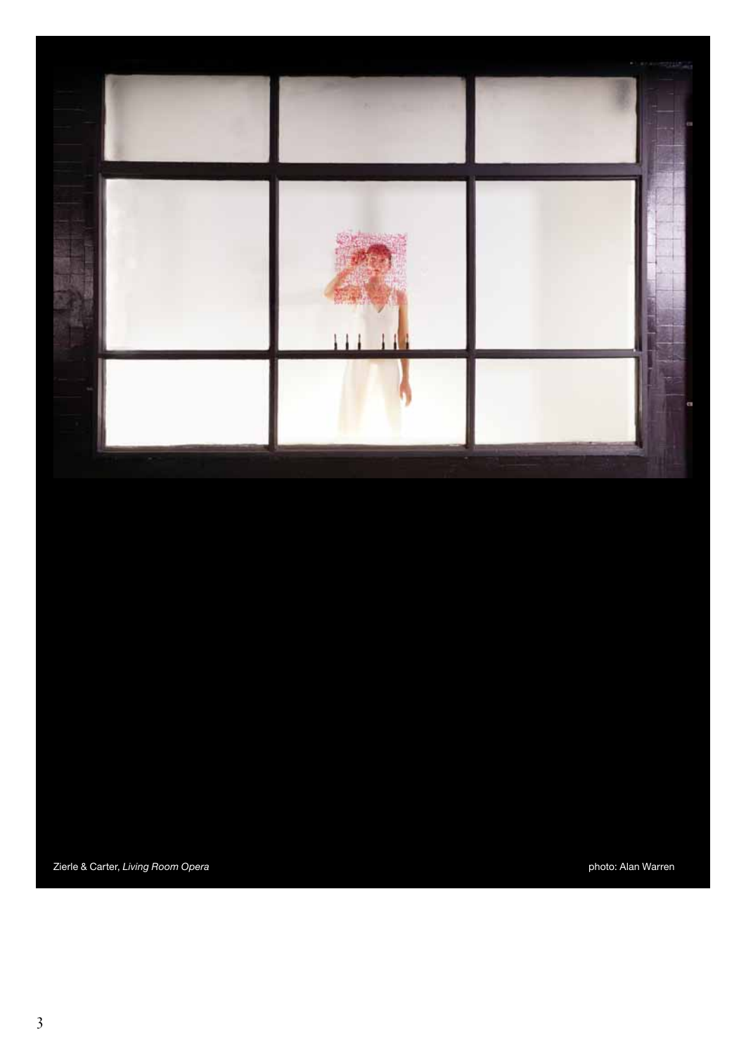Zierle & Carter, *Living Room Opera* photo: Alan Warren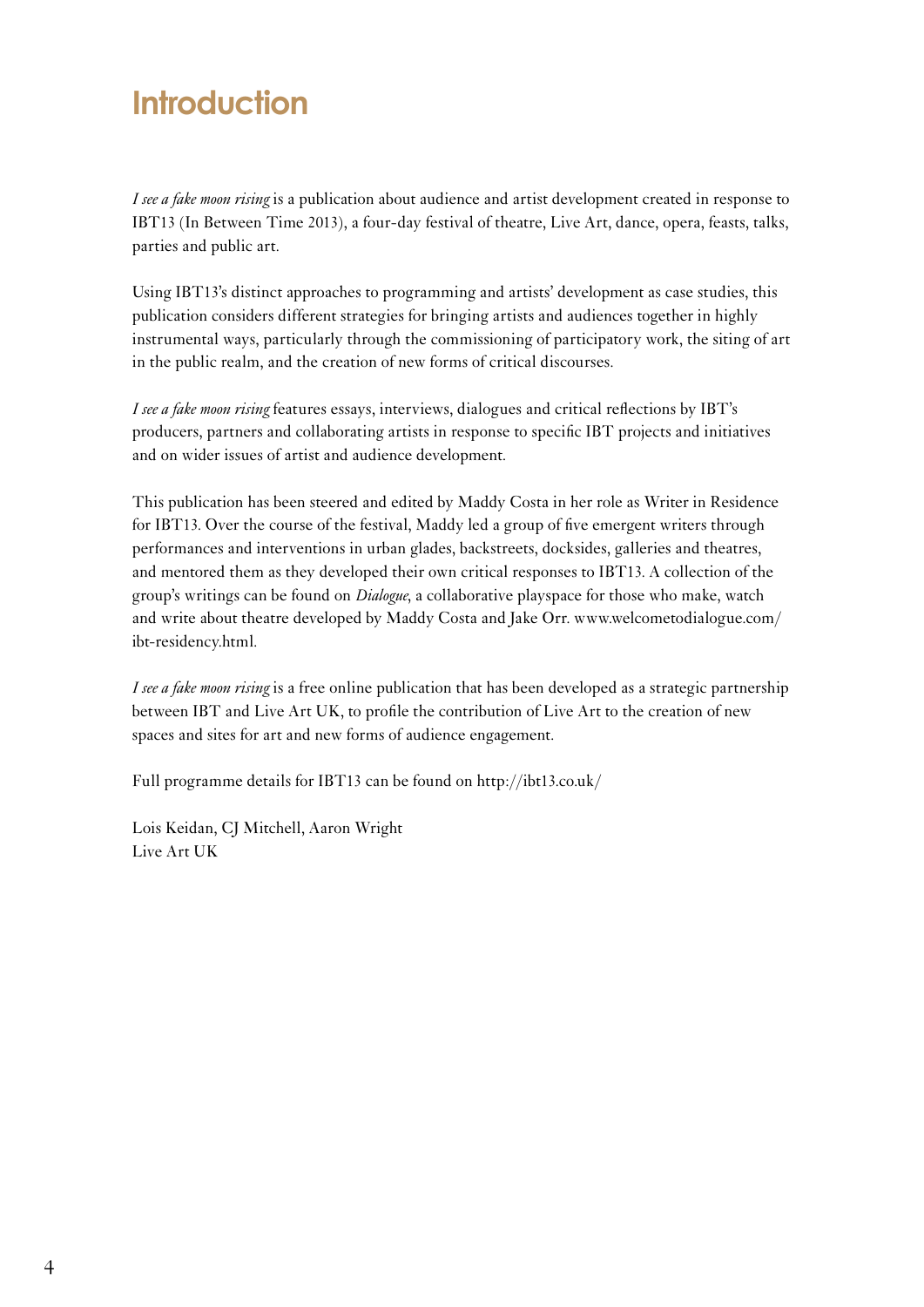# Introduction

*I see a fake moon rising* is a publication about audience and artist development created in response to IBT13 (In Between Time 2013), a four-day festival of theatre, Live Art, dance, opera, feasts, talks, parties and public art.

Using IBT13's distinct approaches to programming and artists' development as case studies, this publication considers different strategies for bringing artists and audiences together in highly instrumental ways, particularly through the commissioning of participatory work, the siting of art in the public realm, and the creation of new forms of critical discourses.

*I see a fake moon rising* features essays, interviews, dialogues and critical reflections by IBT's producers, partners and collaborating artists in response to specific IBT projects and initiatives and on wider issues of artist and audience development.

This publication has been steered and edited by Maddy Costa in her role as Writer in Residence for IBT13. Over the course of the festival, Maddy led a group of five emergent writers through performances and interventions in urban glades, backstreets, docksides, galleries and theatres, and mentored them as they developed their own critical responses to IBT13. A collection of the group's writings can be found on *Dialogue*, a collaborative playspace for those who make, watch and write about theatre developed by Maddy Costa and Jake Orr. www.welcometodialogue.com/ibt-residency.html.

*I see a fake moon rising* is a free online publication that has been developed as a strategic partnership between IBT and Live Art UK, to profile the contribution of Live Art to the creation of new spaces and sites for art and new forms of audience engagement.

Full programme details for IBT13 can be found on http://ibt13.co.uk/

Lois Keidan, CJ Mitchell, Aaron Wright
Live Art UK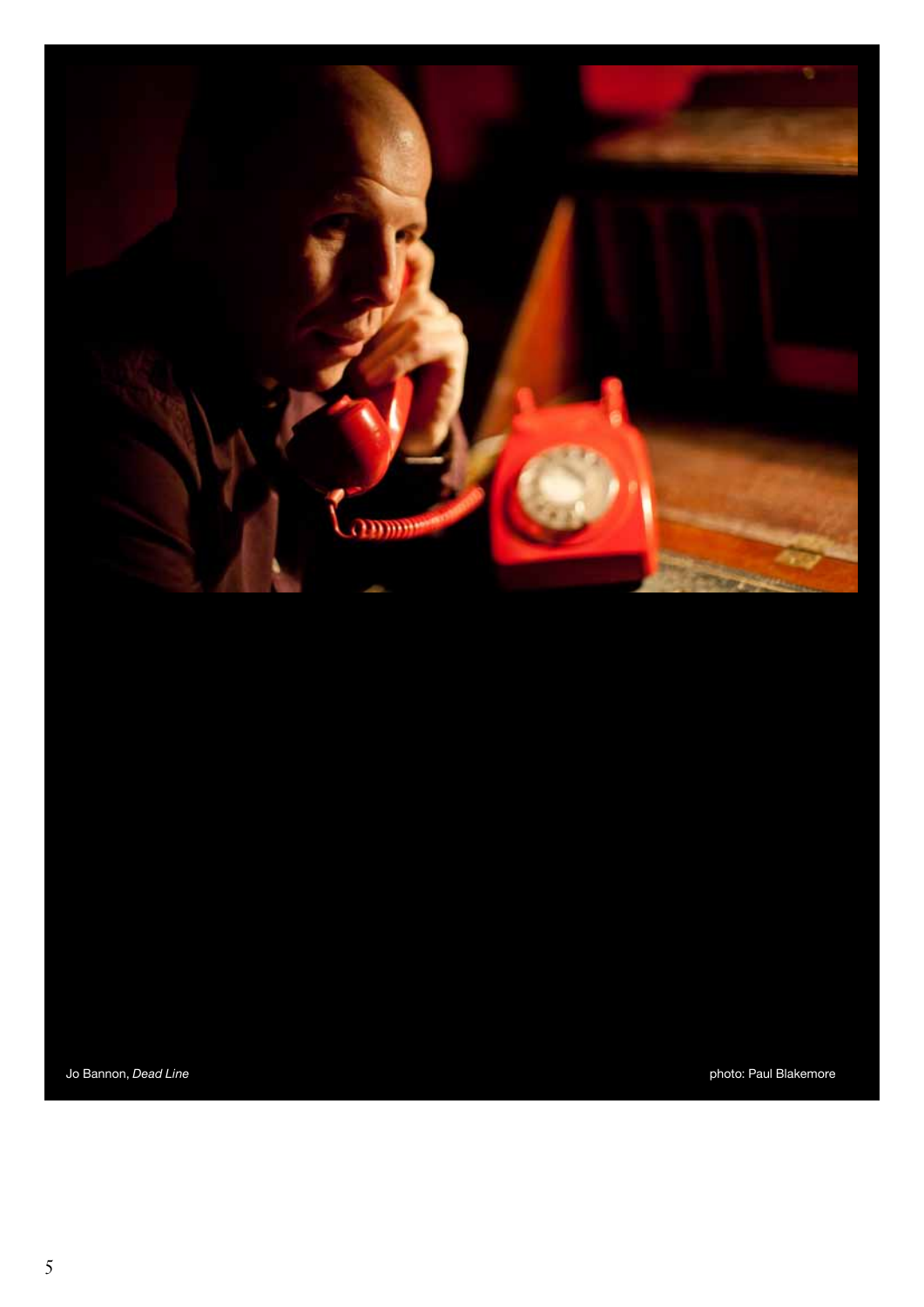Jo Bannon, *Dead Line*

photo: Paul Blakemore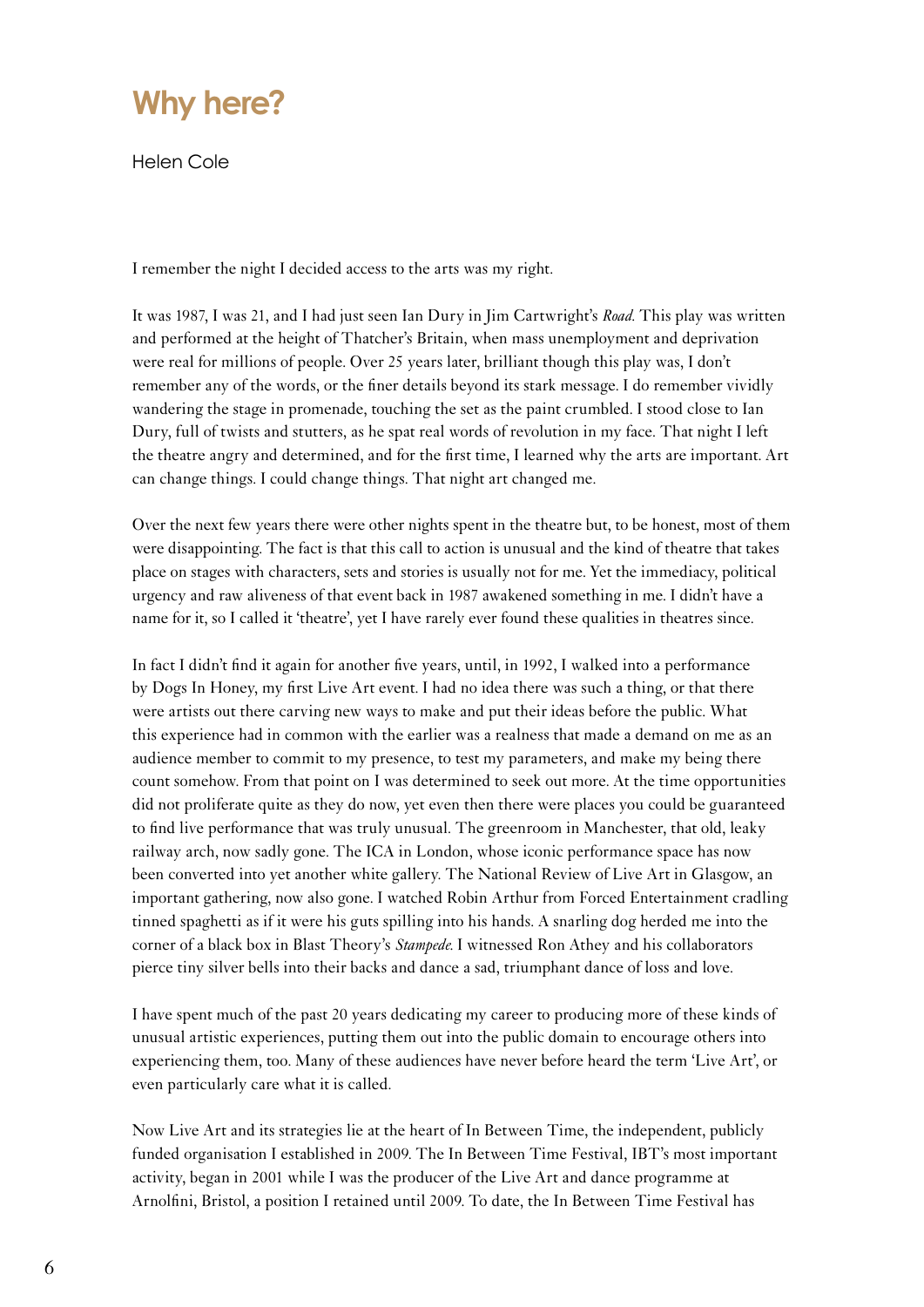# Why here?

Helen Cole

I remember the night I decided access to the arts was my right.

It was 1987, I was 21, and I had just seen Ian Dury in Jim Cartwright's *Road*. This play was written and performed at the height of Thatcher's Britain, when mass unemployment and deprivation were real for millions of people. Over 25 years later, brilliant though this play was, I don't remember any of the words, or the finer details beyond its stark message. I do remember vividly wandering the stage in promenade, touching the set as the paint crumbled. I stood close to Ian Dury, full of twists and stutters, as he spat real words of revolution in my face. That night I left the theatre angry and determined, and for the first time, I learned why the arts are important. Art can change things. I could change things. That night art changed me.

Over the next few years there were other nights spent in the theatre but, to be honest, most of them were disappointing. The fact is that this call to action is unusual and the kind of theatre that takes place on stages with characters, sets and stories is usually not for me. Yet the immediacy, political urgency and raw aliveness of that event back in 1987 awakened something in me. I didn't have a name for it, so I called it 'theatre', yet I have rarely ever found these qualities in theatres since.

In fact I didn't find it again for another five years, until, in 1992, I walked into a performance by Dogs In Honey, my first Live Art event. I had no idea there was such a thing, or that there were artists out there carving new ways to make and put their ideas before the public. What this experience had in common with the earlier was a realness that made a demand on me as an audience member to commit to my presence, to test my parameters, and make my being there count somehow. From that point on I was determined to seek out more. At the time opportunities did not proliferate quite as they do now, yet even then there were places you could be guaranteed to find live performance that was truly unusual. The greenroom in Manchester, that old, leaky railway arch, now sadly gone. The ICA in London, whose iconic performance space has now been converted into yet another white gallery. The National Review of Live Art in Glasgow, an important gathering, now also gone. I watched Robin Arthur from Forced Entertainment cradling tinned spaghetti as if it were his guts spilling into his hands. A snarling dog herded me into the corner of a black box in Blast Theory's *Stampede*. I witnessed Ron Athey and his collaborators pierce tiny silver bells into their backs and dance a sad, triumphant dance of loss and love.

I have spent much of the past 20 years dedicating my career to producing more of these kinds of unusual artistic experiences, putting them out into the public domain to encourage others into experiencing them, too. Many of these audiences have never before heard the term 'Live Art', or even particularly care what it is called.

Now Live Art and its strategies lie at the heart of In Between Time, the independent, publicly funded organisation I established in 2009. The In Between Time Festival, IBT's most important activity, began in 2001 while I was the producer of the Live Art and dance programme at Arnolfini, Bristol, a position I retained until 2009. To date, the In Between Time Festival has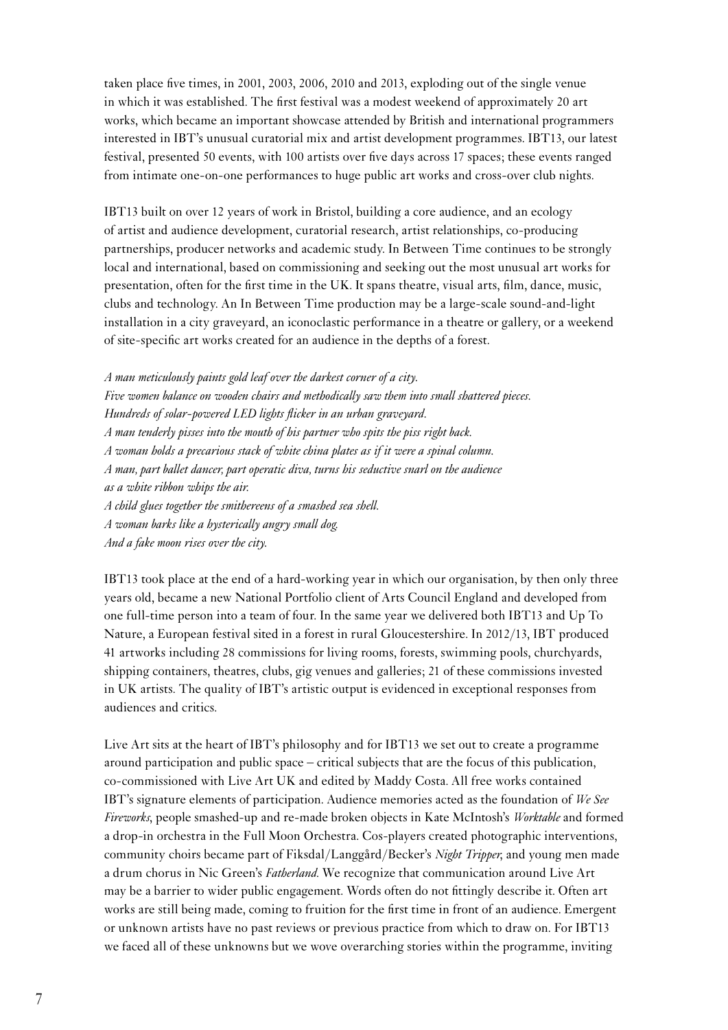taken place five times, in 2001, 2003, 2006, 2010 and 2013, exploding out of the single venue in which it was established. The first festival was a modest weekend of approximately 20 art works, which became an important showcase attended by British and international programmers interested in IBT's unusual curatorial mix and artist development programmes. IBT13, our latest festival, presented 50 events, with 100 artists over five days across 17 spaces; these events ranged from intimate one-on-one performances to huge public art works and cross-over club nights.

IBT13 built on over 12 years of work in Bristol, building a core audience, and an ecology of artist and audience development, curatorial research, artist relationships, co-producing partnerships, producer networks and academic study. In Between Time continues to be strongly local and international, based on commissioning and seeking out the most unusual art works for presentation, often for the first time in the UK. It spans theatre, visual arts, film, dance, music, clubs and technology. An In Between Time production may be a large-scale sound-and-light installation in a city graveyard, an iconoclastic performance in a theatre or gallery, or a weekend of site-specific art works created for an audience in the depths of a forest.

*A man meticulously paints gold leaf over the darkest corner of a city.*
*Five women balance on wooden chairs and methodically saw them into small shattered pieces.*
*Hundreds of solar-powered LED lights flicker in an urban graveyard.*
*A man tenderly pisses into the mouth of his partner who spits the piss right back.*
*A woman holds a precarious stack of white china plates as if it were a spinal column.*
*A man, part ballet dancer, part operatic diva, turns his seductive snarl on the audience as a white ribbon whips the air.*
*A child glues together the smithereens of a smashed sea shell.*
*A woman barks like a hysterically angry small dog.*
*And a fake moon rises over the city.*

IBT13 took place at the end of a hard-working year in which our organisation, by then only three years old, became a new National Portfolio client of Arts Council England and developed from one full-time person into a team of four. In the same year we delivered both IBT13 and Up To Nature, a European festival sited in a forest in rural Gloucestershire. In 2012/13, IBT produced 41 artworks including 28 commissions for living rooms, forests, swimming pools, churchyards, shipping containers, theatres, clubs, gig venues and galleries; 21 of these commissions invested in UK artists. The quality of IBT's artistic output is evidenced in exceptional responses from audiences and critics.

Live Art sits at the heart of IBT's philosophy and for IBT13 we set out to create a programme around participation and public space – critical subjects that are the focus of this publication, co-commissioned with Live Art UK and edited by Maddy Costa. All free works contained IBT's signature elements of participation. Audience memories acted as the foundation of *We See Fireworks*, people smashed-up and re-made broken objects in Kate McIntosh's *Worktable* and formed a drop-in orchestra in the Full Moon Orchestra. Cos-players created photographic interventions, community choirs became part of Fiksdal/Langgård/Becker's *Night Tripper*, and young men made a drum chorus in Nic Green's *Fatherland*. We recognize that communication around Live Art may be a barrier to wider public engagement. Words often do not fittingly describe it. Often art works are still being made, coming to fruition for the first time in front of an audience. Emergent or unknown artists have no past reviews or previous practice from which to draw on. For IBT13 we faced all of these unknowns but we wove overarching stories within the programme, inviting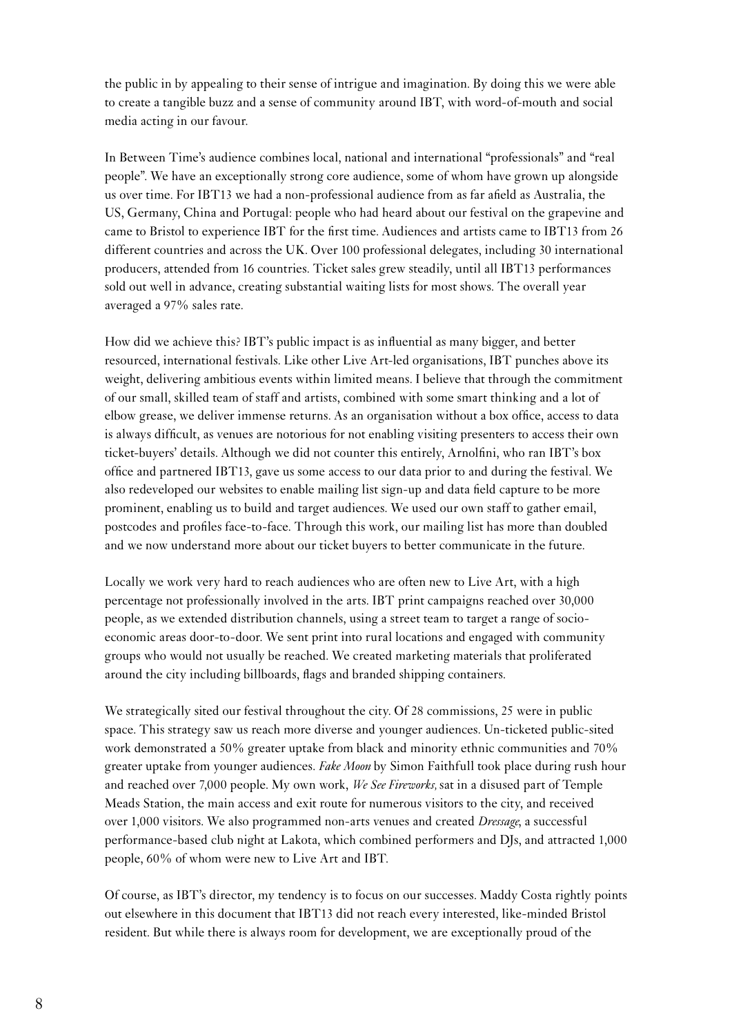the public in by appealing to their sense of intrigue and imagination. By doing this we were able to create a tangible buzz and a sense of community around IBT, with word-of-mouth and social media acting in our favour.

In Between Time's audience combines local, national and international "professionals" and "real people". We have an exceptionally strong core audience, some of whom have grown up alongside us over time. For IBT13 we had a non-professional audience from as far afield as Australia, the US, Germany, China and Portugal: people who had heard about our festival on the grapevine and came to Bristol to experience IBT for the first time. Audiences and artists came to IBT13 from 26 different countries and across the UK. Over 100 professional delegates, including 30 international producers, attended from 16 countries. Ticket sales grew steadily, until all IBT13 performances sold out well in advance, creating substantial waiting lists for most shows. The overall year averaged a 97% sales rate.

How did we achieve this? IBT's public impact is as influential as many bigger, and better resourced, international festivals. Like other Live Art-led organisations, IBT punches above its weight, delivering ambitious events within limited means. I believe that through the commitment of our small, skilled team of staff and artists, combined with some smart thinking and a lot of elbow grease, we deliver immense returns. As an organisation without a box office, access to data is always difficult, as venues are notorious for not enabling visiting presenters to access their own ticket-buyers' details. Although we did not counter this entirely, Arnolfini, who ran IBT's box office and partnered IBT13, gave us some access to our data prior to and during the festival. We also redeveloped our websites to enable mailing list sign-up and data field capture to be more prominent, enabling us to build and target audiences. We used our own staff to gather email, postcodes and profiles face-to-face. Through this work, our mailing list has more than doubled and we now understand more about our ticket buyers to better communicate in the future.

Locally we work very hard to reach audiences who are often new to Live Art, with a high percentage not professionally involved in the arts. IBT print campaigns reached over 30,000 people, as we extended distribution channels, using a street team to target a range of socio-economic areas door-to-door. We sent print into rural locations and engaged with community groups who would not usually be reached. We created marketing materials that proliferated around the city including billboards, flags and branded shipping containers.

We strategically sited our festival throughout the city. Of 28 commissions, 25 were in public space. This strategy saw us reach more diverse and younger audiences. Un-ticketed public-sited work demonstrated a 50% greater uptake from black and minority ethnic communities and 70% greater uptake from younger audiences. *Fake Moon* by Simon Faithfull took place during rush hour and reached over 7,000 people. My own work, *We See Fireworks,* sat in a disused part of Temple Meads Station, the main access and exit route for numerous visitors to the city, and received over 1,000 visitors. We also programmed non-arts venues and created *Dressage*, a successful performance-based club night at Lakota, which combined performers and DJs, and attracted 1,000 people, 60% of whom were new to Live Art and IBT.

Of course, as IBT's director, my tendency is to focus on our successes. Maddy Costa rightly points out elsewhere in this document that IBT13 did not reach every interested, like-minded Bristol resident. But while there is always room for development, we are exceptionally proud of the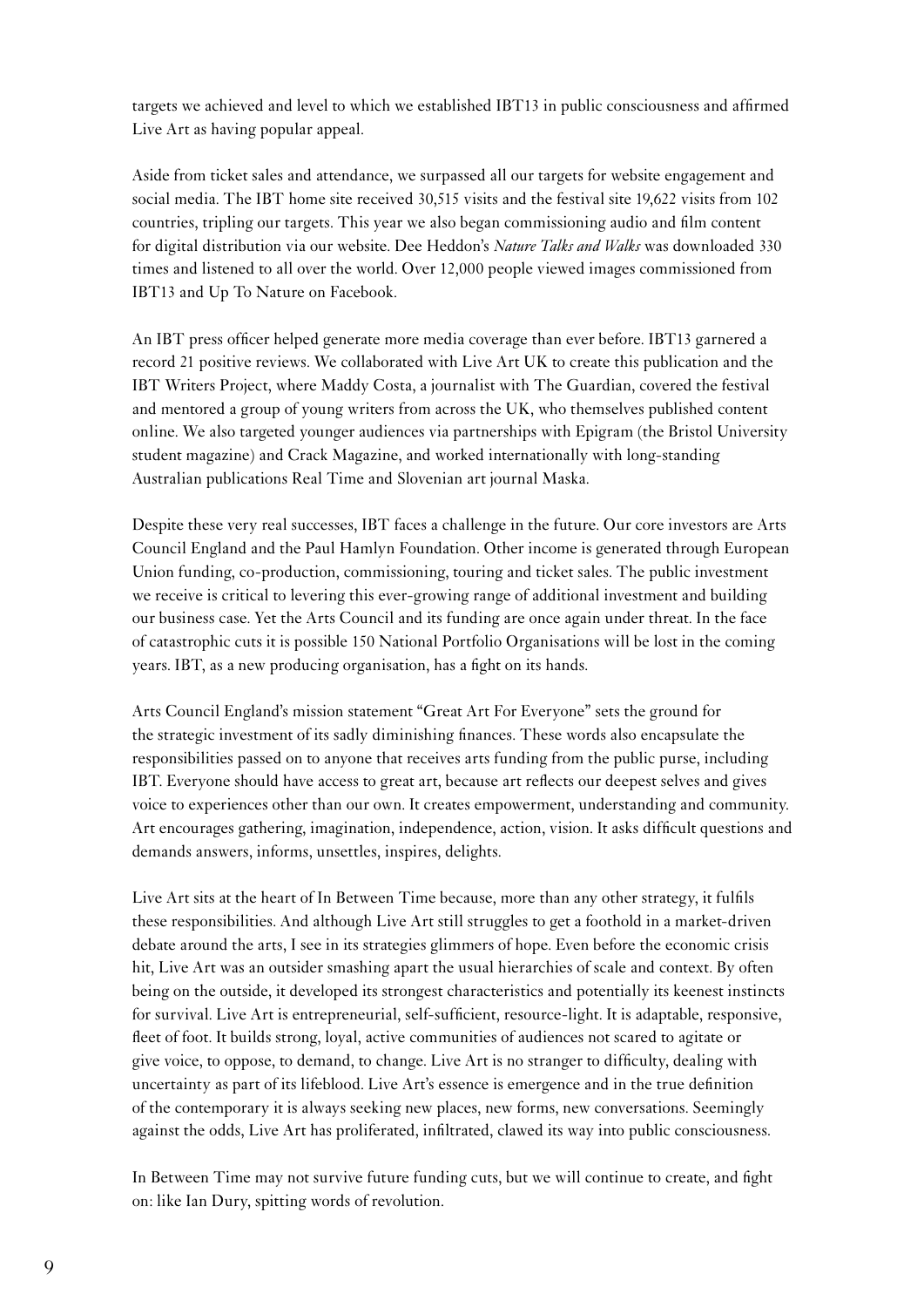targets we achieved and level to which we established IBT13 in public consciousness and affirmed Live Art as having popular appeal.

Aside from ticket sales and attendance, we surpassed all our targets for website engagement and social media. The IBT home site received 30,515 visits and the festival site 19,622 visits from 102 countries, tripling our targets. This year we also began commissioning audio and film content for digital distribution via our website. Dee Heddon's *Nature Talks and Walks* was downloaded 330 times and listened to all over the world. Over 12,000 people viewed images commissioned from IBT13 and Up To Nature on Facebook.

An IBT press officer helped generate more media coverage than ever before. IBT13 garnered a record 21 positive reviews. We collaborated with Live Art UK to create this publication and the IBT Writers Project, where Maddy Costa, a journalist with The Guardian, covered the festival and mentored a group of young writers from across the UK, who themselves published content online. We also targeted younger audiences via partnerships with Epigram (the Bristol University student magazine) and Crack Magazine, and worked internationally with long-standing Australian publications Real Time and Slovenian art journal Maska.

Despite these very real successes, IBT faces a challenge in the future. Our core investors are Arts Council England and the Paul Hamlyn Foundation. Other income is generated through European Union funding, co-production, commissioning, touring and ticket sales. The public investment we receive is critical to levering this ever-growing range of additional investment and building our business case. Yet the Arts Council and its funding are once again under threat. In the face of catastrophic cuts it is possible 150 National Portfolio Organisations will be lost in the coming years. IBT, as a new producing organisation, has a fight on its hands.

Arts Council England's mission statement "Great Art For Everyone" sets the ground for the strategic investment of its sadly diminishing finances. These words also encapsulate the responsibilities passed on to anyone that receives arts funding from the public purse, including IBT. Everyone should have access to great art, because art reflects our deepest selves and gives voice to experiences other than our own. It creates empowerment, understanding and community. Art encourages gathering, imagination, independence, action, vision. It asks difficult questions and demands answers, informs, unsettles, inspires, delights.

Live Art sits at the heart of In Between Time because, more than any other strategy, it fulfils these responsibilities. And although Live Art still struggles to get a foothold in a market-driven debate around the arts, I see in its strategies glimmers of hope. Even before the economic crisis hit, Live Art was an outsider smashing apart the usual hierarchies of scale and context. By often being on the outside, it developed its strongest characteristics and potentially its keenest instincts for survival. Live Art is entrepreneurial, self-sufficient, resource-light. It is adaptable, responsive, fleet of foot. It builds strong, loyal, active communities of audiences not scared to agitate or give voice, to oppose, to demand, to change. Live Art is no stranger to difficulty, dealing with uncertainty as part of its lifeblood. Live Art's essence is emergence and in the true definition of the contemporary it is always seeking new places, new forms, new conversations. Seemingly against the odds, Live Art has proliferated, infiltrated, clawed its way into public consciousness.

In Between Time may not survive future funding cuts, but we will continue to create, and fight on: like Ian Dury, spitting words of revolution.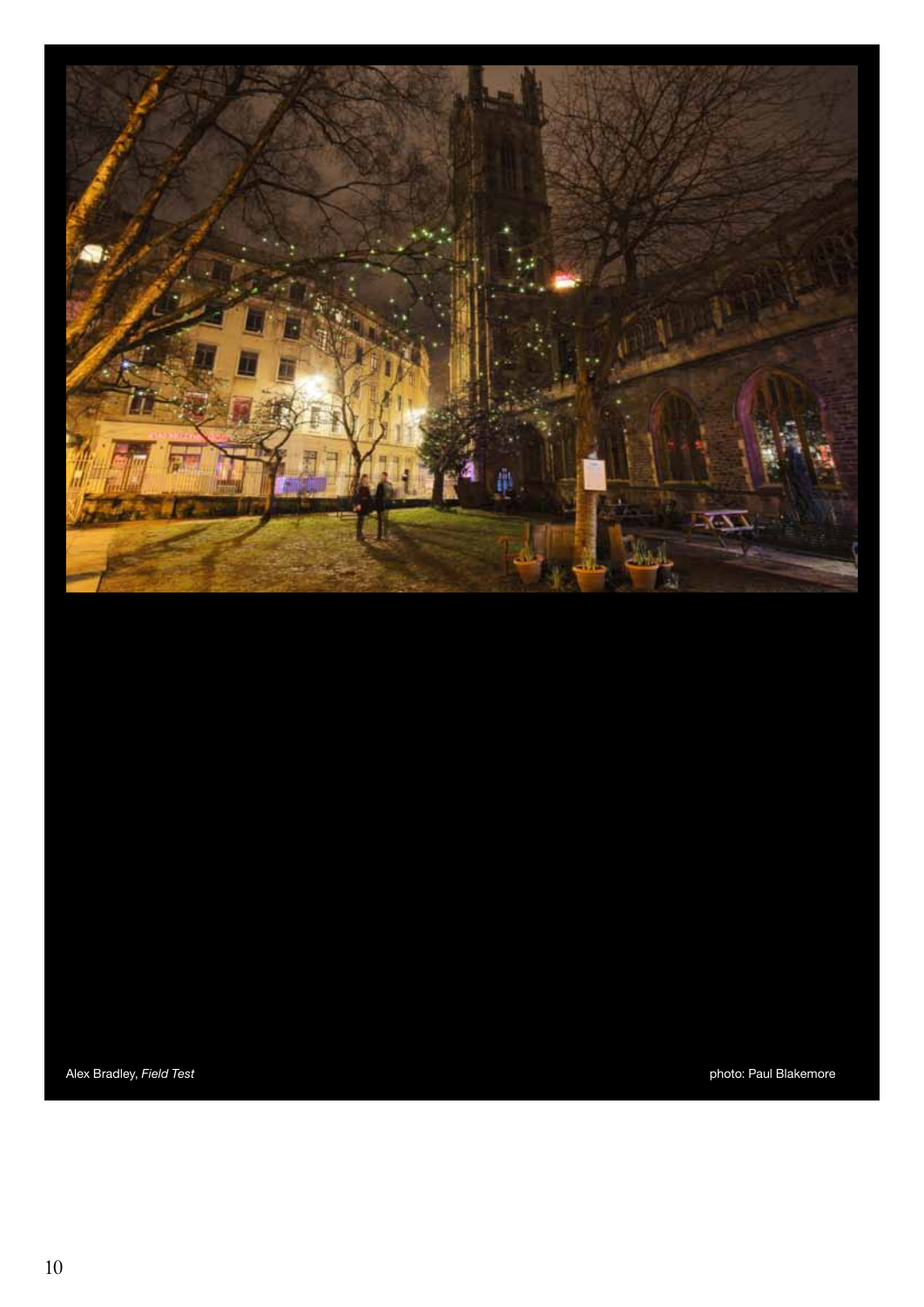Alex Bradley, *Field Test*

photo: Paul Blakemore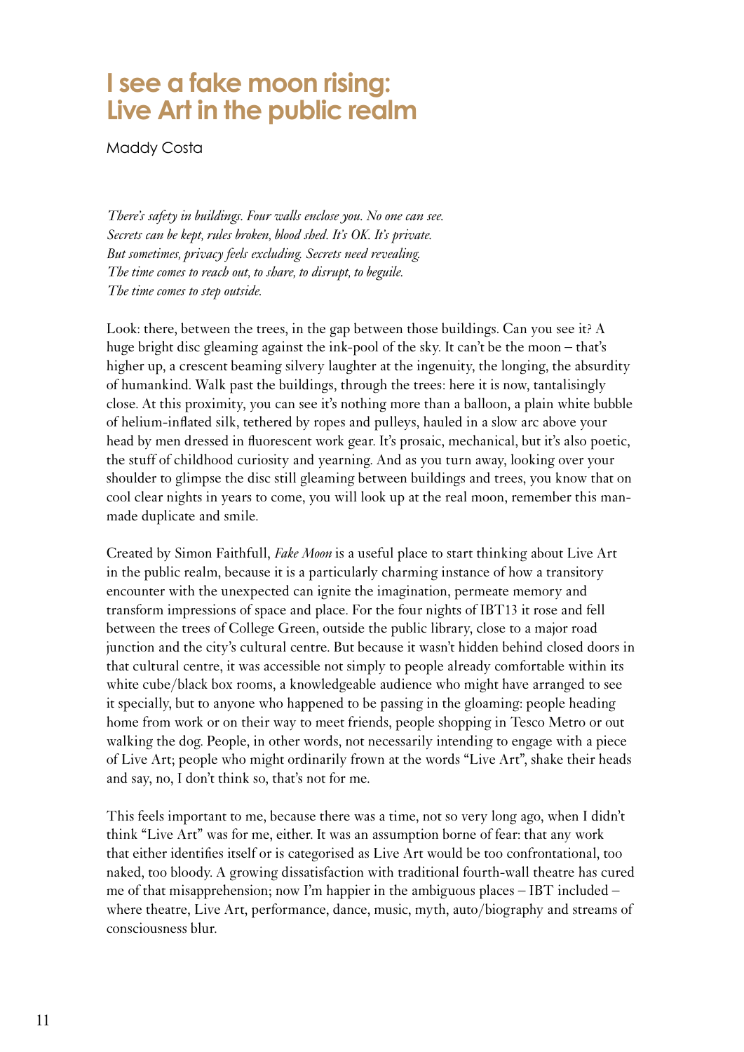# I see a fake moon rising: Live Art in the public realm

Maddy Costa

*There's safety in buildings. Four walls enclose you. No one can see.*
*Secrets can be kept, rules broken, blood shed. It's OK. It's private.*
*But sometimes, privacy feels excluding. Secrets need revealing.*
*The time comes to reach out, to share, to disrupt, to beguile.*
*The time comes to step outside.*

Look: there, between the trees, in the gap between those buildings. Can you see it? A huge bright disc gleaming against the ink-pool of the sky. It can't be the moon – that's higher up, a crescent beaming silvery laughter at the ingenuity, the longing, the absurdity of humankind. Walk past the buildings, through the trees: here it is now, tantalisingly close. At this proximity, you can see it's nothing more than a balloon, a plain white bubble of helium-inflated silk, tethered by ropes and pulleys, hauled in a slow arc above your head by men dressed in fluorescent work gear. It's prosaic, mechanical, but it's also poetic, the stuff of childhood curiosity and yearning. And as you turn away, looking over your shoulder to glimpse the disc still gleaming between buildings and trees, you know that on cool clear nights in years to come, you will look up at the real moon, remember this man-made duplicate and smile.

Created by Simon Faithfull, *Fake Moon* is a useful place to start thinking about Live Art in the public realm, because it is a particularly charming instance of how a transitory encounter with the unexpected can ignite the imagination, permeate memory and transform impressions of space and place. For the four nights of IBT13 it rose and fell between the trees of College Green, outside the public library, close to a major road junction and the city's cultural centre. But because it wasn't hidden behind closed doors in that cultural centre, it was accessible not simply to people already comfortable within its white cube/black box rooms, a knowledgeable audience who might have arranged to see it specially, but to anyone who happened to be passing in the gloaming: people heading home from work or on their way to meet friends, people shopping in Tesco Metro or out walking the dog. People, in other words, not necessarily intending to engage with a piece of Live Art; people who might ordinarily frown at the words "Live Art", shake their heads and say, no, I don't think so, that's not for me.

This feels important to me, because there was a time, not so very long ago, when I didn't think "Live Art" was for me, either. It was an assumption borne of fear: that any work that either identifies itself or is categorised as Live Art would be too confrontational, too naked, too bloody. A growing dissatisfaction with traditional fourth-wall theatre has cured me of that misapprehension; now I'm happier in the ambiguous places – IBT included – where theatre, Live Art, performance, dance, music, myth, auto/biography and streams of consciousness blur.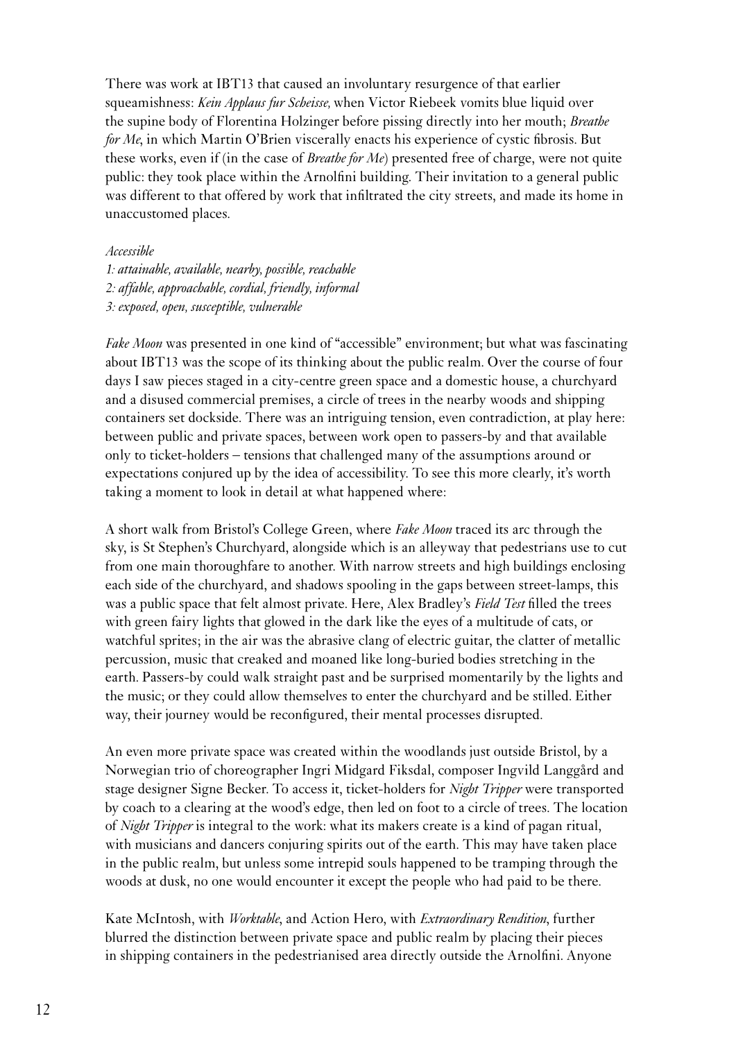There was work at IBT13 that caused an involuntary resurgence of that earlier squeamishness: *Kein Applaus fur Scheisse,* when Victor Riebeek vomits blue liquid over the supine body of Florentina Holzinger before pissing directly into her mouth; *Breathe for Me*, in which Martin O'Brien viscerally enacts his experience of cystic fibrosis. But these works, even if (in the case of *Breathe for Me*) presented free of charge, were not quite public: they took place within the Arnolfini building. Their invitation to a general public was different to that offered by work that infiltrated the city streets, and made its home in unaccustomed places.

*Accessible*
*1: attainable, available, nearby, possible, reachable*
*2: affable, approachable, cordial, friendly, informal*
*3: exposed, open, susceptible, vulnerable*

*Fake Moon* was presented in one kind of "accessible" environment; but what was fascinating about IBT13 was the scope of its thinking about the public realm. Over the course of four days I saw pieces staged in a city-centre green space and a domestic house, a churchyard and a disused commercial premises, a circle of trees in the nearby woods and shipping containers set dockside. There was an intriguing tension, even contradiction, at play here: between public and private spaces, between work open to passers-by and that available only to ticket-holders – tensions that challenged many of the assumptions around or expectations conjured up by the idea of accessibility. To see this more clearly, it's worth taking a moment to look in detail at what happened where:

A short walk from Bristol's College Green, where *Fake Moon* traced its arc through the sky, is St Stephen's Churchyard, alongside which is an alleyway that pedestrians use to cut from one main thoroughfare to another. With narrow streets and high buildings enclosing each side of the churchyard, and shadows spooling in the gaps between street-lamps, this was a public space that felt almost private. Here, Alex Bradley's *Field Test* filled the trees with green fairy lights that glowed in the dark like the eyes of a multitude of cats, or watchful sprites; in the air was the abrasive clang of electric guitar, the clatter of metallic percussion, music that creaked and moaned like long-buried bodies stretching in the earth. Passers-by could walk straight past and be surprised momentarily by the lights and the music; or they could allow themselves to enter the churchyard and be stilled. Either way, their journey would be reconfigured, their mental processes disrupted.

An even more private space was created within the woodlands just outside Bristol, by a Norwegian trio of choreographer Ingri Midgard Fiksdal, composer Ingvild Langgård and stage designer Signe Becker. To access it, ticket-holders for *Night Tripper* were transported by coach to a clearing at the wood's edge, then led on foot to a circle of trees. The location of *Night Tripper* is integral to the work: what its makers create is a kind of pagan ritual, with musicians and dancers conjuring spirits out of the earth. This may have taken place in the public realm, but unless some intrepid souls happened to be tramping through the woods at dusk, no one would encounter it except the people who had paid to be there.

Kate McIntosh, with *Worktable*, and Action Hero, with *Extraordinary Rendition*, further blurred the distinction between private space and public realm by placing their pieces in shipping containers in the pedestrianised area directly outside the Arnolfini. Anyone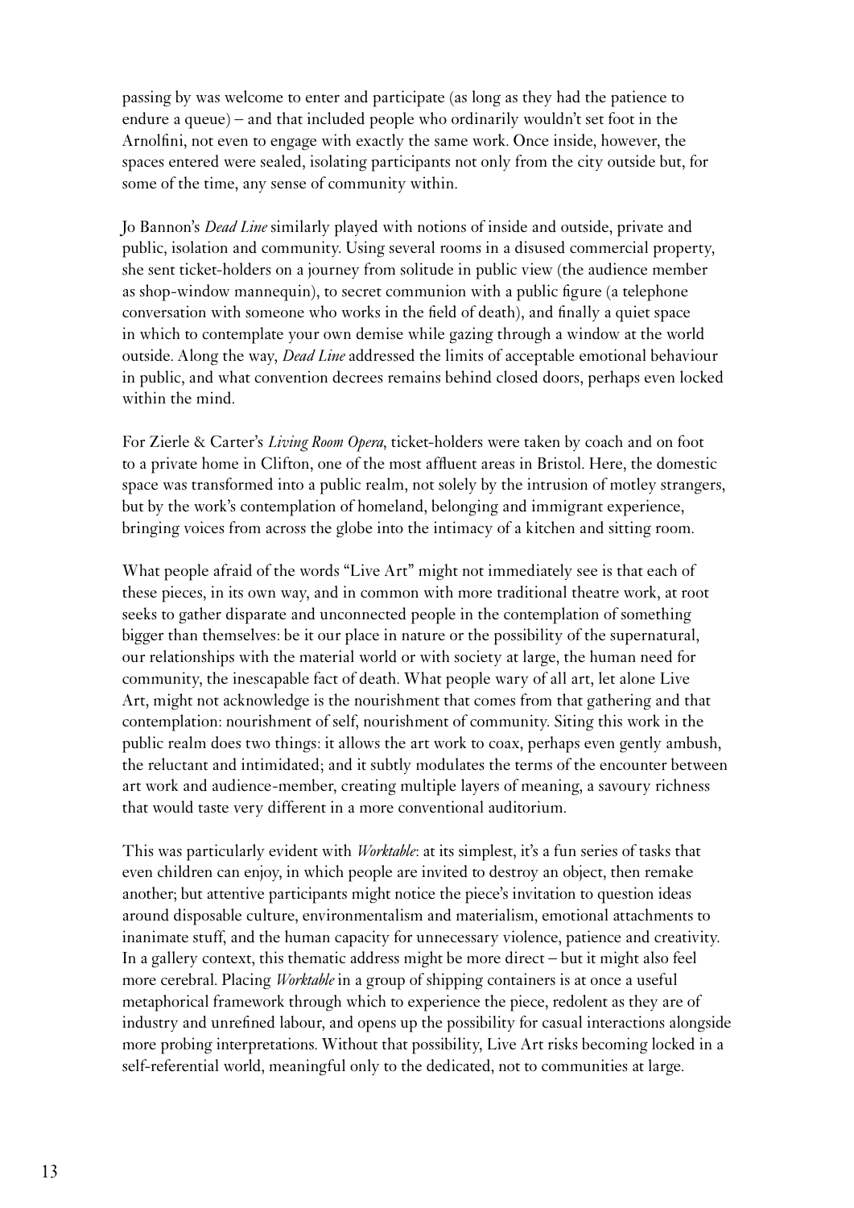passing by was welcome to enter and participate (as long as they had the patience to endure a queue) – and that included people who ordinarily wouldn't set foot in the Arnolfini, not even to engage with exactly the same work. Once inside, however, the spaces entered were sealed, isolating participants not only from the city outside but, for some of the time, any sense of community within.

Jo Bannon's *Dead Line* similarly played with notions of inside and outside, private and public, isolation and community. Using several rooms in a disused commercial property, she sent ticket-holders on a journey from solitude in public view (the audience member as shop-window mannequin), to secret communion with a public figure (a telephone conversation with someone who works in the field of death), and finally a quiet space in which to contemplate your own demise while gazing through a window at the world outside. Along the way, *Dead Line* addressed the limits of acceptable emotional behaviour in public, and what convention decrees remains behind closed doors, perhaps even locked within the mind.

For Zierle & Carter's *Living Room Opera*, ticket-holders were taken by coach and on foot to a private home in Clifton, one of the most affluent areas in Bristol. Here, the domestic space was transformed into a public realm, not solely by the intrusion of motley strangers, but by the work's contemplation of homeland, belonging and immigrant experience, bringing voices from across the globe into the intimacy of a kitchen and sitting room.

What people afraid of the words "Live Art" might not immediately see is that each of these pieces, in its own way, and in common with more traditional theatre work, at root seeks to gather disparate and unconnected people in the contemplation of something bigger than themselves: be it our place in nature or the possibility of the supernatural, our relationships with the material world or with society at large, the human need for community, the inescapable fact of death. What people wary of all art, let alone Live Art, might not acknowledge is the nourishment that comes from that gathering and that contemplation: nourishment of self, nourishment of community. Siting this work in the public realm does two things: it allows the art work to coax, perhaps even gently ambush, the reluctant and intimidated; and it subtly modulates the terms of the encounter between art work and audience-member, creating multiple layers of meaning, a savoury richness that would taste very different in a more conventional auditorium.

This was particularly evident with *Worktable*: at its simplest, it's a fun series of tasks that even children can enjoy, in which people are invited to destroy an object, then remake another; but attentive participants might notice the piece's invitation to question ideas around disposable culture, environmentalism and materialism, emotional attachments to inanimate stuff, and the human capacity for unnecessary violence, patience and creativity. In a gallery context, this thematic address might be more direct – but it might also feel more cerebral. Placing *Worktable* in a group of shipping containers is at once a useful metaphorical framework through which to experience the piece, redolent as they are of industry and unrefined labour, and opens up the possibility for casual interactions alongside more probing interpretations. Without that possibility, Live Art risks becoming locked in a self-referential world, meaningful only to the dedicated, not to communities at large.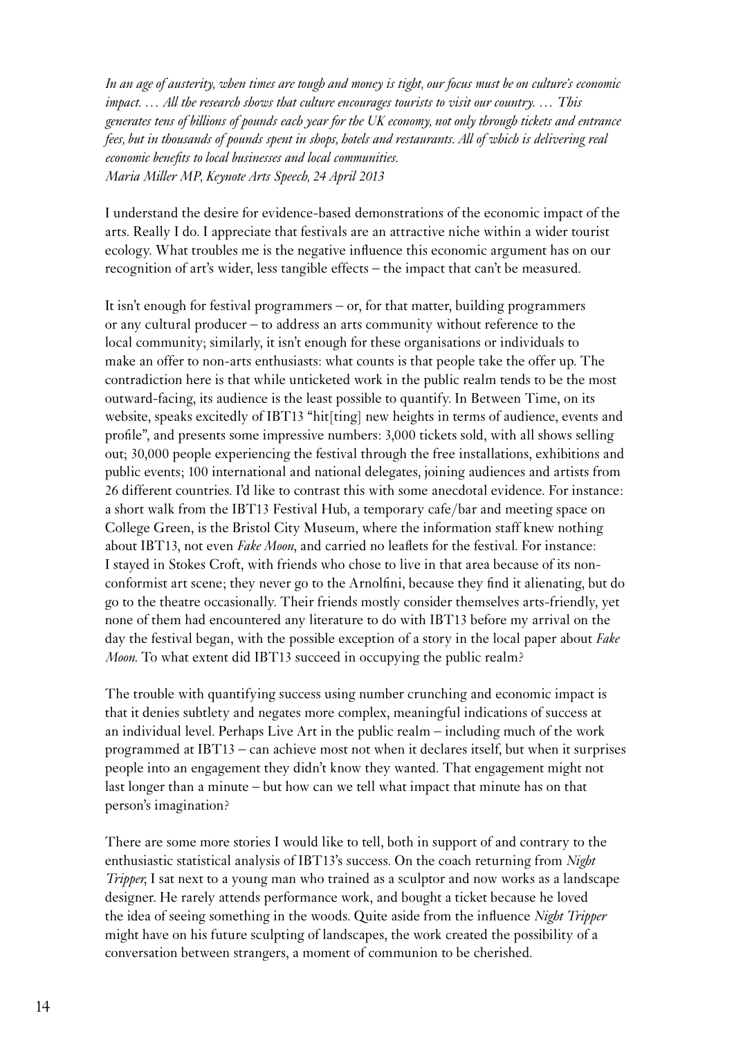*In an age of austerity, when times are tough and money is tight, our focus must be on culture's economic impact. … All the research shows that culture encourages tourists to visit our country. … This generates tens of billions of pounds each year for the UK economy, not only through tickets and entrance fees, but in thousands of pounds spent in shops, hotels and restaurants. All of which is delivering real economic benefits to local businesses and local communities.*
*Maria Miller MP, Keynote Arts Speech, 24 April 2013*

I understand the desire for evidence-based demonstrations of the economic impact of the arts. Really I do. I appreciate that festivals are an attractive niche within a wider tourist ecology. What troubles me is the negative influence this economic argument has on our recognition of art's wider, less tangible effects – the impact that can't be measured.

It isn't enough for festival programmers – or, for that matter, building programmers or any cultural producer – to address an arts community without reference to the local community; similarly, it isn't enough for these organisations or individuals to make an offer to non-arts enthusiasts: what counts is that people take the offer up. The contradiction here is that while unticketed work in the public realm tends to be the most outward-facing, its audience is the least possible to quantify. In Between Time, on its website, speaks excitedly of IBT13 "hit[ting] new heights in terms of audience, events and profile", and presents some impressive numbers: 3,000 tickets sold, with all shows selling out; 30,000 people experiencing the festival through the free installations, exhibitions and public events; 100 international and national delegates, joining audiences and artists from 26 different countries. I'd like to contrast this with some anecdotal evidence. For instance: a short walk from the IBT13 Festival Hub, a temporary cafe/bar and meeting space on College Green, is the Bristol City Museum, where the information staff knew nothing about IBT13, not even *Fake Moon*, and carried no leaflets for the festival. For instance: I stayed in Stokes Croft, with friends who chose to live in that area because of its non-conformist art scene; they never go to the Arnolfini, because they find it alienating, but do go to the theatre occasionally. Their friends mostly consider themselves arts-friendly, yet none of them had encountered any literature to do with IBT13 before my arrival on the day the festival began, with the possible exception of a story in the local paper about *Fake Moon*. To what extent did IBT13 succeed in occupying the public realm?

The trouble with quantifying success using number crunching and economic impact is that it denies subtlety and negates more complex, meaningful indications of success at an individual level. Perhaps Live Art in the public realm – including much of the work programmed at IBT13 – can achieve most not when it declares itself, but when it surprises people into an engagement they didn't know they wanted. That engagement might not last longer than a minute – but how can we tell what impact that minute has on that person's imagination?

There are some more stories I would like to tell, both in support of and contrary to the enthusiastic statistical analysis of IBT13's success. On the coach returning from *Night Tripper*, I sat next to a young man who trained as a sculptor and now works as a landscape designer. He rarely attends performance work, and bought a ticket because he loved the idea of seeing something in the woods. Quite aside from the influence *Night Tripper* might have on his future sculpting of landscapes, the work created the possibility of a conversation between strangers, a moment of communion to be cherished.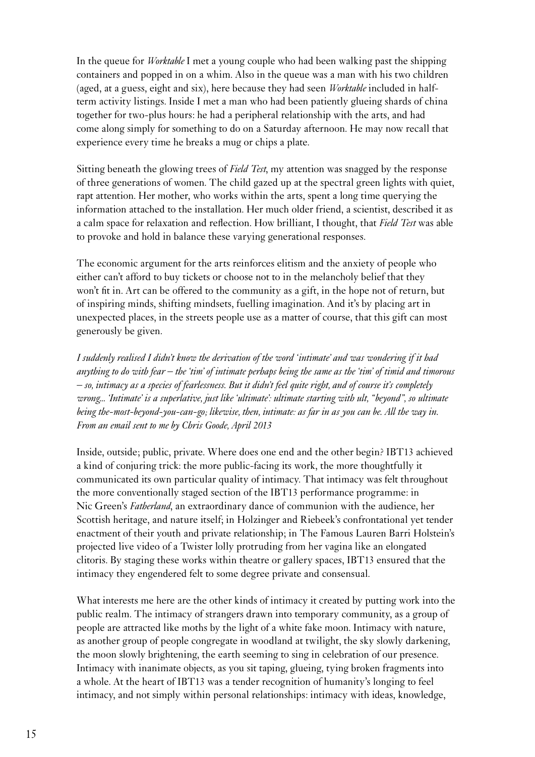In the queue for *Worktable* I met a young couple who had been walking past the shipping containers and popped in on a whim. Also in the queue was a man with his two children (aged, at a guess, eight and six), here because they had seen *Worktable* included in half-term activity listings. Inside I met a man who had been patiently glueing shards of china together for two-plus hours: he had a peripheral relationship with the arts, and had come along simply for something to do on a Saturday afternoon. He may now recall that experience every time he breaks a mug or chips a plate.

Sitting beneath the glowing trees of *Field Test*, my attention was snagged by the response of three generations of women. The child gazed up at the spectral green lights with quiet, rapt attention. Her mother, who works within the arts, spent a long time querying the information attached to the installation. Her much older friend, a scientist, described it as a calm space for relaxation and reflection. How brilliant, I thought, that *Field Test* was able to provoke and hold in balance these varying generational responses.

The economic argument for the arts reinforces elitism and the anxiety of people who either can't afford to buy tickets or choose not to in the melancholy belief that they won't fit in. Art can be offered to the community as a gift, in the hope not of return, but of inspiring minds, shifting mindsets, fuelling imagination. And it's by placing art in unexpected places, in the streets people use as a matter of course, that this gift can most generously be given.

*I suddenly realised I didn't know the derivation of the word 'intimate' and was wondering if it had anything to do with fear – the 'tim' of intimate perhaps being the same as the 'tim' of timid and timorous – so, intimacy as a species of fearlessness. But it didn't feel quite right, and of course it's completely wrong... 'Intimate' is a superlative, just like 'ultimate': ultimate starting with ult, "beyond", so ultimate being the-most-beyond-you-can-go; likewise, then, intimate: as far in as you can be. All the way in.*
*From an email sent to me by Chris Goode, April 2013*

Inside, outside; public, private. Where does one end and the other begin? IBT13 achieved a kind of conjuring trick: the more public-facing its work, the more thoughtfully it communicated its own particular quality of intimacy. That intimacy was felt throughout the more conventionally staged section of the IBT13 performance programme: in Nic Green's *Fatherland*, an extraordinary dance of communion with the audience, her Scottish heritage, and nature itself; in Holzinger and Riebeek's confrontational yet tender enactment of their youth and private relationship; in The Famous Lauren Barri Holstein's projected live video of a Twister lolly protruding from her vagina like an elongated clitoris. By staging these works within theatre or gallery spaces, IBT13 ensured that the intimacy they engendered felt to some degree private and consensual.

What interests me here are the other kinds of intimacy it created by putting work into the public realm. The intimacy of strangers drawn into temporary community, as a group of people are attracted like moths by the light of a white fake moon. Intimacy with nature, as another group of people congregate in woodland at twilight, the sky slowly darkening, the moon slowly brightening, the earth seeming to sing in celebration of our presence. Intimacy with inanimate objects, as you sit taping, glueing, tying broken fragments into a whole. At the heart of IBT13 was a tender recognition of humanity's longing to feel intimacy, and not simply within personal relationships: intimacy with ideas, knowledge,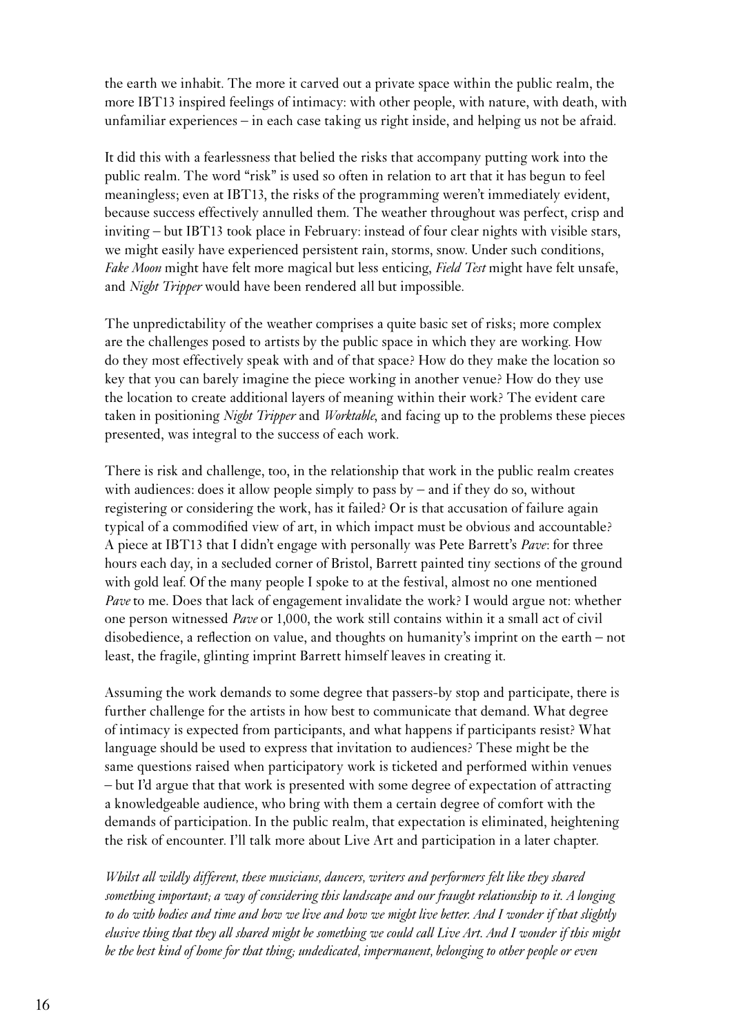the earth we inhabit. The more it carved out a private space within the public realm, the more IBT13 inspired feelings of intimacy: with other people, with nature, with death, with unfamiliar experiences – in each case taking us right inside, and helping us not be afraid.

It did this with a fearlessness that belied the risks that accompany putting work into the public realm. The word "risk" is used so often in relation to art that it has begun to feel meaningless; even at IBT13, the risks of the programming weren't immediately evident, because success effectively annulled them. The weather throughout was perfect, crisp and inviting – but IBT13 took place in February: instead of four clear nights with visible stars, we might easily have experienced persistent rain, storms, snow. Under such conditions, *Fake Moon* might have felt more magical but less enticing, *Field Test* might have felt unsafe, and *Night Tripper* would have been rendered all but impossible.

The unpredictability of the weather comprises a quite basic set of risks; more complex are the challenges posed to artists by the public space in which they are working. How do they most effectively speak with and of that space? How do they make the location so key that you can barely imagine the piece working in another venue? How do they use the location to create additional layers of meaning within their work? The evident care taken in positioning *Night Tripper* and *Worktable*, and facing up to the problems these pieces presented, was integral to the success of each work.

There is risk and challenge, too, in the relationship that work in the public realm creates with audiences: does it allow people simply to pass by – and if they do so, without registering or considering the work, has it failed? Or is that accusation of failure again typical of a commodified view of art, in which impact must be obvious and accountable? A piece at IBT13 that I didn't engage with personally was Pete Barrett's *Pave*: for three hours each day, in a secluded corner of Bristol, Barrett painted tiny sections of the ground with gold leaf. Of the many people I spoke to at the festival, almost no one mentioned *Pave* to me. Does that lack of engagement invalidate the work? I would argue not: whether one person witnessed *Pave* or 1,000, the work still contains within it a small act of civil disobedience, a reflection on value, and thoughts on humanity's imprint on the earth – not least, the fragile, glinting imprint Barrett himself leaves in creating it.

Assuming the work demands to some degree that passers-by stop and participate, there is further challenge for the artists in how best to communicate that demand. What degree of intimacy is expected from participants, and what happens if participants resist? What language should be used to express that invitation to audiences? These might be the same questions raised when participatory work is ticketed and performed within venues – but I'd argue that that work is presented with some degree of expectation of attracting a knowledgeable audience, who bring with them a certain degree of comfort with the demands of participation. In the public realm, that expectation is eliminated, heightening the risk of encounter. I'll talk more about Live Art and participation in a later chapter.

*Whilst all wildly different, these musicians, dancers, writers and performers felt like they shared something important; a way of considering this landscape and our fraught relationship to it. A longing to do with bodies and time and how we live and how we might live better. And I wonder if that slightly elusive thing that they all shared might be something we could call Live Art. And I wonder if this might be the best kind of home for that thing; undedicated, impermanent, belonging to other people or even*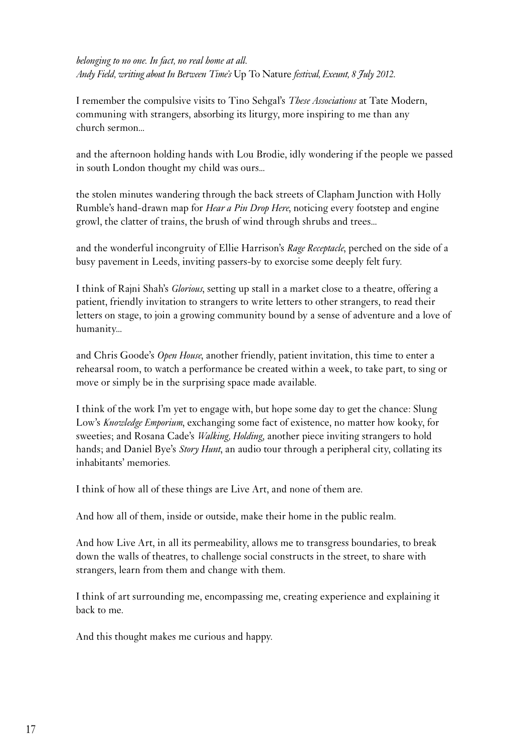*belonging to no one. In fact, no real home at all.*
*Andy Field, writing about In Between Time's* Up To Nature *festival, Exeunt, 8 July 2012.*

I remember the compulsive visits to Tino Sehgal's *These Associations* at Tate Modern, communing with strangers, absorbing its liturgy, more inspiring to me than any church sermon…

and the afternoon holding hands with Lou Brodie, idly wondering if the people we passed in south London thought my child was ours…

the stolen minutes wandering through the back streets of Clapham Junction with Holly Rumble's hand-drawn map for *Hear a Pin Drop Here*, noticing every footstep and engine growl, the clatter of trains, the brush of wind through shrubs and trees…

and the wonderful incongruity of Ellie Harrison's *Rage Receptacle*, perched on the side of a busy pavement in Leeds, inviting passers-by to exorcise some deeply felt fury.

I think of Rajni Shah's *Glorious*, setting up stall in a market close to a theatre, offering a patient, friendly invitation to strangers to write letters to other strangers, to read their letters on stage, to join a growing community bound by a sense of adventure and a love of humanity…

and Chris Goode's *Open House*, another friendly, patient invitation, this time to enter a rehearsal room, to watch a performance be created within a week, to take part, to sing or move or simply be in the surprising space made available.

I think of the work I'm yet to engage with, but hope some day to get the chance: Slung Low's *Knowledge Emporium*, exchanging some fact of existence, no matter how kooky, for sweeties; and Rosana Cade's *Walking, Holding*, another piece inviting strangers to hold hands; and Daniel Bye's *Story Hunt*, an audio tour through a peripheral city, collating its inhabitants' memories.

I think of how all of these things are Live Art, and none of them are.

And how all of them, inside or outside, make their home in the public realm.

And how Live Art, in all its permeability, allows me to transgress boundaries, to break down the walls of theatres, to challenge social constructs in the street, to share with strangers, learn from them and change with them.

I think of art surrounding me, encompassing me, creating experience and explaining it back to me.

And this thought makes me curious and happy.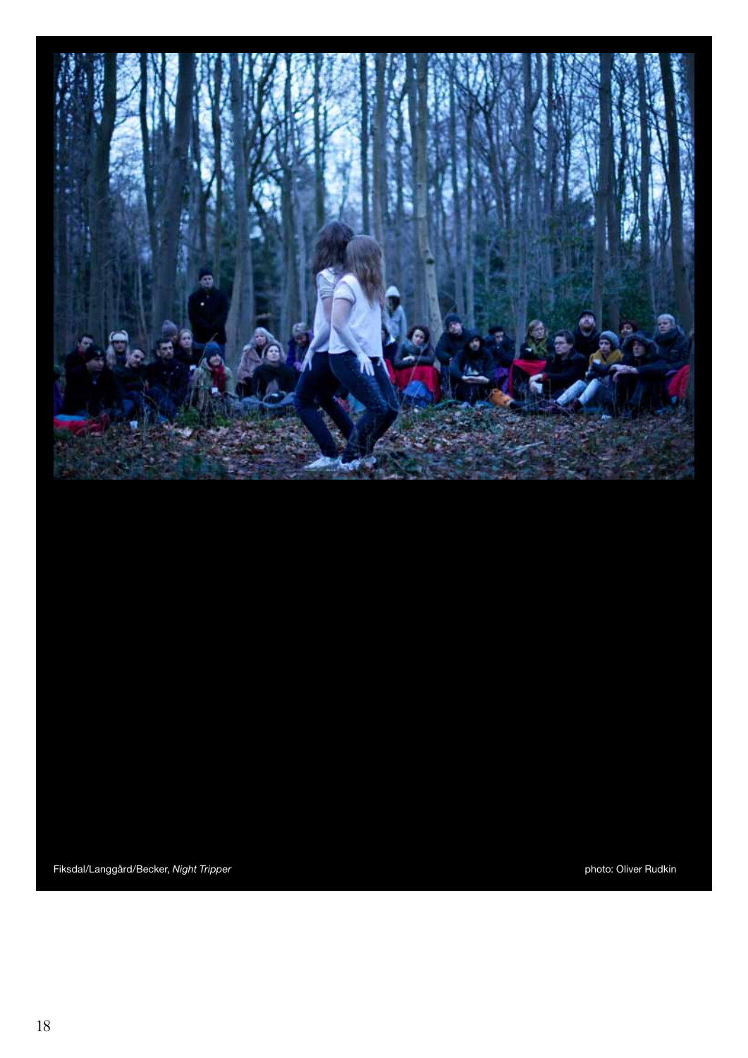Fiksdal/Langgård/Becker, *Night Tripper*

photo: Oliver Rudkin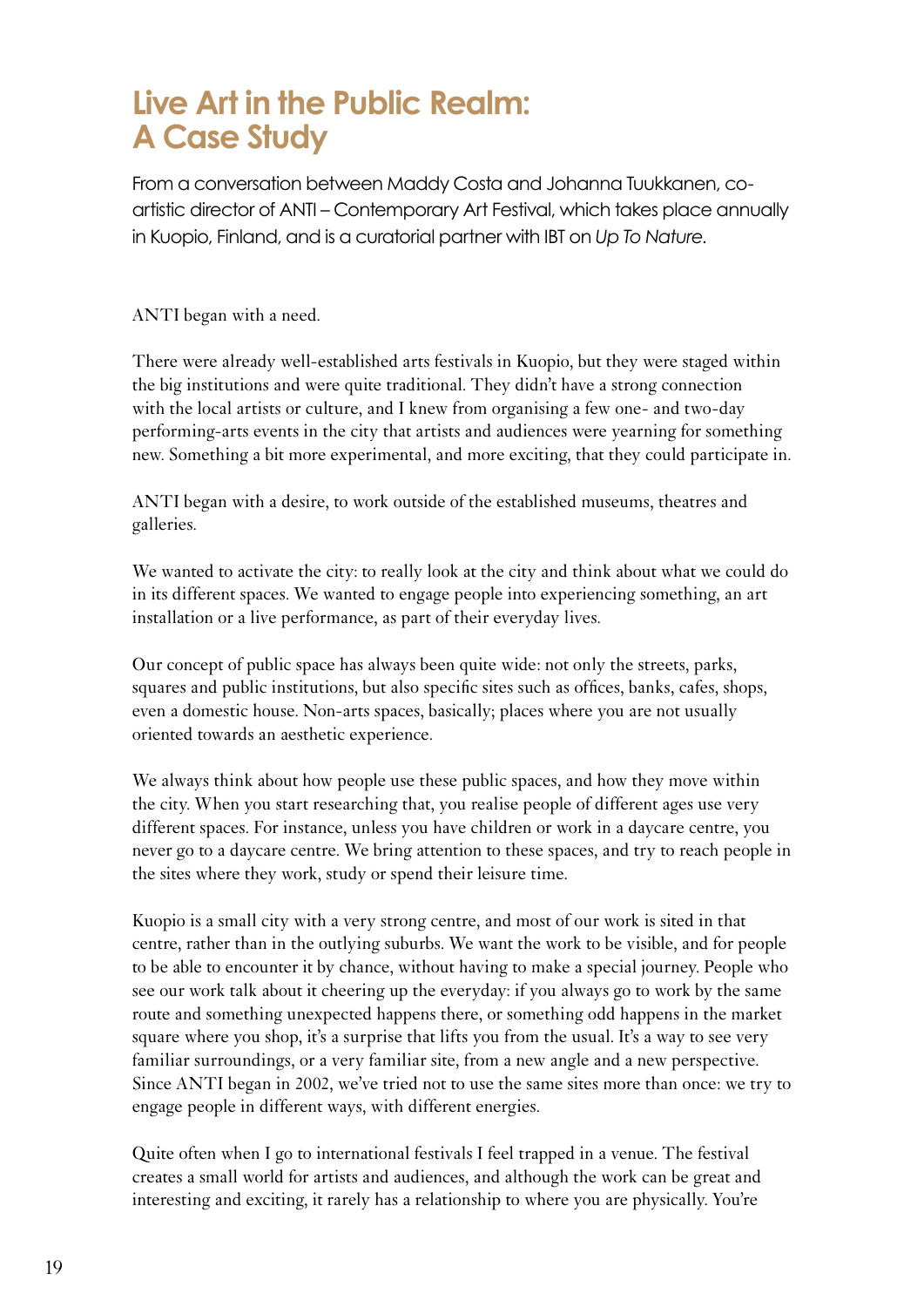# Live Art in the Public Realm: A Case Study

From a conversation between Maddy Costa and Johanna Tuukkanen, co-artistic director of ANTI – Contemporary Art Festival, which takes place annually in Kuopio, Finland, and is a curatorial partner with IBT on *Up To Nature*.

ANTI began with a need.

There were already well-established arts festivals in Kuopio, but they were staged within the big institutions and were quite traditional. They didn't have a strong connection with the local artists or culture, and I knew from organising a few one- and two-day performing-arts events in the city that artists and audiences were yearning for something new. Something a bit more experimental, and more exciting, that they could participate in.

ANTI began with a desire, to work outside of the established museums, theatres and galleries.

We wanted to activate the city: to really look at the city and think about what we could do in its different spaces. We wanted to engage people into experiencing something, an art installation or a live performance, as part of their everyday lives.

Our concept of public space has always been quite wide: not only the streets, parks, squares and public institutions, but also specific sites such as offices, banks, cafes, shops, even a domestic house. Non-arts spaces, basically; places where you are not usually oriented towards an aesthetic experience.

We always think about how people use these public spaces, and how they move within the city. When you start researching that, you realise people of different ages use very different spaces. For instance, unless you have children or work in a daycare centre, you never go to a daycare centre. We bring attention to these spaces, and try to reach people in the sites where they work, study or spend their leisure time.

Kuopio is a small city with a very strong centre, and most of our work is sited in that centre, rather than in the outlying suburbs. We want the work to be visible, and for people to be able to encounter it by chance, without having to make a special journey. People who see our work talk about it cheering up the everyday: if you always go to work by the same route and something unexpected happens there, or something odd happens in the market square where you shop, it's a surprise that lifts you from the usual. It's a way to see very familiar surroundings, or a very familiar site, from a new angle and a new perspective. Since ANTI began in 2002, we've tried not to use the same sites more than once: we try to engage people in different ways, with different energies.

Quite often when I go to international festivals I feel trapped in a venue. The festival creates a small world for artists and audiences, and although the work can be great and interesting and exciting, it rarely has a relationship to where you are physically. You're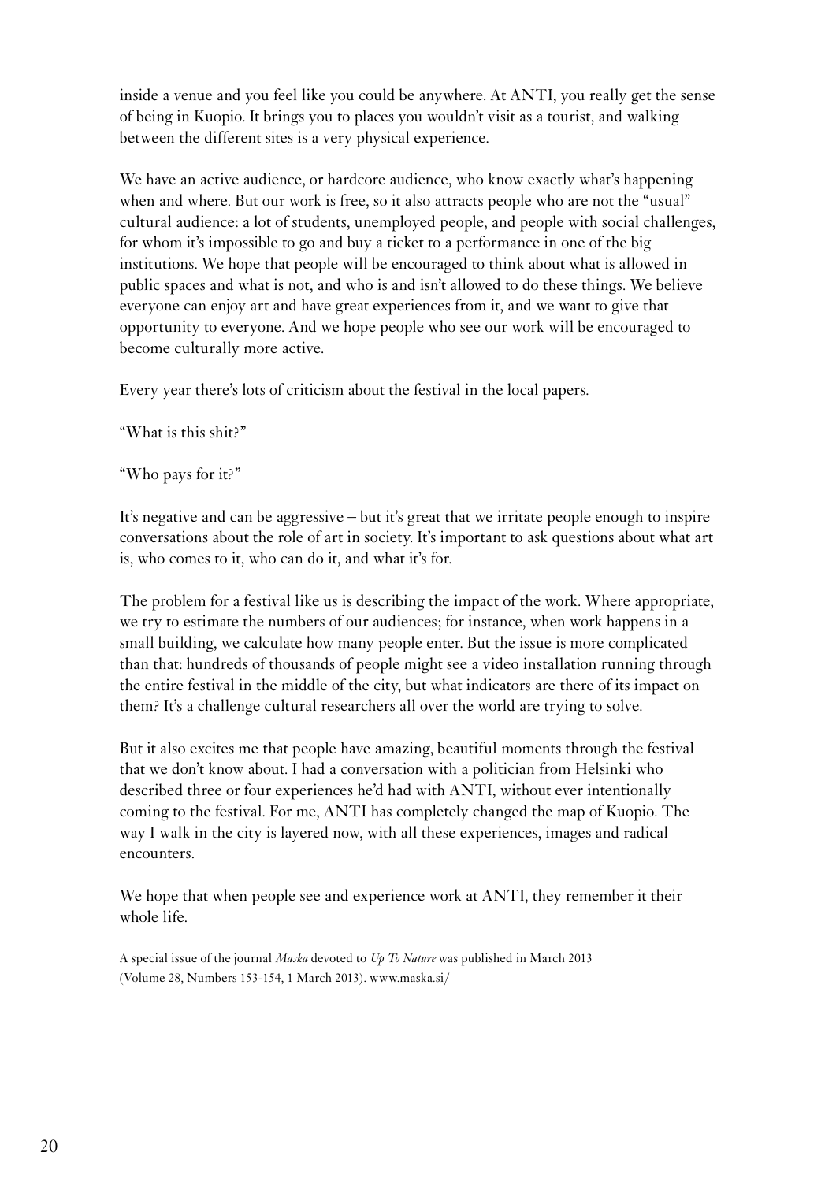inside a venue and you feel like you could be anywhere. At ANTI, you really get the sense of being in Kuopio. It brings you to places you wouldn't visit as a tourist, and walking between the different sites is a very physical experience.

We have an active audience, or hardcore audience, who know exactly what's happening when and where. But our work is free, so it also attracts people who are not the "usual" cultural audience: a lot of students, unemployed people, and people with social challenges, for whom it's impossible to go and buy a ticket to a performance in one of the big institutions. We hope that people will be encouraged to think about what is allowed in public spaces and what is not, and who is and isn't allowed to do these things. We believe everyone can enjoy art and have great experiences from it, and we want to give that opportunity to everyone. And we hope people who see our work will be encouraged to become culturally more active.

Every year there's lots of criticism about the festival in the local papers.

"What is this shit?"

"Who pays for it?"

It's negative and can be aggressive – but it's great that we irritate people enough to inspire conversations about the role of art in society. It's important to ask questions about what art is, who comes to it, who can do it, and what it's for.

The problem for a festival like us is describing the impact of the work. Where appropriate, we try to estimate the numbers of our audiences; for instance, when work happens in a small building, we calculate how many people enter. But the issue is more complicated than that: hundreds of thousands of people might see a video installation running through the entire festival in the middle of the city, but what indicators are there of its impact on them? It's a challenge cultural researchers all over the world are trying to solve.

But it also excites me that people have amazing, beautiful moments through the festival that we don't know about. I had a conversation with a politician from Helsinki who described three or four experiences he'd had with ANTI, without ever intentionally coming to the festival. For me, ANTI has completely changed the map of Kuopio. The way I walk in the city is layered now, with all these experiences, images and radical encounters.

We hope that when people see and experience work at ANTI, they remember it their whole life.

A special issue of the journal *Maska* devoted to *Up To Nature* was published in March 2013 (Volume 28, Numbers 153-154, 1 March 2013). www.maska.si/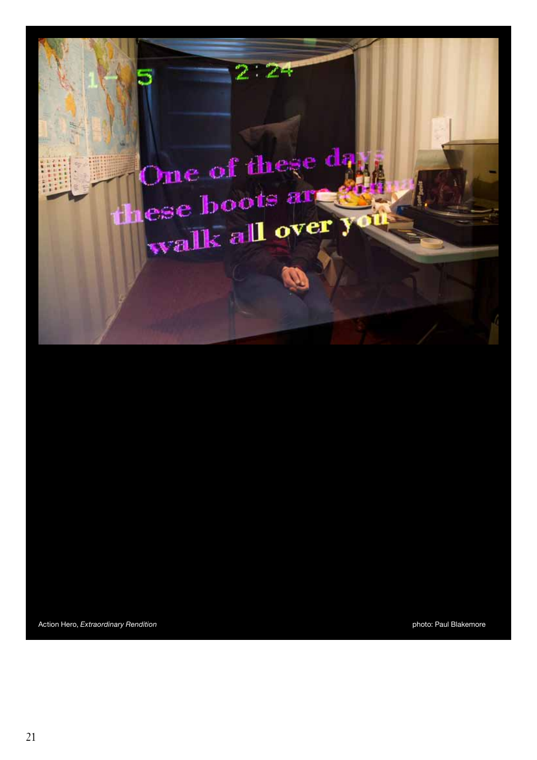Action Hero, *Extraordinary Rendition* photo: Paul Blakemore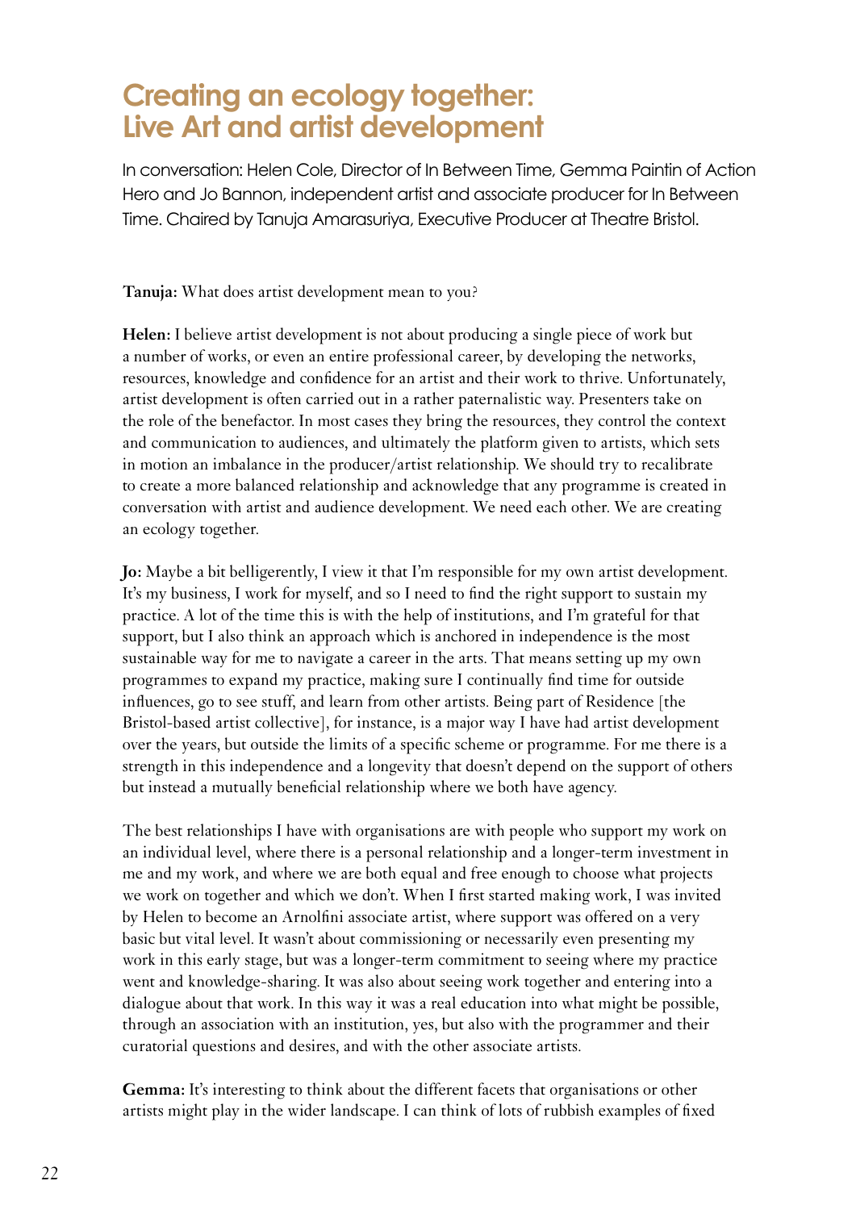# Creating an ecology together: Live Art and artist development

In conversation: Helen Cole, Director of In Between Time, Gemma Paintin of Action Hero and Jo Bannon, independent artist and associate producer for In Between Time. Chaired by Tanuja Amarasuriya, Executive Producer at Theatre Bristol.

**Tanuja:** What does artist development mean to you?

**Helen:** I believe artist development is not about producing a single piece of work but a number of works, or even an entire professional career, by developing the networks, resources, knowledge and confidence for an artist and their work to thrive. Unfortunately, artist development is often carried out in a rather paternalistic way. Presenters take on the role of the benefactor. In most cases they bring the resources, they control the context and communication to audiences, and ultimately the platform given to artists, which sets in motion an imbalance in the producer/artist relationship. We should try to recalibrate to create a more balanced relationship and acknowledge that any programme is created in conversation with artist and audience development. We need each other. We are creating an ecology together.

**Jo:** Maybe a bit belligerently, I view it that I'm responsible for my own artist development. It's my business, I work for myself, and so I need to find the right support to sustain my practice. A lot of the time this is with the help of institutions, and I'm grateful for that support, but I also think an approach which is anchored in independence is the most sustainable way for me to navigate a career in the arts. That means setting up my own programmes to expand my practice, making sure I continually find time for outside influences, go to see stuff, and learn from other artists. Being part of Residence [the Bristol-based artist collective], for instance, is a major way I have had artist development over the years, but outside the limits of a specific scheme or programme. For me there is a strength in this independence and a longevity that doesn't depend on the support of others but instead a mutually beneficial relationship where we both have agency.

The best relationships I have with organisations are with people who support my work on an individual level, where there is a personal relationship and a longer-term investment in me and my work, and where we are both equal and free enough to choose what projects we work on together and which we don't. When I first started making work, I was invited by Helen to become an Arnolfini associate artist, where support was offered on a very basic but vital level. It wasn't about commissioning or necessarily even presenting my work in this early stage, but was a longer-term commitment to seeing where my practice went and knowledge-sharing. It was also about seeing work together and entering into a dialogue about that work. In this way it was a real education into what might be possible, through an association with an institution, yes, but also with the programmer and their curatorial questions and desires, and with the other associate artists.

**Gemma:** It's interesting to think about the different facets that organisations or other artists might play in the wider landscape. I can think of lots of rubbish examples of fixed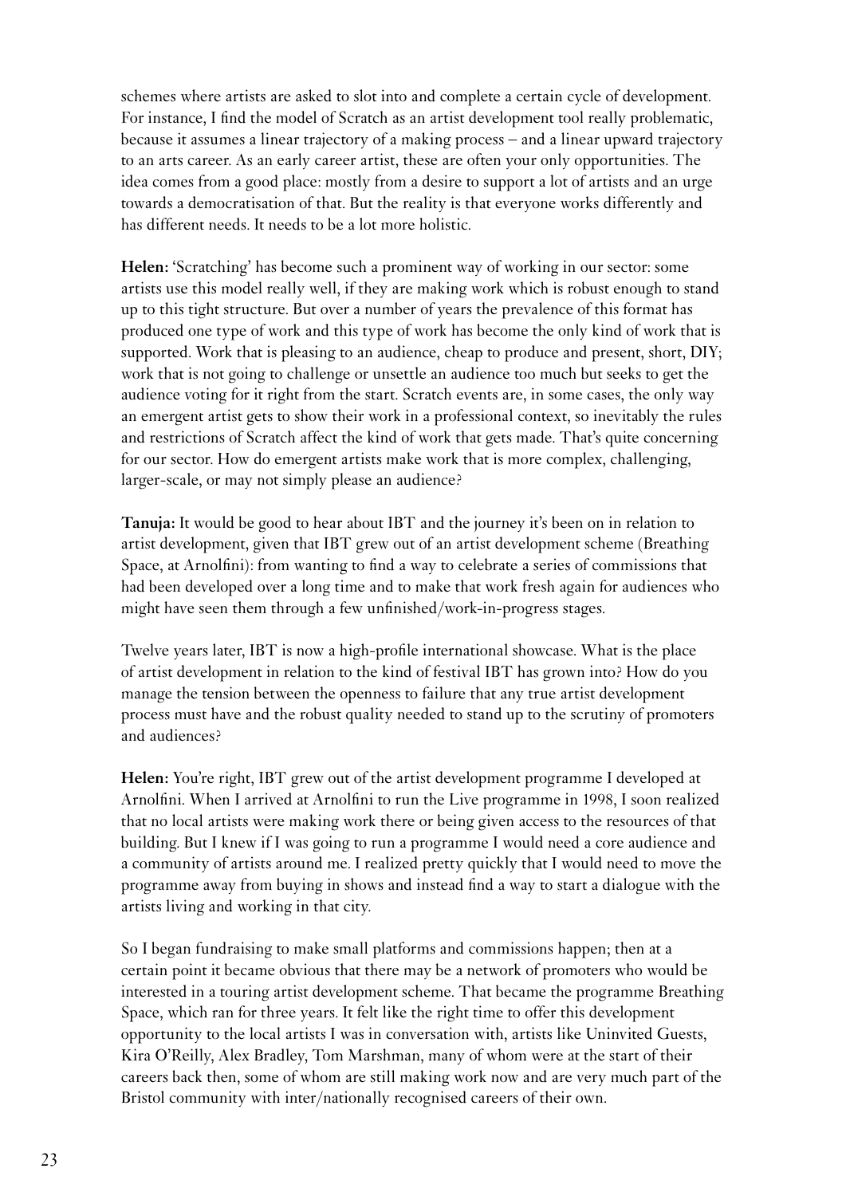schemes where artists are asked to slot into and complete a certain cycle of development. For instance, I find the model of Scratch as an artist development tool really problematic, because it assumes a linear trajectory of a making process – and a linear upward trajectory to an arts career. As an early career artist, these are often your only opportunities. The idea comes from a good place: mostly from a desire to support a lot of artists and an urge towards a democratisation of that. But the reality is that everyone works differently and has different needs. It needs to be a lot more holistic.

**Helen:** 'Scratching' has become such a prominent way of working in our sector: some artists use this model really well, if they are making work which is robust enough to stand up to this tight structure. But over a number of years the prevalence of this format has produced one type of work and this type of work has become the only kind of work that is supported. Work that is pleasing to an audience, cheap to produce and present, short, DIY; work that is not going to challenge or unsettle an audience too much but seeks to get the audience voting for it right from the start. Scratch events are, in some cases, the only way an emergent artist gets to show their work in a professional context, so inevitably the rules and restrictions of Scratch affect the kind of work that gets made. That's quite concerning for our sector. How do emergent artists make work that is more complex, challenging, larger-scale, or may not simply please an audience?

**Tanuja:** It would be good to hear about IBT and the journey it's been on in relation to artist development, given that IBT grew out of an artist development scheme (Breathing Space, at Arnolfini): from wanting to find a way to celebrate a series of commissions that had been developed over a long time and to make that work fresh again for audiences who might have seen them through a few unfinished/work-in-progress stages.

Twelve years later, IBT is now a high-profile international showcase. What is the place of artist development in relation to the kind of festival IBT has grown into? How do you manage the tension between the openness to failure that any true artist development process must have and the robust quality needed to stand up to the scrutiny of promoters and audiences?

**Helen:** You're right, IBT grew out of the artist development programme I developed at Arnolfini. When I arrived at Arnolfini to run the Live programme in 1998, I soon realized that no local artists were making work there or being given access to the resources of that building. But I knew if I was going to run a programme I would need a core audience and a community of artists around me. I realized pretty quickly that I would need to move the programme away from buying in shows and instead find a way to start a dialogue with the artists living and working in that city.

So I began fundraising to make small platforms and commissions happen; then at a certain point it became obvious that there may be a network of promoters who would be interested in a touring artist development scheme. That became the programme Breathing Space, which ran for three years. It felt like the right time to offer this development opportunity to the local artists I was in conversation with, artists like Uninvited Guests, Kira O'Reilly, Alex Bradley, Tom Marshman, many of whom were at the start of their careers back then, some of whom are still making work now and are very much part of the Bristol community with inter/nationally recognised careers of their own.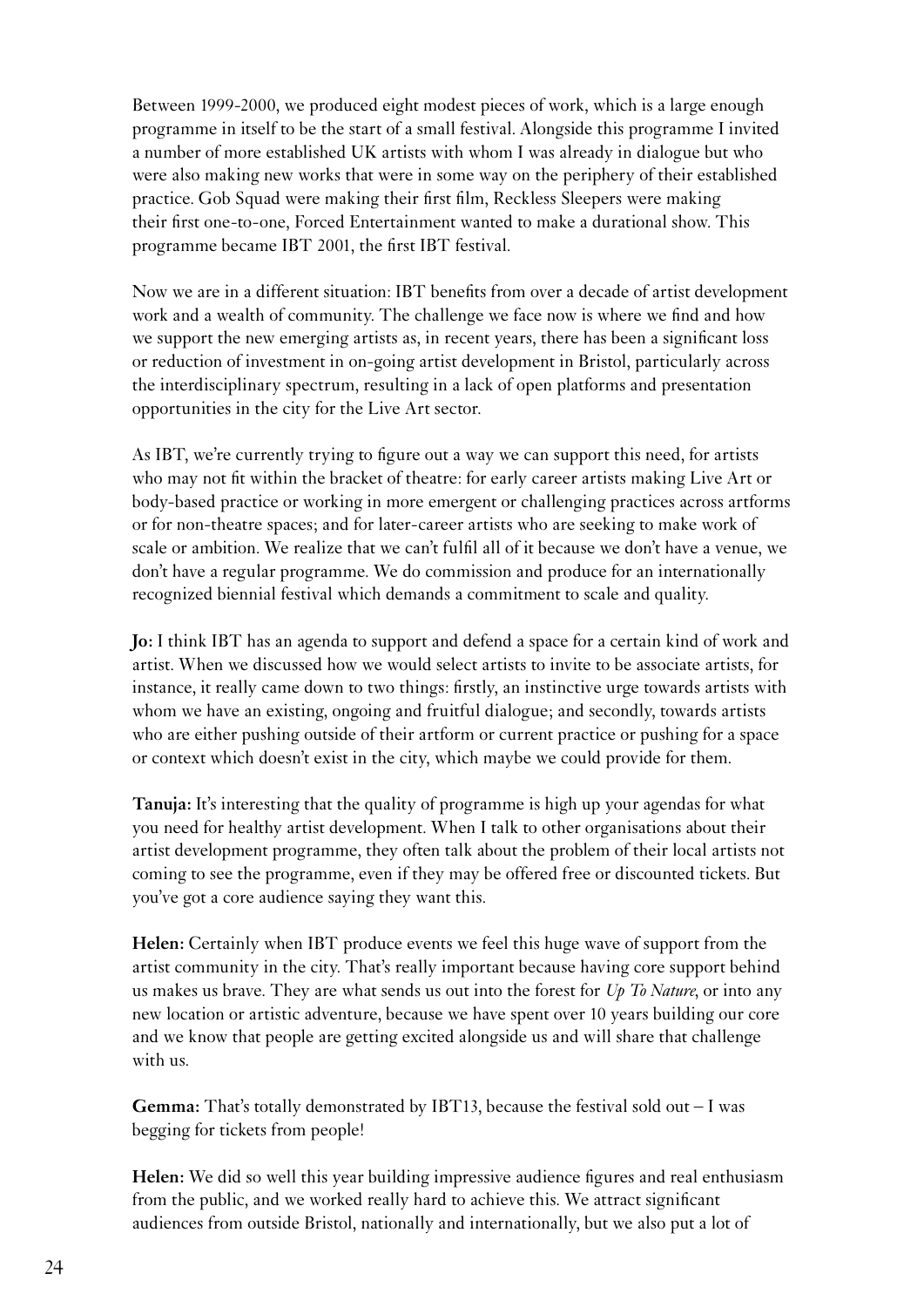Between 1999-2000, we produced eight modest pieces of work, which is a large enough programme in itself to be the start of a small festival. Alongside this programme I invited a number of more established UK artists with whom I was already in dialogue but who were also making new works that were in some way on the periphery of their established practice. Gob Squad were making their first film, Reckless Sleepers were making their first one-to-one, Forced Entertainment wanted to make a durational show. This programme became IBT 2001, the first IBT festival.

Now we are in a different situation: IBT benefits from over a decade of artist development work and a wealth of community. The challenge we face now is where we find and how we support the new emerging artists as, in recent years, there has been a significant loss or reduction of investment in on-going artist development in Bristol, particularly across the interdisciplinary spectrum, resulting in a lack of open platforms and presentation opportunities in the city for the Live Art sector.

As IBT, we're currently trying to figure out a way we can support this need, for artists who may not fit within the bracket of theatre: for early career artists making Live Art or body-based practice or working in more emergent or challenging practices across artforms or for non-theatre spaces; and for later-career artists who are seeking to make work of scale or ambition. We realize that we can't fulfil all of it because we don't have a venue, we don't have a regular programme. We do commission and produce for an internationally recognized biennial festival which demands a commitment to scale and quality.

**Jo:** I think IBT has an agenda to support and defend a space for a certain kind of work and artist. When we discussed how we would select artists to invite to be associate artists, for instance, it really came down to two things: firstly, an instinctive urge towards artists with whom we have an existing, ongoing and fruitful dialogue; and secondly, towards artists who are either pushing outside of their artform or current practice or pushing for a space or context which doesn't exist in the city, which maybe we could provide for them.

**Tanuja:** It's interesting that the quality of programme is high up your agendas for what you need for healthy artist development. When I talk to other organisations about their artist development programme, they often talk about the problem of their local artists not coming to see the programme, even if they may be offered free or discounted tickets. But you've got a core audience saying they want this.

**Helen:** Certainly when IBT produce events we feel this huge wave of support from the artist community in the city. That's really important because having core support behind us makes us brave. They are what sends us out into the forest for *Up To Nature*, or into any new location or artistic adventure, because we have spent over 10 years building our core and we know that people are getting excited alongside us and will share that challenge with us.

**Gemma:** That's totally demonstrated by IBT13, because the festival sold out – I was begging for tickets from people!

**Helen:** We did so well this year building impressive audience figures and real enthusiasm from the public, and we worked really hard to achieve this. We attract significant audiences from outside Bristol, nationally and internationally, but we also put a lot of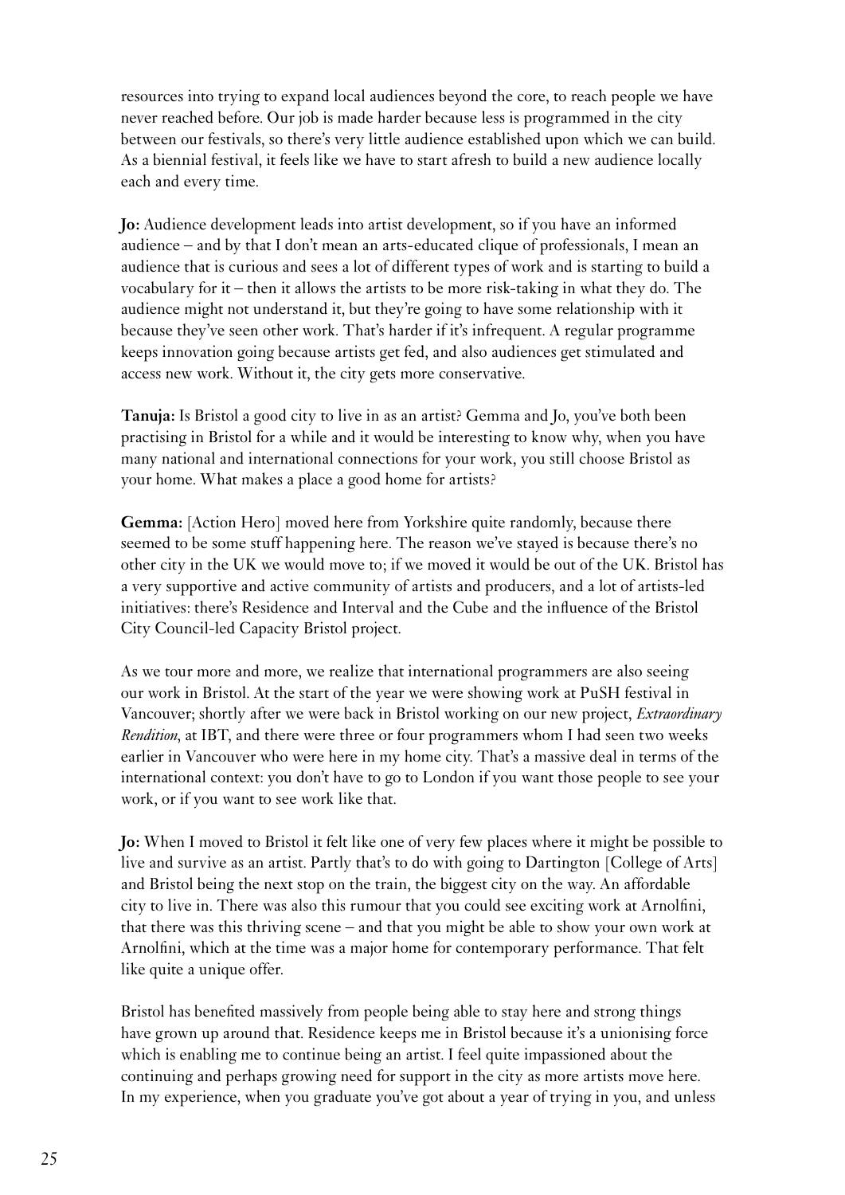resources into trying to expand local audiences beyond the core, to reach people we have never reached before. Our job is made harder because less is programmed in the city between our festivals, so there's very little audience established upon which we can build. As a biennial festival, it feels like we have to start afresh to build a new audience locally each and every time.

**Jo:** Audience development leads into artist development, so if you have an informed audience – and by that I don't mean an arts-educated clique of professionals, I mean an audience that is curious and sees a lot of different types of work and is starting to build a vocabulary for it – then it allows the artists to be more risk-taking in what they do. The audience might not understand it, but they're going to have some relationship with it because they've seen other work. That's harder if it's infrequent. A regular programme keeps innovation going because artists get fed, and also audiences get stimulated and access new work. Without it, the city gets more conservative.

**Tanuja:** Is Bristol a good city to live in as an artist? Gemma and Jo, you've both been practising in Bristol for a while and it would be interesting to know why, when you have many national and international connections for your work, you still choose Bristol as your home. What makes a place a good home for artists?

**Gemma:** [Action Hero] moved here from Yorkshire quite randomly, because there seemed to be some stuff happening here. The reason we've stayed is because there's no other city in the UK we would move to; if we moved it would be out of the UK. Bristol has a very supportive and active community of artists and producers, and a lot of artists-led initiatives: there's Residence and Interval and the Cube and the influence of the Bristol City Council-led Capacity Bristol project.

As we tour more and more, we realize that international programmers are also seeing our work in Bristol. At the start of the year we were showing work at PuSH festival in Vancouver; shortly after we were back in Bristol working on our new project, *Extraordinary Rendition*, at IBT, and there were three or four programmers whom I had seen two weeks earlier in Vancouver who were here in my home city. That's a massive deal in terms of the international context: you don't have to go to London if you want those people to see your work, or if you want to see work like that.

**Jo:** When I moved to Bristol it felt like one of very few places where it might be possible to live and survive as an artist. Partly that's to do with going to Dartington [College of Arts] and Bristol being the next stop on the train, the biggest city on the way. An affordable city to live in. There was also this rumour that you could see exciting work at Arnolfini, that there was this thriving scene – and that you might be able to show your own work at Arnolfini, which at the time was a major home for contemporary performance. That felt like quite a unique offer.

Bristol has benefited massively from people being able to stay here and strong things have grown up around that. Residence keeps me in Bristol because it's a unionising force which is enabling me to continue being an artist. I feel quite impassioned about the continuing and perhaps growing need for support in the city as more artists move here. In my experience, when you graduate you've got about a year of trying in you, and unless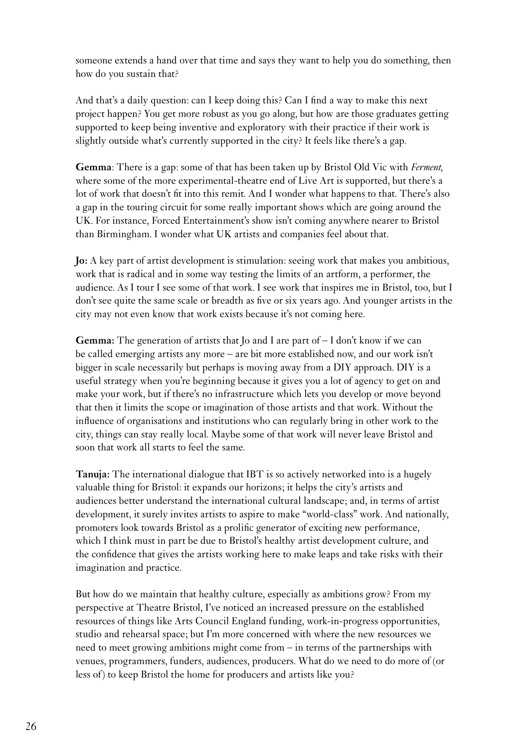someone extends a hand over that time and says they want to help you do something, then how do you sustain that?

And that's a daily question: can I keep doing this? Can I find a way to make this next project happen? You get more robust as you go along, but how are those graduates getting supported to keep being inventive and exploratory with their practice if their work is slightly outside what's currently supported in the city? It feels like there's a gap.

**Gemma**: There is a gap: some of that has been taken up by Bristol Old Vic with *Ferment*, where some of the more experimental-theatre end of Live Art is supported, but there's a lot of work that doesn't fit into this remit. And I wonder what happens to that. There's also a gap in the touring circuit for some really important shows which are going around the UK. For instance, Forced Entertainment's show isn't coming anywhere nearer to Bristol than Birmingham. I wonder what UK artists and companies feel about that.

**Jo:** A key part of artist development is stimulation: seeing work that makes you ambitious, work that is radical and in some way testing the limits of an artform, a performer, the audience. As I tour I see some of that work. I see work that inspires me in Bristol, too, but I don't see quite the same scale or breadth as five or six years ago. And younger artists in the city may not even know that work exists because it's not coming here.

**Gemma:** The generation of artists that Jo and I are part of – I don't know if we can be called emerging artists any more – are bit more established now, and our work isn't bigger in scale necessarily but perhaps is moving away from a DIY approach. DIY is a useful strategy when you're beginning because it gives you a lot of agency to get on and make your work, but if there's no infrastructure which lets you develop or move beyond that then it limits the scope or imagination of those artists and that work. Without the influence of organisations and institutions who can regularly bring in other work to the city, things can stay really local. Maybe some of that work will never leave Bristol and soon that work all starts to feel the same.

**Tanuja:** The international dialogue that IBT is so actively networked into is a hugely valuable thing for Bristol: it expands our horizons; it helps the city's artists and audiences better understand the international cultural landscape; and, in terms of artist development, it surely invites artists to aspire to make "world-class" work. And nationally, promoters look towards Bristol as a prolific generator of exciting new performance, which I think must in part be due to Bristol's healthy artist development culture, and the confidence that gives the artists working here to make leaps and take risks with their imagination and practice.

But how do we maintain that healthy culture, especially as ambitions grow? From my perspective at Theatre Bristol, I've noticed an increased pressure on the established resources of things like Arts Council England funding, work-in-progress opportunities, studio and rehearsal space; but I'm more concerned with where the new resources we need to meet growing ambitions might come from – in terms of the partnerships with venues, programmers, funders, audiences, producers. What do we need to do more of (or less of) to keep Bristol the home for producers and artists like you?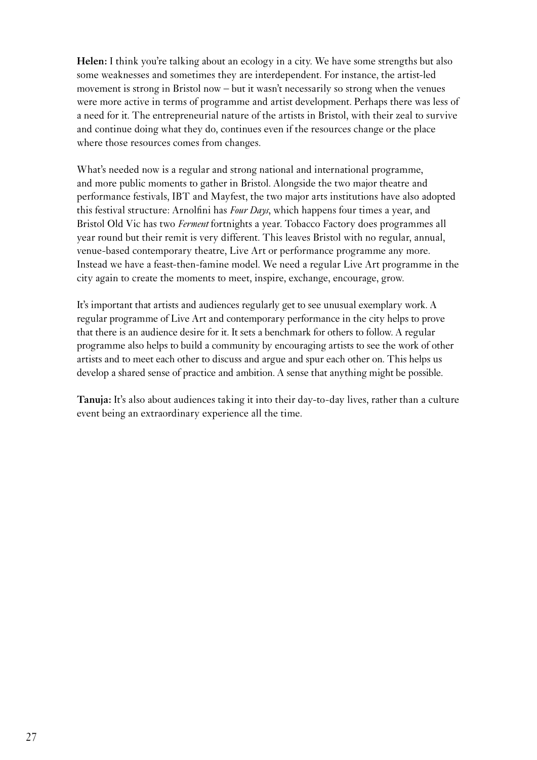**Helen:** I think you're talking about an ecology in a city. We have some strengths but also some weaknesses and sometimes they are interdependent. For instance, the artist-led movement is strong in Bristol now – but it wasn't necessarily so strong when the venues were more active in terms of programme and artist development. Perhaps there was less of a need for it. The entrepreneurial nature of the artists in Bristol, with their zeal to survive and continue doing what they do, continues even if the resources change or the place where those resources comes from changes.

What's needed now is a regular and strong national and international programme, and more public moments to gather in Bristol. Alongside the two major theatre and performance festivals, IBT and Mayfest, the two major arts institutions have also adopted this festival structure: Arnolfini has *Four Days*, which happens four times a year, and Bristol Old Vic has two *Ferment* fortnights a year. Tobacco Factory does programmes all year round but their remit is very different. This leaves Bristol with no regular, annual, venue-based contemporary theatre, Live Art or performance programme any more. Instead we have a feast-then-famine model. We need a regular Live Art programme in the city again to create the moments to meet, inspire, exchange, encourage, grow.

It's important that artists and audiences regularly get to see unusual exemplary work. A regular programme of Live Art and contemporary performance in the city helps to prove that there is an audience desire for it. It sets a benchmark for others to follow. A regular programme also helps to build a community by encouraging artists to see the work of other artists and to meet each other to discuss and argue and spur each other on. This helps us develop a shared sense of practice and ambition. A sense that anything might be possible.

**Tanuja:** It's also about audiences taking it into their day-to-day lives, rather than a culture event being an extraordinary experience all the time.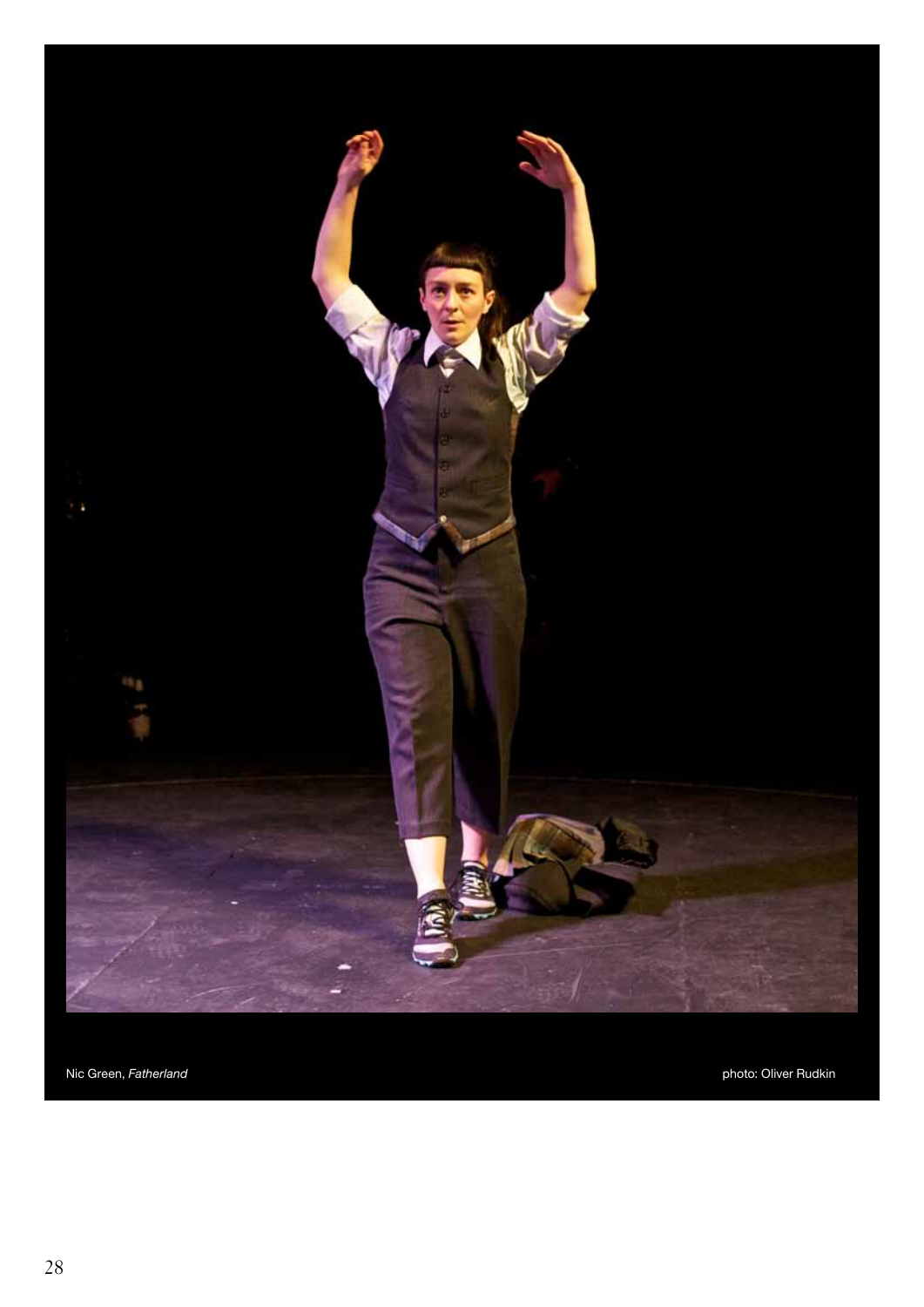Nic Green, *Fatherland*

photo: Oliver Rudkin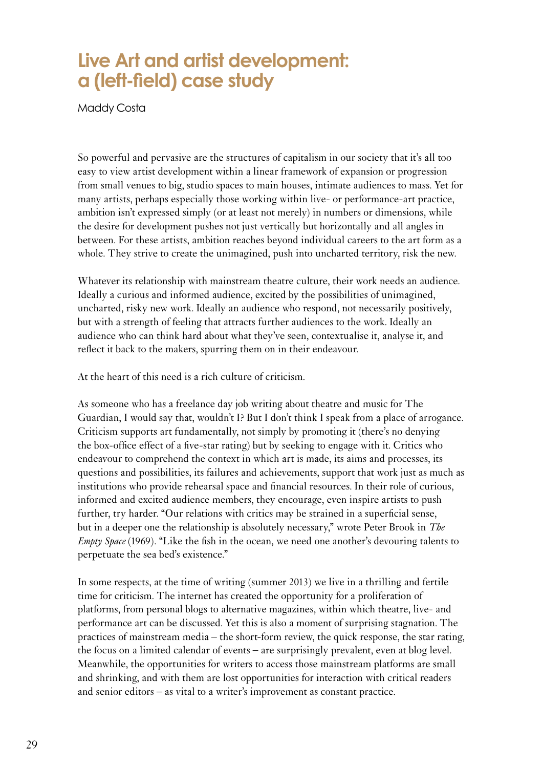# Live Art and artist development: a (left-field) case study

Maddy Costa

So powerful and pervasive are the structures of capitalism in our society that it's all too easy to view artist development within a linear framework of expansion or progression from small venues to big, studio spaces to main houses, intimate audiences to mass. Yet for many artists, perhaps especially those working within live- or performance-art practice, ambition isn't expressed simply (or at least not merely) in numbers or dimensions, while the desire for development pushes not just vertically but horizontally and all angles in between. For these artists, ambition reaches beyond individual careers to the art form as a whole. They strive to create the unimagined, push into uncharted territory, risk the new.

Whatever its relationship with mainstream theatre culture, their work needs an audience. Ideally a curious and informed audience, excited by the possibilities of unimagined, uncharted, risky new work. Ideally an audience who respond, not necessarily positively, but with a strength of feeling that attracts further audiences to the work. Ideally an audience who can think hard about what they've seen, contextualise it, analyse it, and reflect it back to the makers, spurring them on in their endeavour.

At the heart of this need is a rich culture of criticism.

As someone who has a freelance day job writing about theatre and music for The Guardian, I would say that, wouldn't I? But I don't think I speak from a place of arrogance. Criticism supports art fundamentally, not simply by promoting it (there's no denying the box-office effect of a five-star rating) but by seeking to engage with it. Critics who endeavour to comprehend the context in which art is made, its aims and processes, its questions and possibilities, its failures and achievements, support that work just as much as institutions who provide rehearsal space and financial resources. In their role of curious, informed and excited audience members, they encourage, even inspire artists to push further, try harder. "Our relations with critics may be strained in a superficial sense, but in a deeper one the relationship is absolutely necessary," wrote Peter Brook in *The Empty Space* (1969). "Like the fish in the ocean, we need one another's devouring talents to perpetuate the sea bed's existence."

In some respects, at the time of writing (summer 2013) we live in a thrilling and fertile time for criticism. The internet has created the opportunity for a proliferation of platforms, from personal blogs to alternative magazines, within which theatre, live- and performance art can be discussed. Yet this is also a moment of surprising stagnation. The practices of mainstream media – the short-form review, the quick response, the star rating, the focus on a limited calendar of events – are surprisingly prevalent, even at blog level. Meanwhile, the opportunities for writers to access those mainstream platforms are small and shrinking, and with them are lost opportunities for interaction with critical readers and senior editors – as vital to a writer's improvement as constant practice.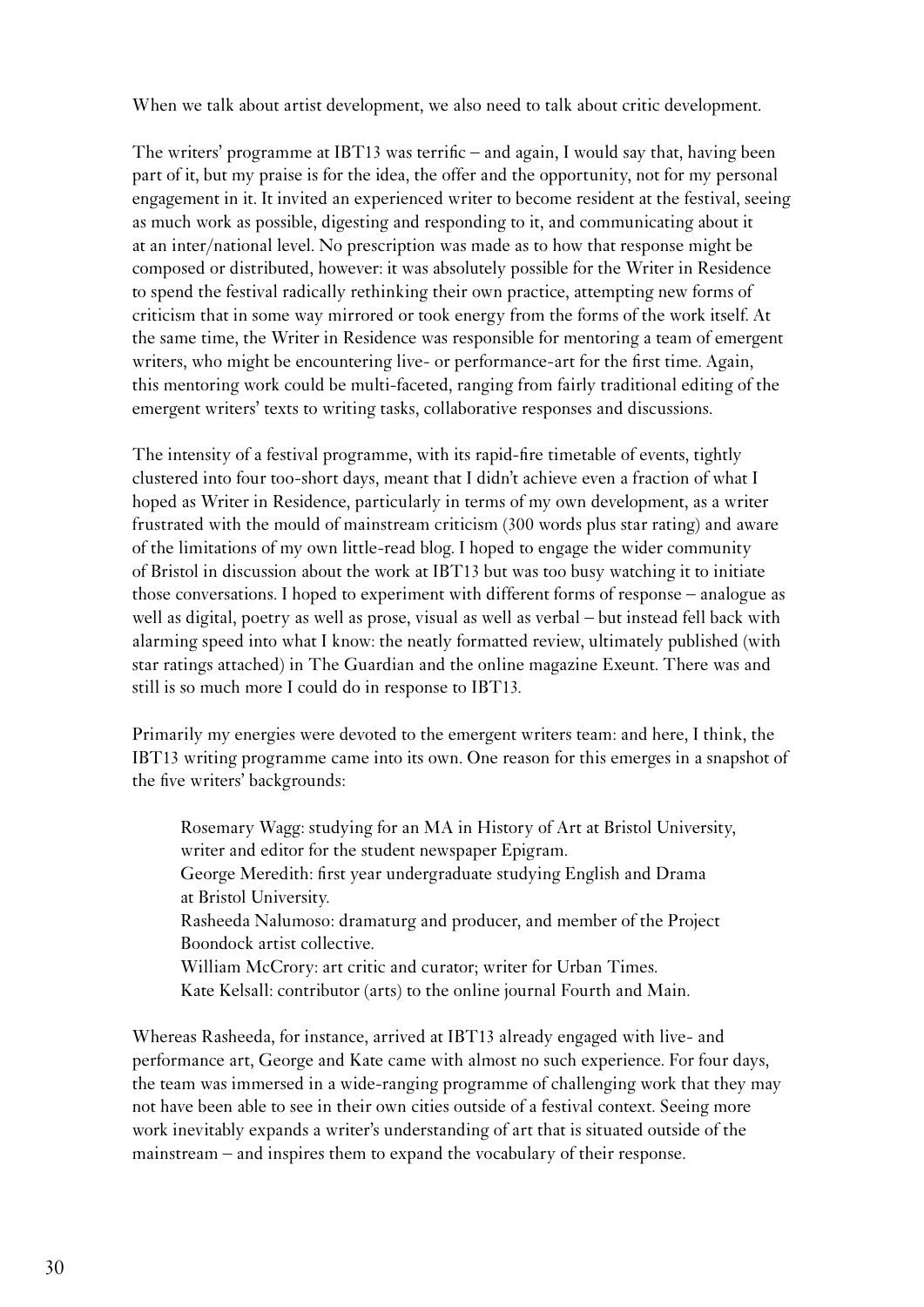When we talk about artist development, we also need to talk about critic development.

The writers' programme at IBT13 was terrific – and again, I would say that, having been part of it, but my praise is for the idea, the offer and the opportunity, not for my personal engagement in it. It invited an experienced writer to become resident at the festival, seeing as much work as possible, digesting and responding to it, and communicating about it at an inter/national level. No prescription was made as to how that response might be composed or distributed, however: it was absolutely possible for the Writer in Residence to spend the festival radically rethinking their own practice, attempting new forms of criticism that in some way mirrored or took energy from the forms of the work itself. At the same time, the Writer in Residence was responsible for mentoring a team of emergent writers, who might be encountering live- or performance-art for the first time. Again, this mentoring work could be multi-faceted, ranging from fairly traditional editing of the emergent writers' texts to writing tasks, collaborative responses and discussions.

The intensity of a festival programme, with its rapid-fire timetable of events, tightly clustered into four too-short days, meant that I didn't achieve even a fraction of what I hoped as Writer in Residence, particularly in terms of my own development, as a writer frustrated with the mould of mainstream criticism (300 words plus star rating) and aware of the limitations of my own little-read blog. I hoped to engage the wider community of Bristol in discussion about the work at IBT13 but was too busy watching it to initiate those conversations. I hoped to experiment with different forms of response – analogue as well as digital, poetry as well as prose, visual as well as verbal – but instead fell back with alarming speed into what I know: the neatly formatted review, ultimately published (with star ratings attached) in The Guardian and the online magazine Exeunt. There was and still is so much more I could do in response to IBT13.

Primarily my energies were devoted to the emergent writers team: and here, I think, the IBT13 writing programme came into its own. One reason for this emerges in a snapshot of the five writers' backgrounds:

> Rosemary Wagg: studying for an MA in History of Art at Bristol University, writer and editor for the student newspaper Epigram.
> George Meredith: first year undergraduate studying English and Drama at Bristol University.
> Rasheeda Nalumoso: dramaturg and producer, and member of the Project Boondock artist collective.
> William McCrory: art critic and curator; writer for Urban Times.
> Kate Kelsall: contributor (arts) to the online journal Fourth and Main.

Whereas Rasheeda, for instance, arrived at IBT13 already engaged with live- and performance art, George and Kate came with almost no such experience. For four days, the team was immersed in a wide-ranging programme of challenging work that they may not have been able to see in their own cities outside of a festival context. Seeing more work inevitably expands a writer's understanding of art that is situated outside of the mainstream – and inspires them to expand the vocabulary of their response.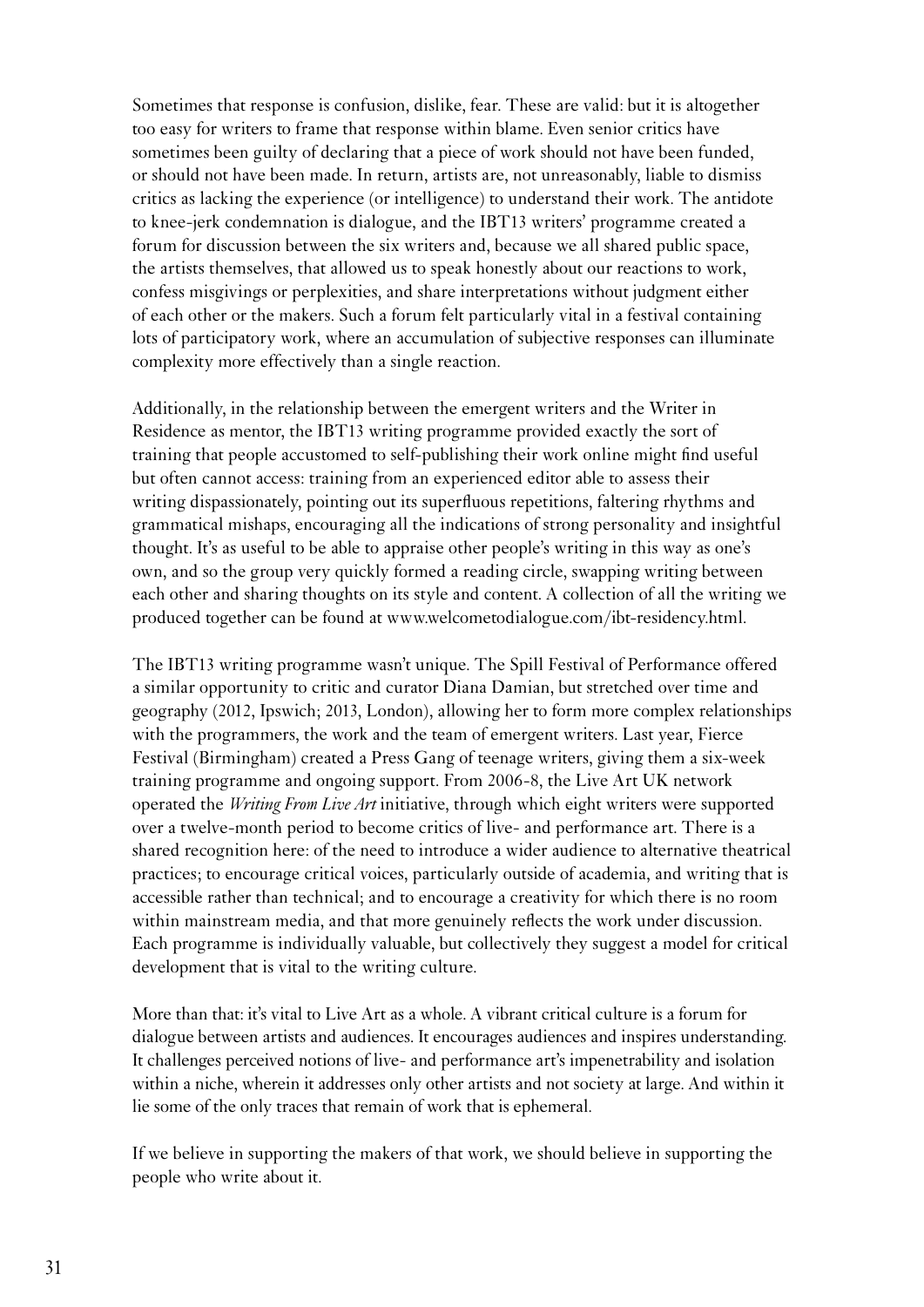Sometimes that response is confusion, dislike, fear. These are valid: but it is altogether too easy for writers to frame that response within blame. Even senior critics have sometimes been guilty of declaring that a piece of work should not have been funded, or should not have been made. In return, artists are, not unreasonably, liable to dismiss critics as lacking the experience (or intelligence) to understand their work. The antidote to knee-jerk condemnation is dialogue, and the IBT13 writers' programme created a forum for discussion between the six writers and, because we all shared public space, the artists themselves, that allowed us to speak honestly about our reactions to work, confess misgivings or perplexities, and share interpretations without judgment either of each other or the makers. Such a forum felt particularly vital in a festival containing lots of participatory work, where an accumulation of subjective responses can illuminate complexity more effectively than a single reaction.

Additionally, in the relationship between the emergent writers and the Writer in Residence as mentor, the IBT13 writing programme provided exactly the sort of training that people accustomed to self-publishing their work online might find useful but often cannot access: training from an experienced editor able to assess their writing dispassionately, pointing out its superfluous repetitions, faltering rhythms and grammatical mishaps, encouraging all the indications of strong personality and insightful thought. It's as useful to be able to appraise other people's writing in this way as one's own, and so the group very quickly formed a reading circle, swapping writing between each other and sharing thoughts on its style and content. A collection of all the writing we produced together can be found at www.welcometodialogue.com/ibt-residency.html.

The IBT13 writing programme wasn't unique. The Spill Festival of Performance offered a similar opportunity to critic and curator Diana Damian, but stretched over time and geography (2012, Ipswich; 2013, London), allowing her to form more complex relationships with the programmers, the work and the team of emergent writers. Last year, Fierce Festival (Birmingham) created a Press Gang of teenage writers, giving them a six-week training programme and ongoing support. From 2006-8, the Live Art UK network operated the *Writing From Live Art* initiative, through which eight writers were supported over a twelve-month period to become critics of live- and performance art. There is a shared recognition here: of the need to introduce a wider audience to alternative theatrical practices; to encourage critical voices, particularly outside of academia, and writing that is accessible rather than technical; and to encourage a creativity for which there is no room within mainstream media, and that more genuinely reflects the work under discussion. Each programme is individually valuable, but collectively they suggest a model for critical development that is vital to the writing culture.

More than that: it's vital to Live Art as a whole. A vibrant critical culture is a forum for dialogue between artists and audiences. It encourages audiences and inspires understanding. It challenges perceived notions of live- and performance art's impenetrability and isolation within a niche, wherein it addresses only other artists and not society at large. And within it lie some of the only traces that remain of work that is ephemeral.

If we believe in supporting the makers of that work, we should believe in supporting the people who write about it.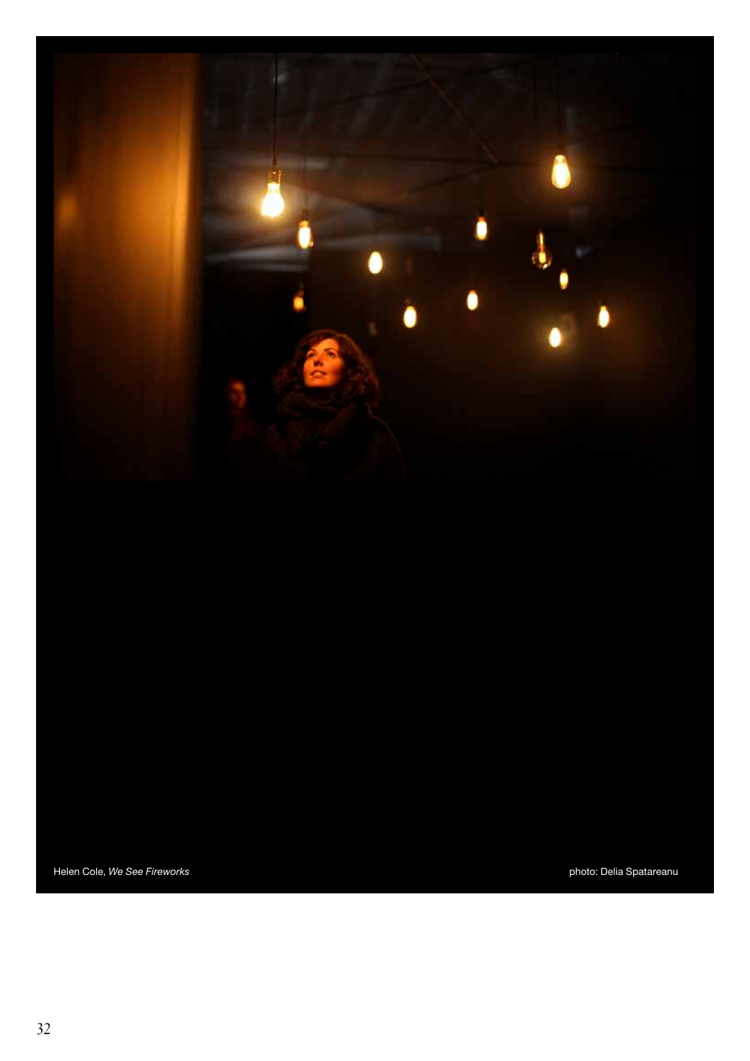Helen Cole, *We See Fireworks*

photo: Delia Spatareanu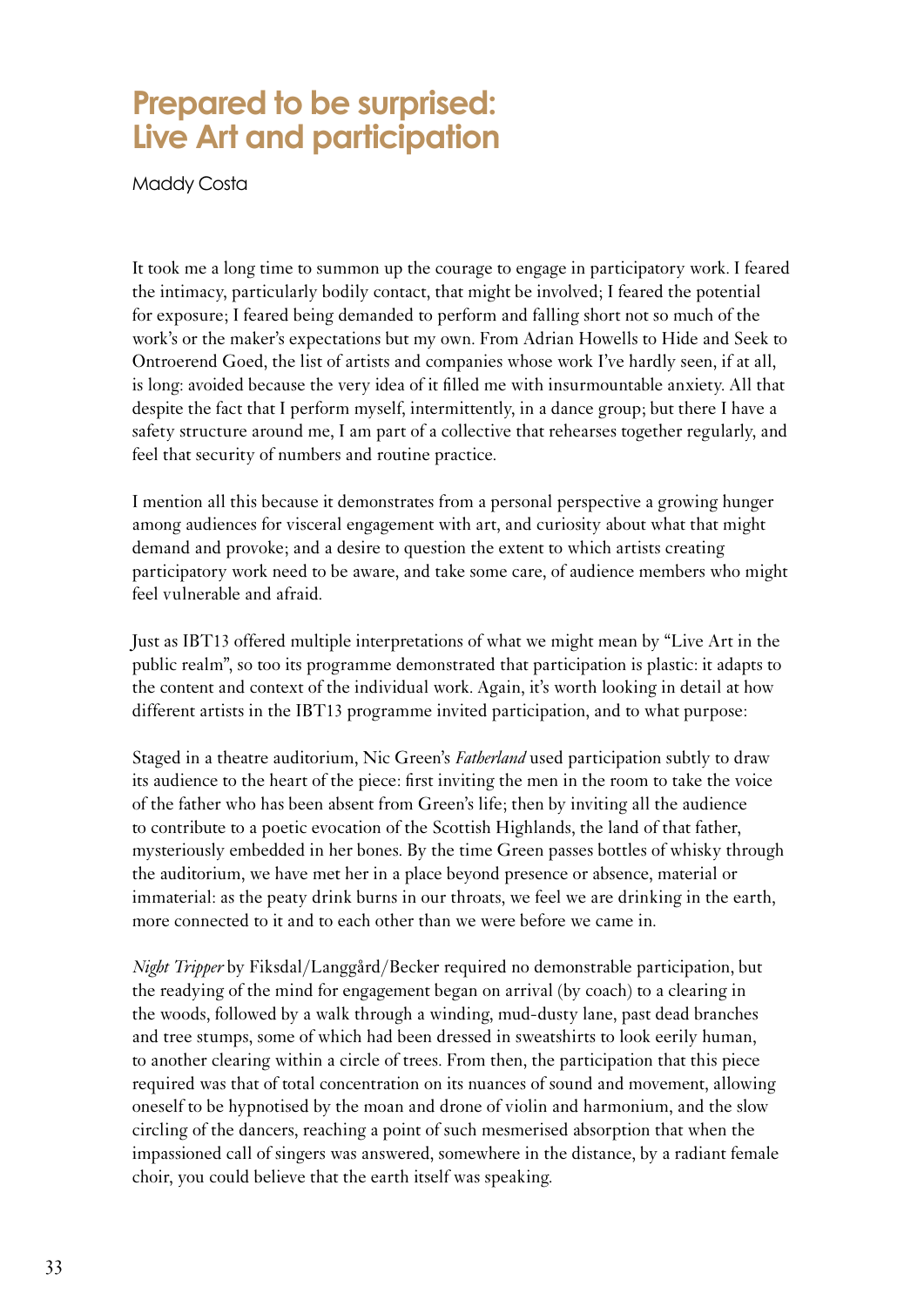# Prepared to be surprised: Live Art and participation

Maddy Costa

It took me a long time to summon up the courage to engage in participatory work. I feared the intimacy, particularly bodily contact, that might be involved; I feared the potential for exposure; I feared being demanded to perform and falling short not so much of the work's or the maker's expectations but my own. From Adrian Howells to Hide and Seek to Ontroerend Goed, the list of artists and companies whose work I've hardly seen, if at all, is long: avoided because the very idea of it filled me with insurmountable anxiety. All that despite the fact that I perform myself, intermittently, in a dance group; but there I have a safety structure around me, I am part of a collective that rehearses together regularly, and feel that security of numbers and routine practice.

I mention all this because it demonstrates from a personal perspective a growing hunger among audiences for visceral engagement with art, and curiosity about what that might demand and provoke; and a desire to question the extent to which artists creating participatory work need to be aware, and take some care, of audience members who might feel vulnerable and afraid.

Just as IBT13 offered multiple interpretations of what we might mean by "Live Art in the public realm", so too its programme demonstrated that participation is plastic: it adapts to the content and context of the individual work. Again, it's worth looking in detail at how different artists in the IBT13 programme invited participation, and to what purpose:

Staged in a theatre auditorium, Nic Green's *Fatherland* used participation subtly to draw its audience to the heart of the piece: first inviting the men in the room to take the voice of the father who has been absent from Green's life; then by inviting all the audience to contribute to a poetic evocation of the Scottish Highlands, the land of that father, mysteriously embedded in her bones. By the time Green passes bottles of whisky through the auditorium, we have met her in a place beyond presence or absence, material or immaterial: as the peaty drink burns in our throats, we feel we are drinking in the earth, more connected to it and to each other than we were before we came in.

*Night Tripper* by Fiksdal/Langgård/Becker required no demonstrable participation, but the readying of the mind for engagement began on arrival (by coach) to a clearing in the woods, followed by a walk through a winding, mud-dusty lane, past dead branches and tree stumps, some of which had been dressed in sweatshirts to look eerily human, to another clearing within a circle of trees. From then, the participation that this piece required was that of total concentration on its nuances of sound and movement, allowing oneself to be hypnotised by the moan and drone of violin and harmonium, and the slow circling of the dancers, reaching a point of such mesmerised absorption that when the impassioned call of singers was answered, somewhere in the distance, by a radiant female choir, you could believe that the earth itself was speaking.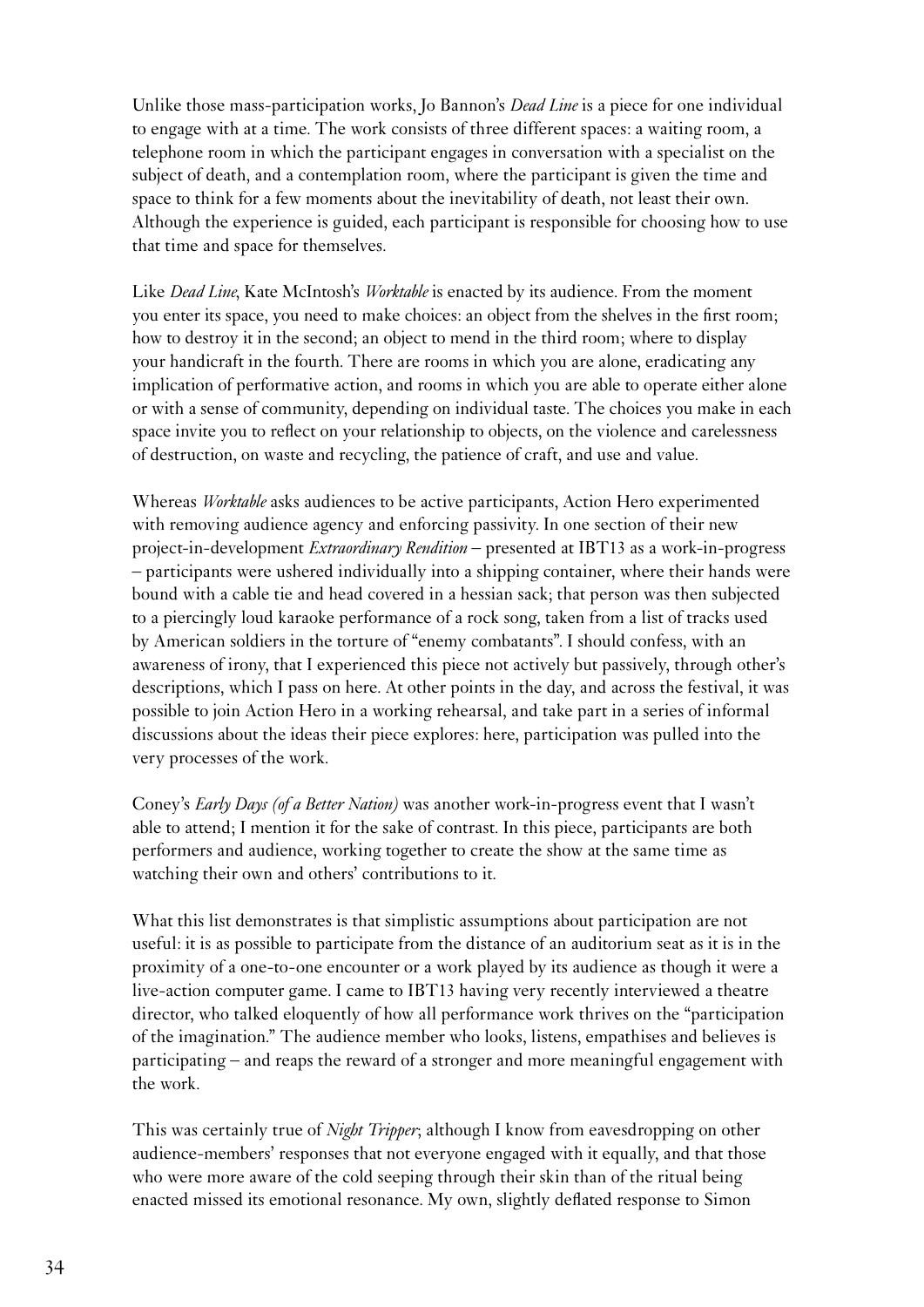Unlike those mass-participation works, Jo Bannon's *Dead Line* is a piece for one individual to engage with at a time. The work consists of three different spaces: a waiting room, a telephone room in which the participant engages in conversation with a specialist on the subject of death, and a contemplation room, where the participant is given the time and space to think for a few moments about the inevitability of death, not least their own. Although the experience is guided, each participant is responsible for choosing how to use that time and space for themselves.

Like *Dead Line*, Kate McIntosh's *Worktable* is enacted by its audience. From the moment you enter its space, you need to make choices: an object from the shelves in the first room; how to destroy it in the second; an object to mend in the third room; where to display your handicraft in the fourth. There are rooms in which you are alone, eradicating any implication of performative action, and rooms in which you are able to operate either alone or with a sense of community, depending on individual taste. The choices you make in each space invite you to reflect on your relationship to objects, on the violence and carelessness of destruction, on waste and recycling, the patience of craft, and use and value.

Whereas *Worktable* asks audiences to be active participants, Action Hero experimented with removing audience agency and enforcing passivity. In one section of their new project-in-development *Extraordinary Rendition* – presented at IBT13 as a work-in-progress – participants were ushered individually into a shipping container, where their hands were bound with a cable tie and head covered in a hessian sack; that person was then subjected to a piercingly loud karaoke performance of a rock song, taken from a list of tracks used by American soldiers in the torture of "enemy combatants". I should confess, with an awareness of irony, that I experienced this piece not actively but passively, through other's descriptions, which I pass on here. At other points in the day, and across the festival, it was possible to join Action Hero in a working rehearsal, and take part in a series of informal discussions about the ideas their piece explores: here, participation was pulled into the very processes of the work.

Coney's *Early Days (of a Better Nation)* was another work-in-progress event that I wasn't able to attend; I mention it for the sake of contrast. In this piece, participants are both performers and audience, working together to create the show at the same time as watching their own and others' contributions to it.

What this list demonstrates is that simplistic assumptions about participation are not useful: it is as possible to participate from the distance of an auditorium seat as it is in the proximity of a one-to-one encounter or a work played by its audience as though it were a live-action computer game. I came to IBT13 having very recently interviewed a theatre director, who talked eloquently of how all performance work thrives on the "participation of the imagination." The audience member who looks, listens, empathises and believes is participating – and reaps the reward of a stronger and more meaningful engagement with the work.

This was certainly true of *Night Tripper*; although I know from eavesdropping on other audience-members' responses that not everyone engaged with it equally, and that those who were more aware of the cold seeping through their skin than of the ritual being enacted missed its emotional resonance. My own, slightly deflated response to Simon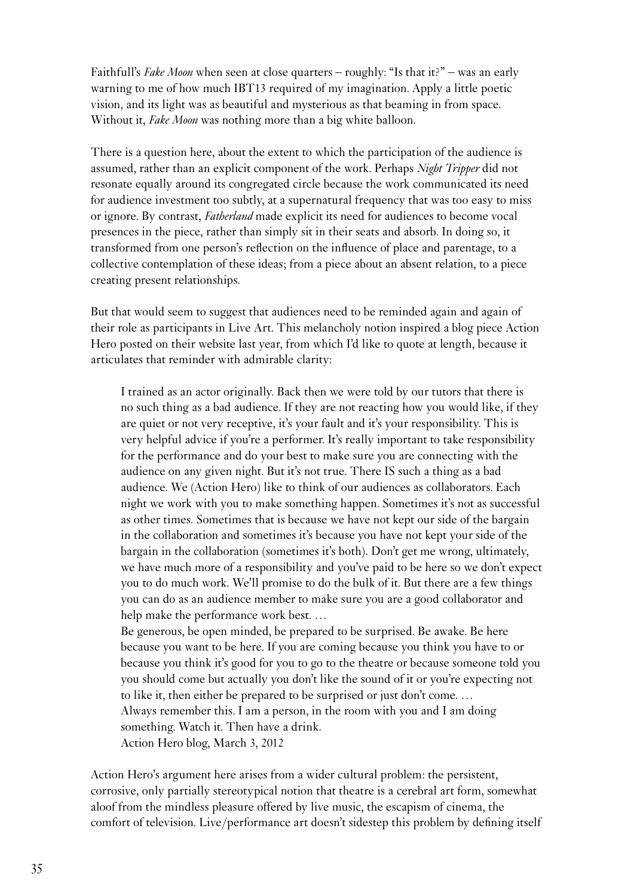Faithfull's *Fake Moon* when seen at close quarters – roughly: "Is that it?" – was an early warning to me of how much IBT13 required of my imagination. Apply a little poetic vision, and its light was as beautiful and mysterious as that beaming in from space. Without it, *Fake Moon* was nothing more than a big white balloon.

There is a question here, about the extent to which the participation of the audience is assumed, rather than an explicit component of the work. Perhaps *Night Tripper* did not resonate equally around its congregated circle because the work communicated its need for audience investment too subtly, at a supernatural frequency that was too easy to miss or ignore. By contrast, *Fatherland* made explicit its need for audiences to become vocal presences in the piece, rather than simply sit in their seats and absorb. In doing so, it transformed from one person's reflection on the influence of place and parentage, to a collective contemplation of these ideas; from a piece about an absent relation, to a piece creating present relationships.

But that would seem to suggest that audiences need to be reminded again and again of their role as participants in Live Art. This melancholy notion inspired a blog piece Action Hero posted on their website last year, from which I'd like to quote at length, because it articulates that reminder with admirable clarity:

> I trained as an actor originally. Back then we were told by our tutors that there is no such thing as a bad audience. If they are not reacting how you would like, if they are quiet or not very receptive, it's your fault and it's your responsibility. This is very helpful advice if you're a performer. It's really important to take responsibility for the performance and do your best to make sure you are connecting with the audience on any given night. But it's not true. There IS such a thing as a bad audience. We (Action Hero) like to think of our audiences as collaborators. Each night we work with you to make something happen. Sometimes it's not as successful as other times. Sometimes that is because we have not kept our side of the bargain in the collaboration and sometimes it's because you have not kept your side of the bargain in the collaboration (sometimes it's both). Don't get me wrong, ultimately, we have much more of a responsibility and you've paid to be here so we don't expect you to do much work. We'll promise to do the bulk of it. But there are a few things you can do as an audience member to make sure you are a good collaborator and help make the performance work best. …
>
> Be generous, be open minded, be prepared to be surprised. Be awake. Be here because you want to be here. If you are coming because you think you have to or because you think it's good for you to go to the theatre or because someone told you you should come but actually you don't like the sound of it or you're expecting not to like it, then either be prepared to be surprised or just don't come. …
>
> Always remember this. I am a person, in the room with you and I am doing something. Watch it. Then have a drink.
>
> Action Hero blog, March 3, 2012

Action Hero's argument here arises from a wider cultural problem: the persistent, corrosive, only partially stereotypical notion that theatre is a cerebral art form, somewhat aloof from the mindless pleasure offered by live music, the escapism of cinema, the comfort of television. Live/performance art doesn't sidestep this problem by defining itself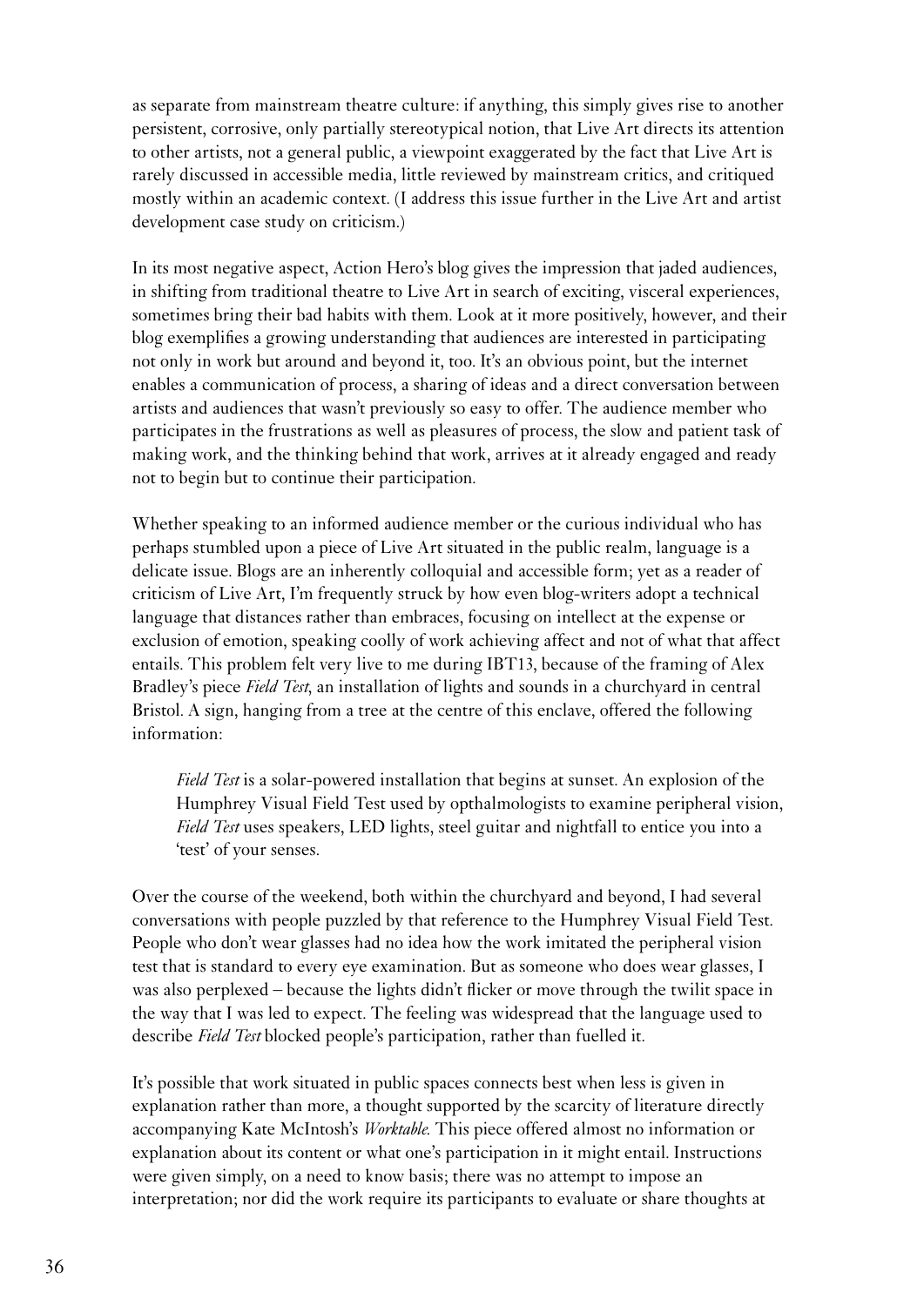as separate from mainstream theatre culture: if anything, this simply gives rise to another persistent, corrosive, only partially stereotypical notion, that Live Art directs its attention to other artists, not a general public, a viewpoint exaggerated by the fact that Live Art is rarely discussed in accessible media, little reviewed by mainstream critics, and critiqued mostly within an academic context. (I address this issue further in the Live Art and artist development case study on criticism.)

In its most negative aspect, Action Hero's blog gives the impression that jaded audiences, in shifting from traditional theatre to Live Art in search of exciting, visceral experiences, sometimes bring their bad habits with them. Look at it more positively, however, and their blog exemplifies a growing understanding that audiences are interested in participating not only in work but around and beyond it, too. It's an obvious point, but the internet enables a communication of process, a sharing of ideas and a direct conversation between artists and audiences that wasn't previously so easy to offer. The audience member who participates in the frustrations as well as pleasures of process, the slow and patient task of making work, and the thinking behind that work, arrives at it already engaged and ready not to begin but to continue their participation.

Whether speaking to an informed audience member or the curious individual who has perhaps stumbled upon a piece of Live Art situated in the public realm, language is a delicate issue. Blogs are an inherently colloquial and accessible form; yet as a reader of criticism of Live Art, I'm frequently struck by how even blog-writers adopt a technical language that distances rather than embraces, focusing on intellect at the expense or exclusion of emotion, speaking coolly of work achieving affect and not of what that affect entails. This problem felt very live to me during IBT13, because of the framing of Alex Bradley's piece *Field Test*, an installation of lights and sounds in a churchyard in central Bristol. A sign, hanging from a tree at the centre of this enclave, offered the following information:

> *Field Test* is a solar-powered installation that begins at sunset. An explosion of the Humphrey Visual Field Test used by opthalmologists to examine peripheral vision, *Field Test* uses speakers, LED lights, steel guitar and nightfall to entice you into a 'test' of your senses.

Over the course of the weekend, both within the churchyard and beyond, I had several conversations with people puzzled by that reference to the Humphrey Visual Field Test. People who don't wear glasses had no idea how the work imitated the peripheral vision test that is standard to every eye examination. But as someone who does wear glasses, I was also perplexed – because the lights didn't flicker or move through the twilit space in the way that I was led to expect. The feeling was widespread that the language used to describe *Field Test* blocked people's participation, rather than fuelled it.

It's possible that work situated in public spaces connects best when less is given in explanation rather than more, a thought supported by the scarcity of literature directly accompanying Kate McIntosh's *Worktable*. This piece offered almost no information or explanation about its content or what one's participation in it might entail. Instructions were given simply, on a need to know basis; there was no attempt to impose an interpretation; nor did the work require its participants to evaluate or share thoughts at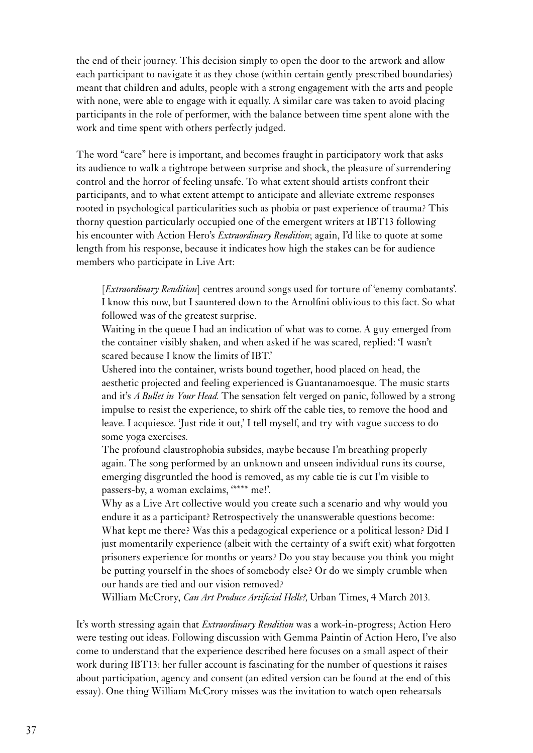the end of their journey. This decision simply to open the door to the artwork and allow each participant to navigate it as they chose (within certain gently prescribed boundaries) meant that children and adults, people with a strong engagement with the arts and people with none, were able to engage with it equally. A similar care was taken to avoid placing participants in the role of performer, with the balance between time spent alone with the work and time spent with others perfectly judged.

The word "care" here is important, and becomes fraught in participatory work that asks its audience to walk a tightrope between surprise and shock, the pleasure of surrendering control and the horror of feeling unsafe. To what extent should artists confront their participants, and to what extent attempt to anticipate and alleviate extreme responses rooted in psychological particularities such as phobia or past experience of trauma? This thorny question particularly occupied one of the emergent writers at IBT13 following his encounter with Action Hero's *Extraordinary Rendition*; again, I'd like to quote at some length from his response, because it indicates how high the stakes can be for audience members who participate in Live Art:

> [*Extraordinary Rendition*] centres around songs used for torture of 'enemy combatants'. I know this now, but I sauntered down to the Arnolfini oblivious to this fact. So what followed was of the greatest surprise.
>
> Waiting in the queue I had an indication of what was to come. A guy emerged from the container visibly shaken, and when asked if he was scared, replied: 'I wasn't scared because I know the limits of IBT.'
>
> Ushered into the container, wrists bound together, hood placed on head, the aesthetic projected and feeling experienced is Guantanamoesque. The music starts and it's *A Bullet in Your Head*. The sensation felt verged on panic, followed by a strong impulse to resist the experience, to shirk off the cable ties, to remove the hood and leave. I acquiesce. 'Just ride it out,' I tell myself, and try with vague success to do some yoga exercises.
>
> The profound claustrophobia subsides, maybe because I'm breathing properly again. The song performed by an unknown and unseen individual runs its course, emerging disgruntled the hood is removed, as my cable tie is cut I'm visible to passers-by, a woman exclaims, '**** me!'.
>
> Why as a Live Art collective would you create such a scenario and why would you endure it as a participant? Retrospectively the unanswerable questions become: What kept me there? Was this a pedagogical experience or a political lesson? Did I just momentarily experience (albeit with the certainty of a swift exit) what forgotten prisoners experience for months or years? Do you stay because you think you might be putting yourself in the shoes of somebody else? Or do we simply crumble when our hands are tied and our vision removed?
>
> William McCrory, *Can Art Produce Artificial Hells?*, Urban Times, 4 March 2013.

It's worth stressing again that *Extraordinary Rendition* was a work-in-progress; Action Hero were testing out ideas. Following discussion with Gemma Paintin of Action Hero, I've also come to understand that the experience described here focuses on a small aspect of their work during IBT13: her fuller account is fascinating for the number of questions it raises about participation, agency and consent (an edited version can be found at the end of this essay). One thing William McCrory misses was the invitation to watch open rehearsals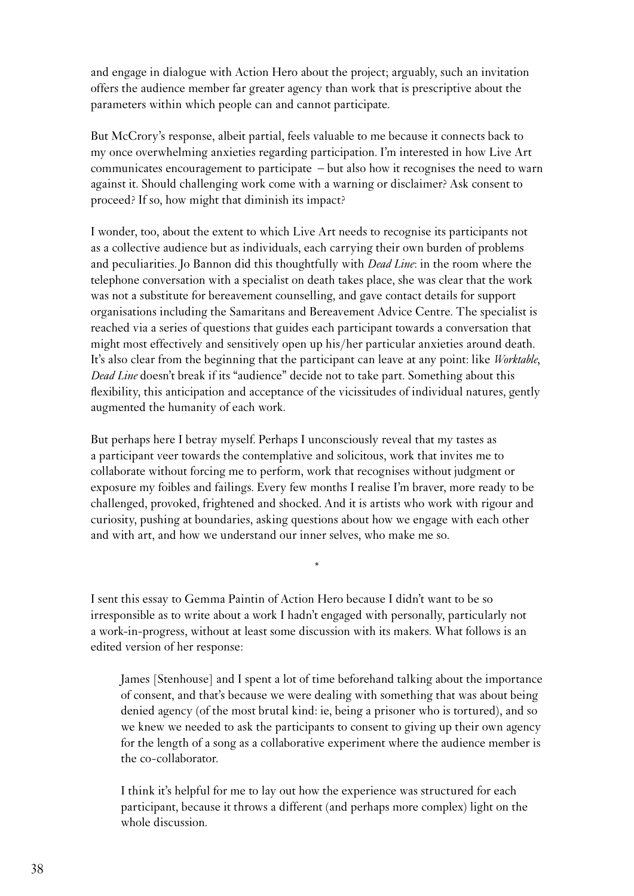and engage in dialogue with Action Hero about the project; arguably, such an invitation offers the audience member far greater agency than work that is prescriptive about the parameters within which people can and cannot participate.

But McCrory's response, albeit partial, feels valuable to me because it connects back to my once overwhelming anxieties regarding participation. I'm interested in how Live Art communicates encouragement to participate – but also how it recognises the need to warn against it. Should challenging work come with a warning or disclaimer? Ask consent to proceed? If so, how might that diminish its impact?

I wonder, too, about the extent to which Live Art needs to recognise its participants not as a collective audience but as individuals, each carrying their own burden of problems and peculiarities. Jo Bannon did this thoughtfully with *Dead Line*: in the room where the telephone conversation with a specialist on death takes place, she was clear that the work was not a substitute for bereavement counselling, and gave contact details for support organisations including the Samaritans and Bereavement Advice Centre. The specialist is reached via a series of questions that guides each participant towards a conversation that might most effectively and sensitively open up his/her particular anxieties around death. It's also clear from the beginning that the participant can leave at any point: like *Worktable*, *Dead Line* doesn't break if its "audience" decide not to take part. Something about this flexibility, this anticipation and acceptance of the vicissitudes of individual natures, gently augmented the humanity of each work.

But perhaps here I betray myself. Perhaps I unconsciously reveal that my tastes as a participant veer towards the contemplative and solicitous, work that invites me to collaborate without forcing me to perform, work that recognises without judgment or exposure my foibles and failings. Every few months I realise I'm braver, more ready to be challenged, provoked, frightened and shocked. And it is artists who work with rigour and curiosity, pushing at boundaries, asking questions about how we engage with each other and with art, and how we understand our inner selves, who make me so.

\*

I sent this essay to Gemma Paintin of Action Hero because I didn't want to be so irresponsible as to write about a work I hadn't engaged with personally, particularly not a work-in-progress, without at least some discussion with its makers. What follows is an edited version of her response:

> James [Stenhouse] and I spent a lot of time beforehand talking about the importance of consent, and that's because we were dealing with something that was about being denied agency (of the most brutal kind: ie, being a prisoner who is tortured), and so we knew we needed to ask the participants to consent to giving up their own agency for the length of a song as a collaborative experiment where the audience member is the co-collaborator.
>
> I think it's helpful for me to lay out how the experience was structured for each participant, because it throws a different (and perhaps more complex) light on the whole discussion.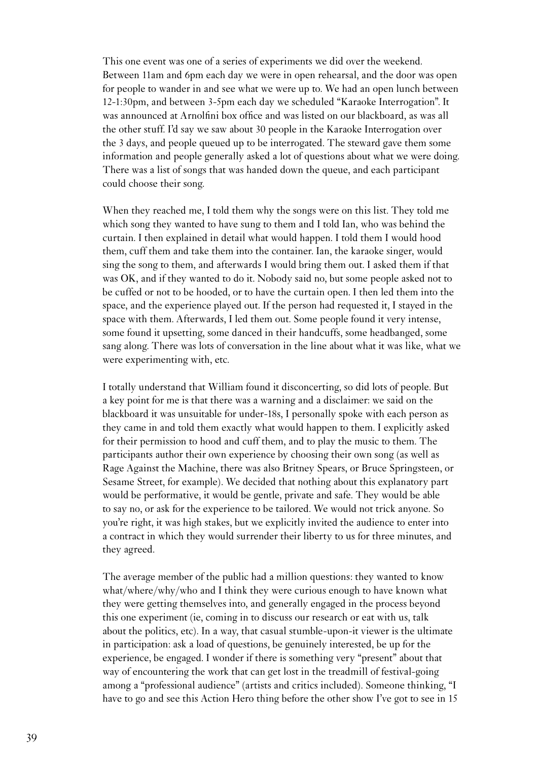This one event was one of a series of experiments we did over the weekend. Between 11am and 6pm each day we were in open rehearsal, and the door was open for people to wander in and see what we were up to. We had an open lunch between 12-1:30pm, and between 3-5pm each day we scheduled "Karaoke Interrogation". It was announced at Arnolfini box office and was listed on our blackboard, as was all the other stuff. I'd say we saw about 30 people in the Karaoke Interrogation over the 3 days, and people queued up to be interrogated. The steward gave them some information and people generally asked a lot of questions about what we were doing. There was a list of songs that was handed down the queue, and each participant could choose their song.

When they reached me, I told them why the songs were on this list. They told me which song they wanted to have sung to them and I told Ian, who was behind the curtain. I then explained in detail what would happen. I told them I would hood them, cuff them and take them into the container. Ian, the karaoke singer, would sing the song to them, and afterwards I would bring them out. I asked them if that was OK, and if they wanted to do it. Nobody said no, but some people asked not to be cuffed or not to be hooded, or to have the curtain open. I then led them into the space, and the experience played out. If the person had requested it, I stayed in the space with them. Afterwards, I led them out. Some people found it very intense, some found it upsetting, some danced in their handcuffs, some headbanged, some sang along. There was lots of conversation in the line about what it was like, what we were experimenting with, etc.

I totally understand that William found it disconcerting, so did lots of people. But a key point for me is that there was a warning and a disclaimer: we said on the blackboard it was unsuitable for under-18s, I personally spoke with each person as they came in and told them exactly what would happen to them. I explicitly asked for their permission to hood and cuff them, and to play the music to them. The participants author their own experience by choosing their own song (as well as Rage Against the Machine, there was also Britney Spears, or Bruce Springsteen, or Sesame Street, for example). We decided that nothing about this explanatory part would be performative, it would be gentle, private and safe. They would be able to say no, or ask for the experience to be tailored. We would not trick anyone. So you're right, it was high stakes, but we explicitly invited the audience to enter into a contract in which they would surrender their liberty to us for three minutes, and they agreed.

The average member of the public had a million questions: they wanted to know what/where/why/who and I think they were curious enough to have known what they were getting themselves into, and generally engaged in the process beyond this one experiment (ie, coming in to discuss our research or eat with us, talk about the politics, etc). In a way, that casual stumble-upon-it viewer is the ultimate in participation: ask a load of questions, be genuinely interested, be up for the experience, be engaged. I wonder if there is something very "present" about that way of encountering the work that can get lost in the treadmill of festival-going among a "professional audience" (artists and critics included). Someone thinking, "I have to go and see this Action Hero thing before the other show I've got to see in 15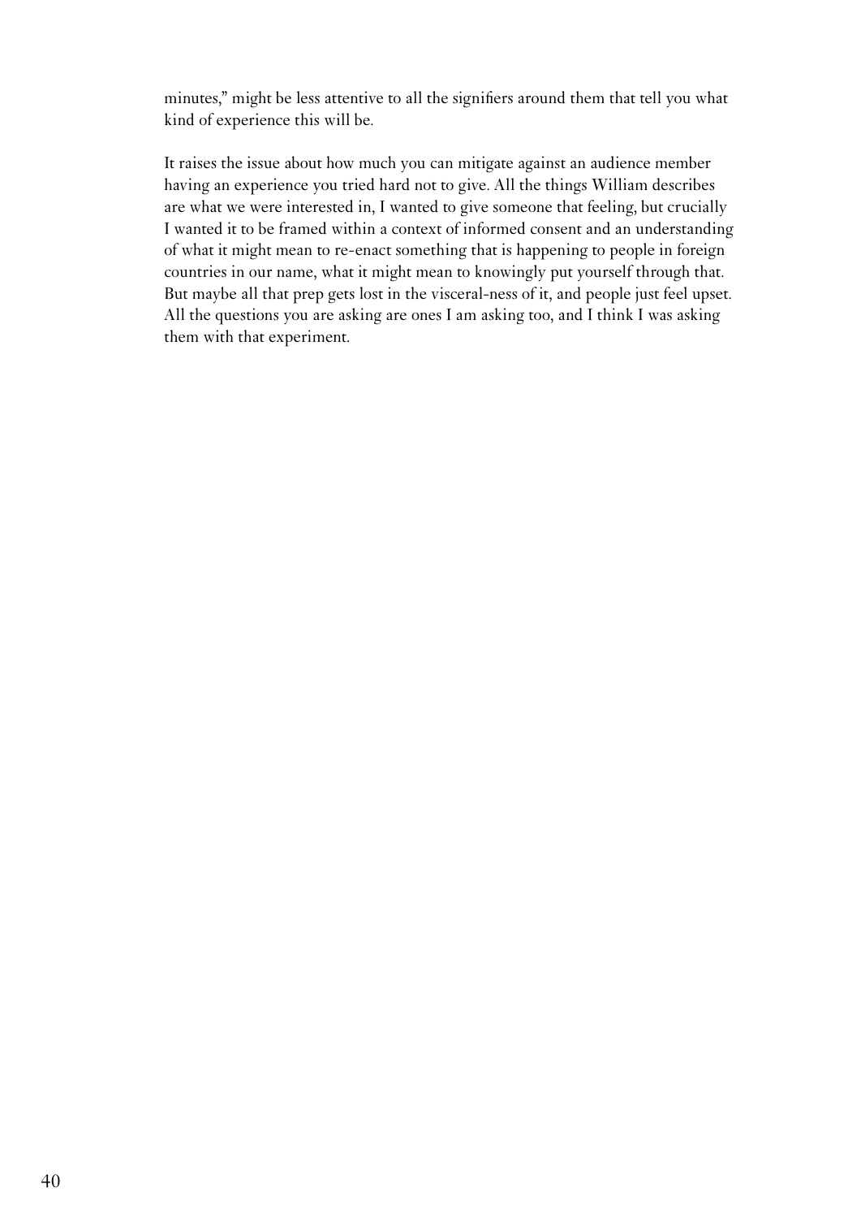minutes," might be less attentive to all the signifiers around them that tell you what kind of experience this will be.

It raises the issue about how much you can mitigate against an audience member having an experience you tried hard not to give. All the things William describes are what we were interested in, I wanted to give someone that feeling, but crucially I wanted it to be framed within a context of informed consent and an understanding of what it might mean to re-enact something that is happening to people in foreign countries in our name, what it might mean to knowingly put yourself through that. But maybe all that prep gets lost in the visceral-ness of it, and people just feel upset. All the questions you are asking are ones I am asking too, and I think I was asking them with that experiment.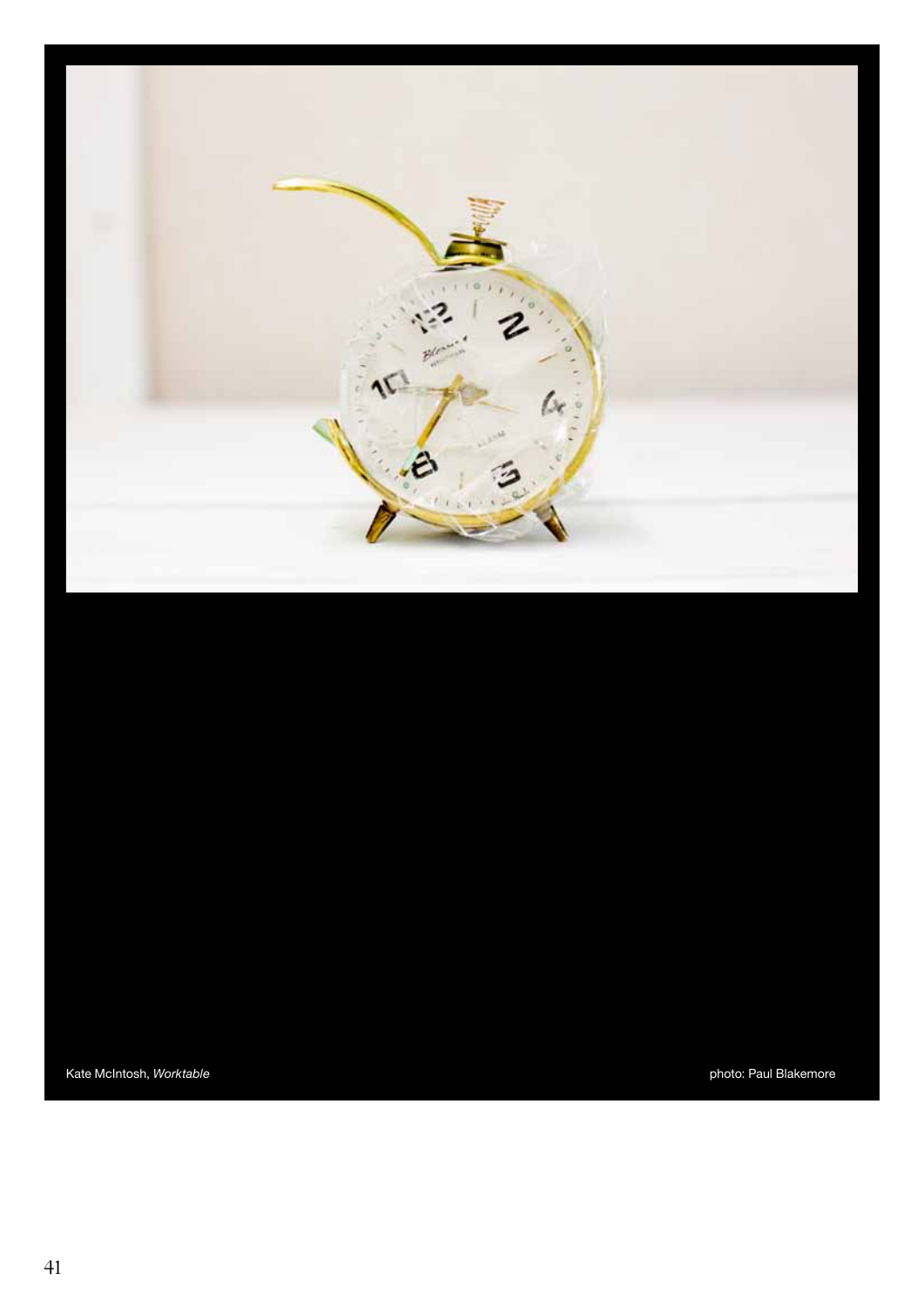Kate McIntosh, *Worktable*

photo: Paul Blakemore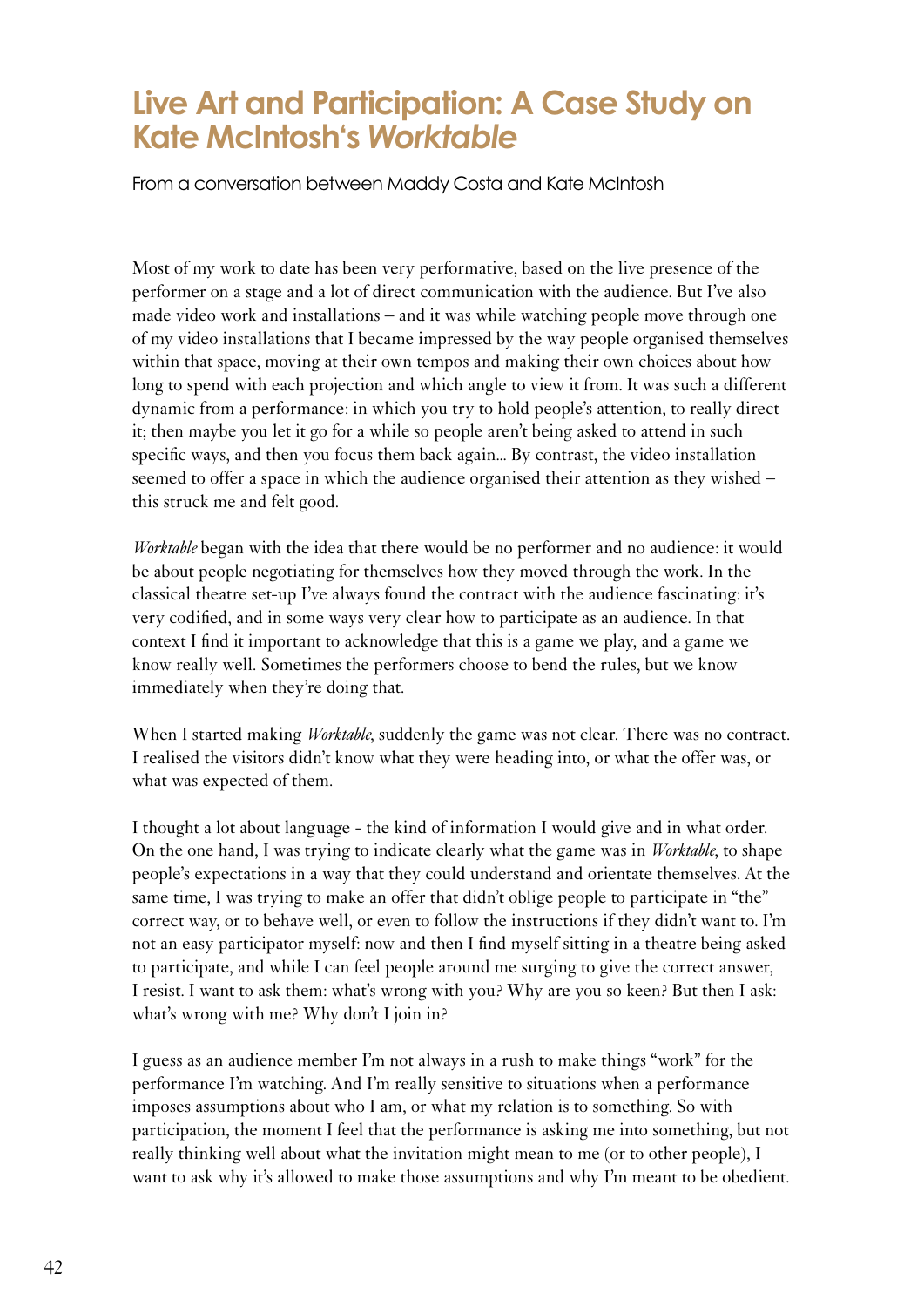# Live Art and Participation: A Case Study on Kate McIntosh's *Worktable*

From a conversation between Maddy Costa and Kate McIntosh

Most of my work to date has been very performative, based on the live presence of the performer on a stage and a lot of direct communication with the audience. But I've also made video work and installations – and it was while watching people move through one of my video installations that I became impressed by the way people organised themselves within that space, moving at their own tempos and making their own choices about how long to spend with each projection and which angle to view it from. It was such a different dynamic from a performance: in which you try to hold people's attention, to really direct it; then maybe you let it go for a while so people aren't being asked to attend in such specific ways, and then you focus them back again… By contrast, the video installation seemed to offer a space in which the audience organised their attention as they wished – this struck me and felt good.

*Worktable* began with the idea that there would be no performer and no audience: it would be about people negotiating for themselves how they moved through the work. In the classical theatre set-up I've always found the contract with the audience fascinating: it's very codified, and in some ways very clear how to participate as an audience. In that context I find it important to acknowledge that this is a game we play, and a game we know really well. Sometimes the performers choose to bend the rules, but we know immediately when they're doing that.

When I started making *Worktable*, suddenly the game was not clear. There was no contract. I realised the visitors didn't know what they were heading into, or what the offer was, or what was expected of them.

I thought a lot about language - the kind of information I would give and in what order. On the one hand, I was trying to indicate clearly what the game was in *Worktable*, to shape people's expectations in a way that they could understand and orientate themselves. At the same time, I was trying to make an offer that didn't oblige people to participate in "the" correct way, or to behave well, or even to follow the instructions if they didn't want to. I'm not an easy participator myself: now and then I find myself sitting in a theatre being asked to participate, and while I can feel people around me surging to give the correct answer, I resist. I want to ask them: what's wrong with you? Why are you so keen? But then I ask: what's wrong with me? Why don't I join in?

I guess as an audience member I'm not always in a rush to make things "work" for the performance I'm watching. And I'm really sensitive to situations when a performance imposes assumptions about who I am, or what my relation is to something. So with participation, the moment I feel that the performance is asking me into something, but not really thinking well about what the invitation might mean to me (or to other people), I want to ask why it's allowed to make those assumptions and why I'm meant to be obedient.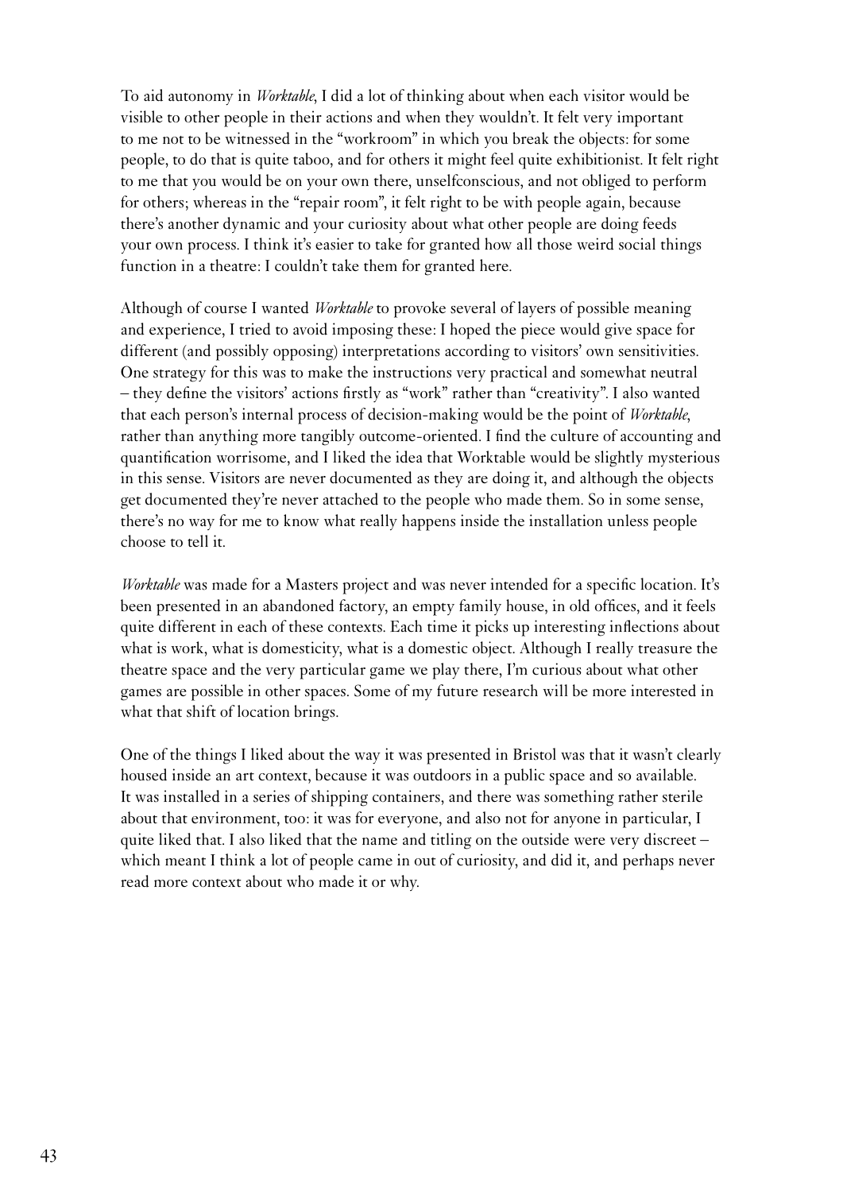To aid autonomy in *Worktable*, I did a lot of thinking about when each visitor would be visible to other people in their actions and when they wouldn't. It felt very important to me not to be witnessed in the "workroom" in which you break the objects: for some people, to do that is quite taboo, and for others it might feel quite exhibitionist. It felt right to me that you would be on your own there, unselfconscious, and not obliged to perform for others; whereas in the "repair room", it felt right to be with people again, because there's another dynamic and your curiosity about what other people are doing feeds your own process. I think it's easier to take for granted how all those weird social things function in a theatre: I couldn't take them for granted here.

Although of course I wanted *Worktable* to provoke several of layers of possible meaning and experience, I tried to avoid imposing these: I hoped the piece would give space for different (and possibly opposing) interpretations according to visitors' own sensitivities. One strategy for this was to make the instructions very practical and somewhat neutral – they define the visitors' actions firstly as "work" rather than "creativity". I also wanted that each person's internal process of decision-making would be the point of *Worktable*, rather than anything more tangibly outcome-oriented. I find the culture of accounting and quantification worrisome, and I liked the idea that Worktable would be slightly mysterious in this sense. Visitors are never documented as they are doing it, and although the objects get documented they're never attached to the people who made them. So in some sense, there's no way for me to know what really happens inside the installation unless people choose to tell it.

*Worktable* was made for a Masters project and was never intended for a specific location. It's been presented in an abandoned factory, an empty family house, in old offices, and it feels quite different in each of these contexts. Each time it picks up interesting inflections about what is work, what is domesticity, what is a domestic object. Although I really treasure the theatre space and the very particular game we play there, I'm curious about what other games are possible in other spaces. Some of my future research will be more interested in what that shift of location brings.

One of the things I liked about the way it was presented in Bristol was that it wasn't clearly housed inside an art context, because it was outdoors in a public space and so available. It was installed in a series of shipping containers, and there was something rather sterile about that environment, too: it was for everyone, and also not for anyone in particular, I quite liked that. I also liked that the name and titling on the outside were very discreet – which meant I think a lot of people came in out of curiosity, and did it, and perhaps never read more context about who made it or why.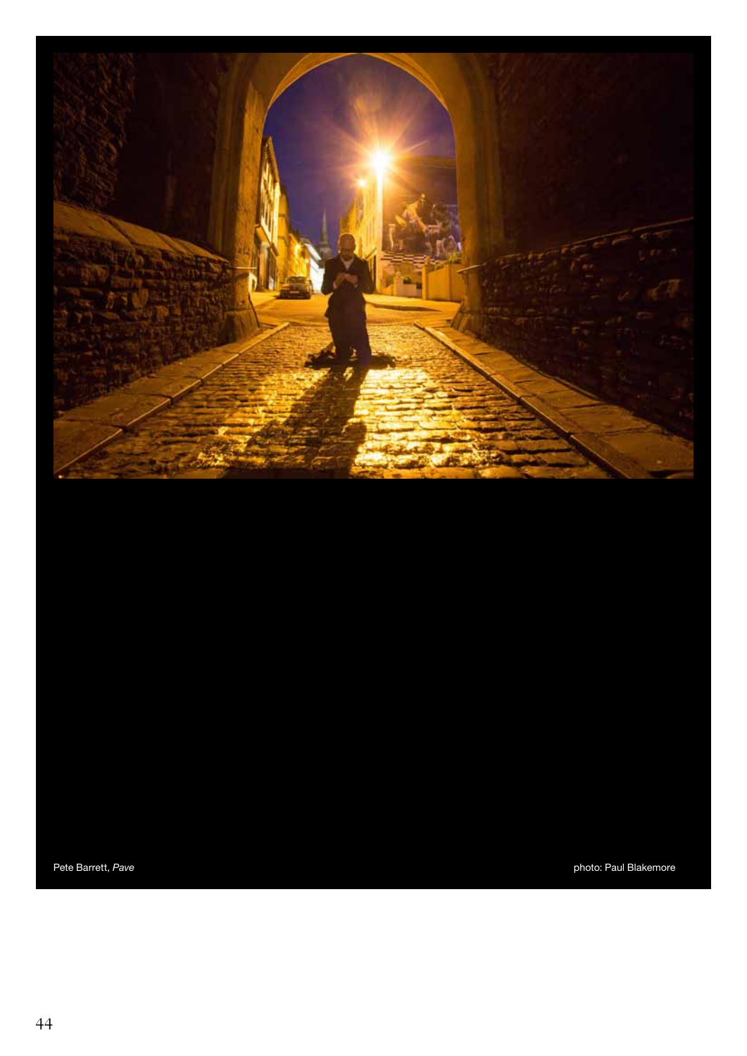Pete Barrett, *Pave* photo: Paul Blakemore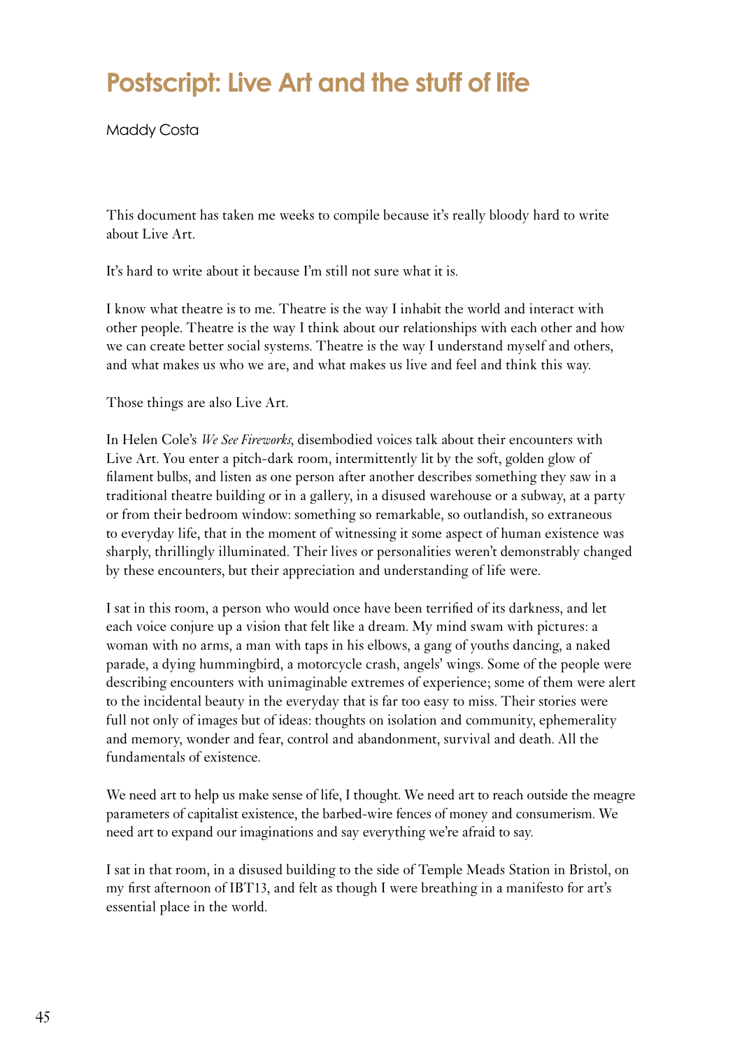# Postscript: Live Art and the stuff of life

Maddy Costa

This document has taken me weeks to compile because it's really bloody hard to write about Live Art.

It's hard to write about it because I'm still not sure what it is.

I know what theatre is to me. Theatre is the way I inhabit the world and interact with other people. Theatre is the way I think about our relationships with each other and how we can create better social systems. Theatre is the way I understand myself and others, and what makes us who we are, and what makes us live and feel and think this way.

Those things are also Live Art.

In Helen Cole's *We See Fireworks*, disembodied voices talk about their encounters with Live Art. You enter a pitch-dark room, intermittently lit by the soft, golden glow of filament bulbs, and listen as one person after another describes something they saw in a traditional theatre building or in a gallery, in a disused warehouse or a subway, at a party or from their bedroom window: something so remarkable, so outlandish, so extraneous to everyday life, that in the moment of witnessing it some aspect of human existence was sharply, thrillingly illuminated. Their lives or personalities weren't demonstrably changed by these encounters, but their appreciation and understanding of life were.

I sat in this room, a person who would once have been terrified of its darkness, and let each voice conjure up a vision that felt like a dream. My mind swam with pictures: a woman with no arms, a man with taps in his elbows, a gang of youths dancing, a naked parade, a dying hummingbird, a motorcycle crash, angels' wings. Some of the people were describing encounters with unimaginable extremes of experience; some of them were alert to the incidental beauty in the everyday that is far too easy to miss. Their stories were full not only of images but of ideas: thoughts on isolation and community, ephemerality and memory, wonder and fear, control and abandonment, survival and death. All the fundamentals of existence.

We need art to help us make sense of life, I thought. We need art to reach outside the meagre parameters of capitalist existence, the barbed-wire fences of money and consumerism. We need art to expand our imaginations and say everything we're afraid to say.

I sat in that room, in a disused building to the side of Temple Meads Station in Bristol, on my first afternoon of IBT13, and felt as though I were breathing in a manifesto for art's essential place in the world.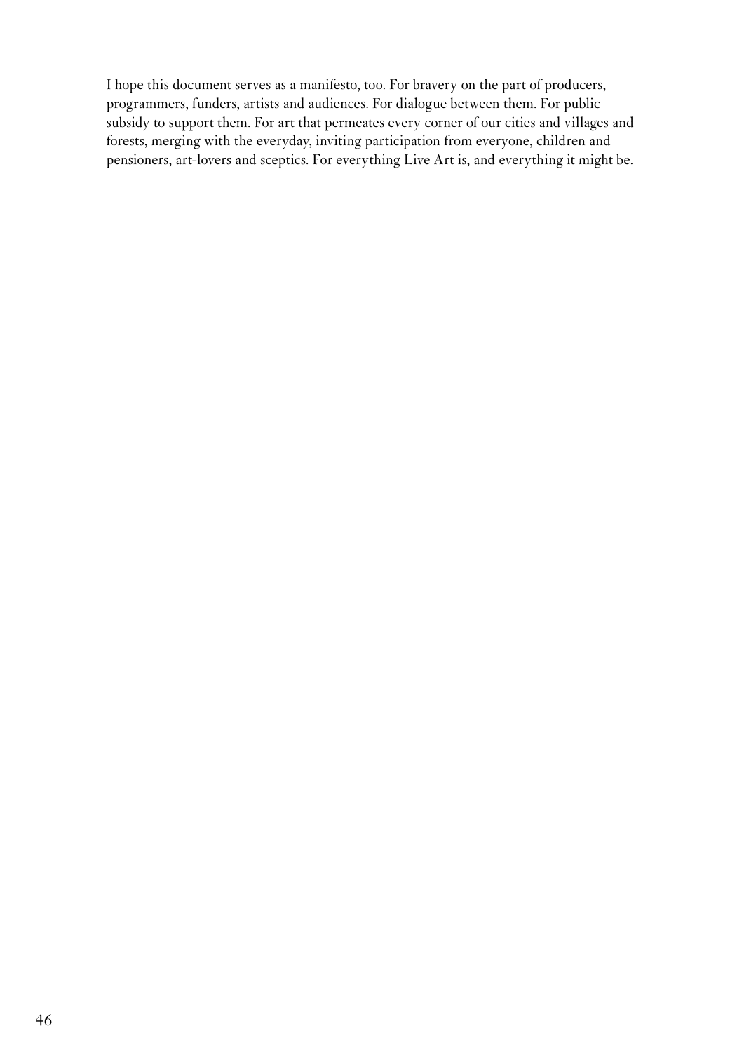I hope this document serves as a manifesto, too. For bravery on the part of producers, programmers, funders, artists and audiences. For dialogue between them. For public subsidy to support them. For art that permeates every corner of our cities and villages and forests, merging with the everyday, inviting participation from everyone, children and pensioners, art-lovers and sceptics. For everything Live Art is, and everything it might be.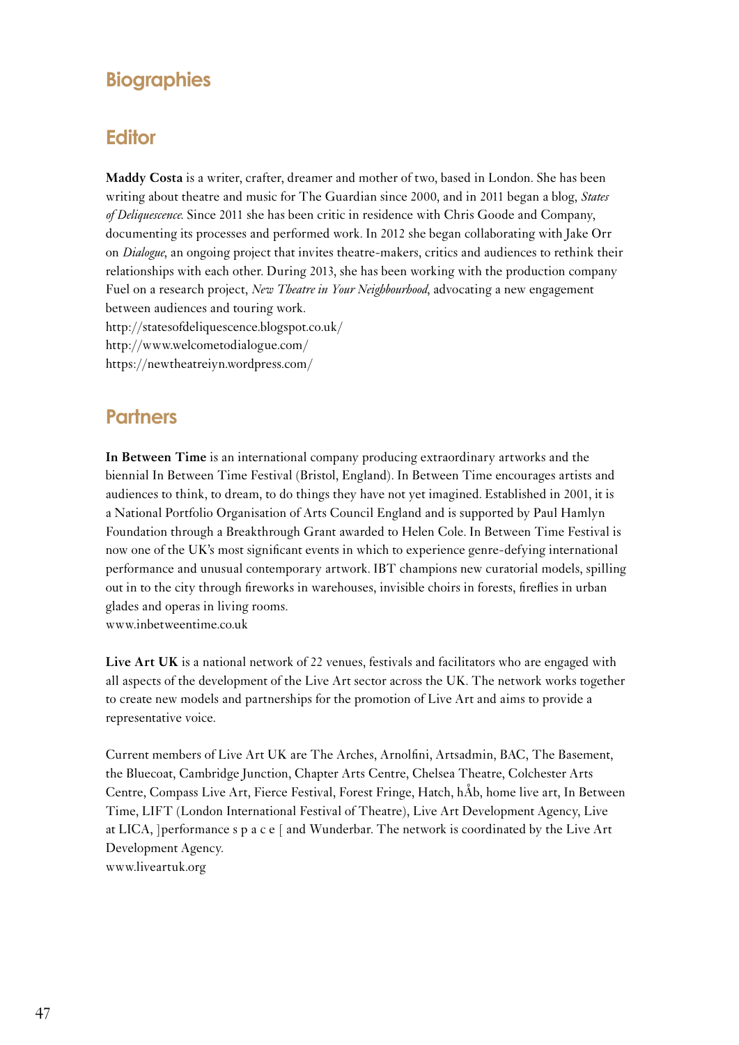# Biographies

## Editor

**Maddy Costa** is a writer, crafter, dreamer and mother of two, based in London. She has been writing about theatre and music for The Guardian since 2000, and in 2011 began a blog, *States of Deliquescence*. Since 2011 she has been critic in residence with Chris Goode and Company, documenting its processes and performed work. In 2012 she began collaborating with Jake Orr on *Dialogue*, an ongoing project that invites theatre-makers, critics and audiences to rethink their relationships with each other. During 2013, she has been working with the production company Fuel on a research project, *New Theatre in Your Neighbourhood*, advocating a new engagement between audiences and touring work.
http://statesofdeliquescence.blogspot.co.uk/
http://www.welcometodialogue.com/
https://newtheatreiyn.wordpress.com/

## Partners

**In Between Time** is an international company producing extraordinary artworks and the biennial In Between Time Festival (Bristol, England). In Between Time encourages artists and audiences to think, to dream, to do things they have not yet imagined. Established in 2001, it is a National Portfolio Organisation of Arts Council England and is supported by Paul Hamlyn Foundation through a Breakthrough Grant awarded to Helen Cole. In Between Time Festival is now one of the UK's most significant events in which to experience genre-defying international performance and unusual contemporary artwork. IBT champions new curatorial models, spilling out in to the city through fireworks in warehouses, invisible choirs in forests, fireflies in urban glades and operas in living rooms.
www.inbetweentime.co.uk

**Live Art UK** is a national network of 22 venues, festivals and facilitators who are engaged with all aspects of the development of the Live Art sector across the UK. The network works together to create new models and partnerships for the promotion of Live Art and aims to provide a representative voice.

Current members of Live Art UK are The Arches, Arnolfini, Artsadmin, BAC, The Basement, the Bluecoat, Cambridge Junction, Chapter Arts Centre, Chelsea Theatre, Colchester Arts Centre, Compass Live Art, Fierce Festival, Forest Fringe, Hatch, hÅb, home live art, In Between Time, LIFT (London International Festival of Theatre), Live Art Development Agency, Live at LICA, ]performance s p a c e [ and Wunderbar. The network is coordinated by the Live Art Development Agency.
www.liveartuk.org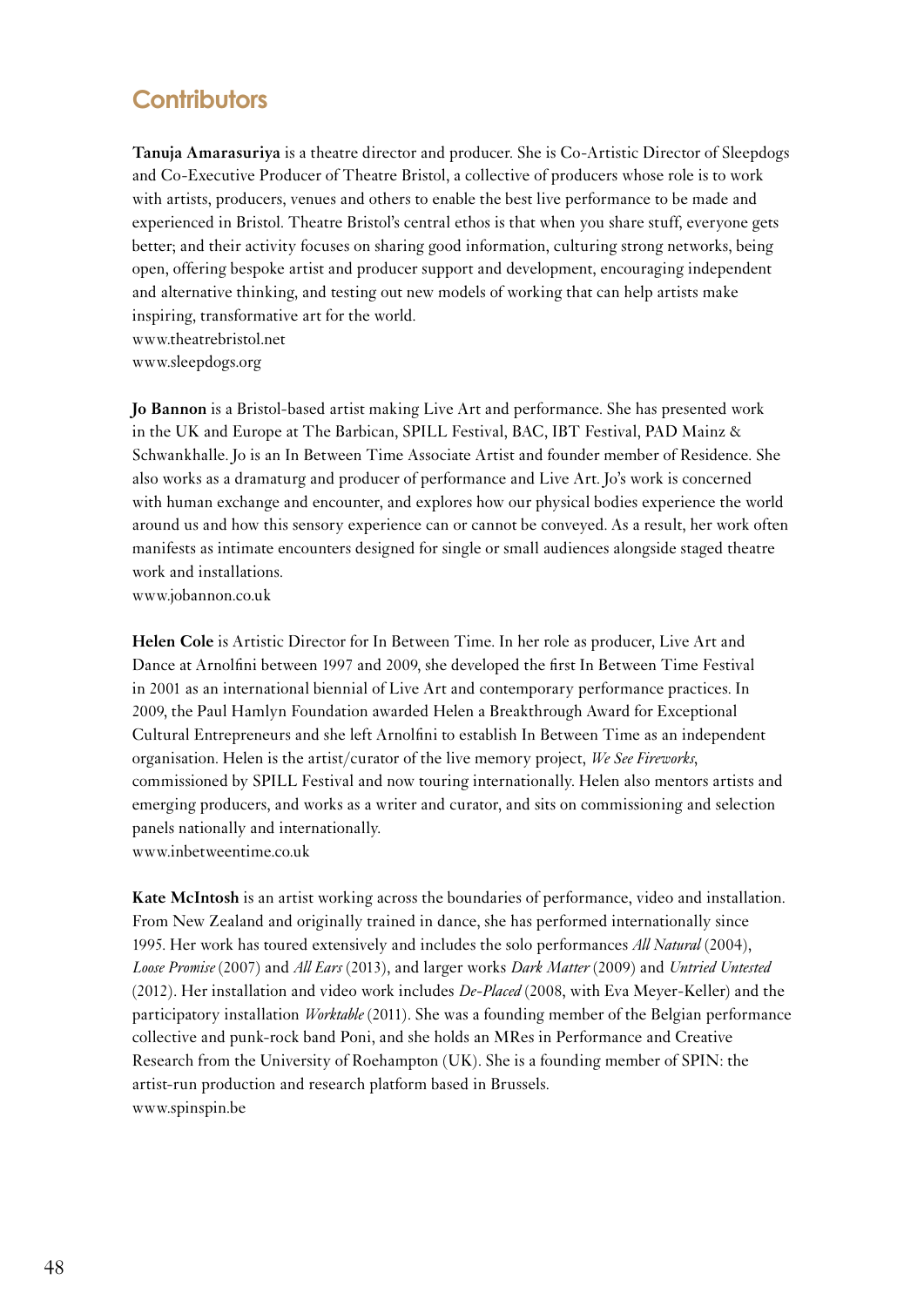## Contributors

**Tanuja Amarasuriya** is a theatre director and producer. She is Co-Artistic Director of Sleepdogs and Co-Executive Producer of Theatre Bristol, a collective of producers whose role is to work with artists, producers, venues and others to enable the best live performance to be made and experienced in Bristol. Theatre Bristol's central ethos is that when you share stuff, everyone gets better; and their activity focuses on sharing good information, culturing strong networks, being open, offering bespoke artist and producer support and development, encouraging independent and alternative thinking, and testing out new models of working that can help artists make inspiring, transformative art for the world.
www.theatrebristol.net
www.sleepdogs.org

**Jo Bannon** is a Bristol-based artist making Live Art and performance. She has presented work in the UK and Europe at The Barbican, SPILL Festival, BAC, IBT Festival, PAD Mainz & Schwankhalle. Jo is an In Between Time Associate Artist and founder member of Residence. She also works as a dramaturg and producer of performance and Live Art. Jo's work is concerned with human exchange and encounter, and explores how our physical bodies experience the world around us and how this sensory experience can or cannot be conveyed. As a result, her work often manifests as intimate encounters designed for single or small audiences alongside staged theatre work and installations.
www.jobannon.co.uk

**Helen Cole** is Artistic Director for In Between Time. In her role as producer, Live Art and Dance at Arnolfini between 1997 and 2009, she developed the first In Between Time Festival in 2001 as an international biennial of Live Art and contemporary performance practices. In 2009, the Paul Hamlyn Foundation awarded Helen a Breakthrough Award for Exceptional Cultural Entrepreneurs and she left Arnolfini to establish In Between Time as an independent organisation. Helen is the artist/curator of the live memory project, *We See Fireworks*, commissioned by SPILL Festival and now touring internationally. Helen also mentors artists and emerging producers, and works as a writer and curator, and sits on commissioning and selection panels nationally and internationally.
www.inbetweentime.co.uk

**Kate McIntosh** is an artist working across the boundaries of performance, video and installation. From New Zealand and originally trained in dance, she has performed internationally since 1995. Her work has toured extensively and includes the solo performances *All Natural* (2004), *Loose Promise* (2007) and *All Ears* (2013), and larger works *Dark Matter* (2009) and *Untried Untested* (2012). Her installation and video work includes *De-Placed* (2008, with Eva Meyer-Keller) and the participatory installation *Worktable* (2011). She was a founding member of the Belgian performance collective and punk-rock band Poni, and she holds an MRes in Performance and Creative Research from the University of Roehampton (UK). She is a founding member of SPIN: the artist-run production and research platform based in Brussels.
www.spinspin.be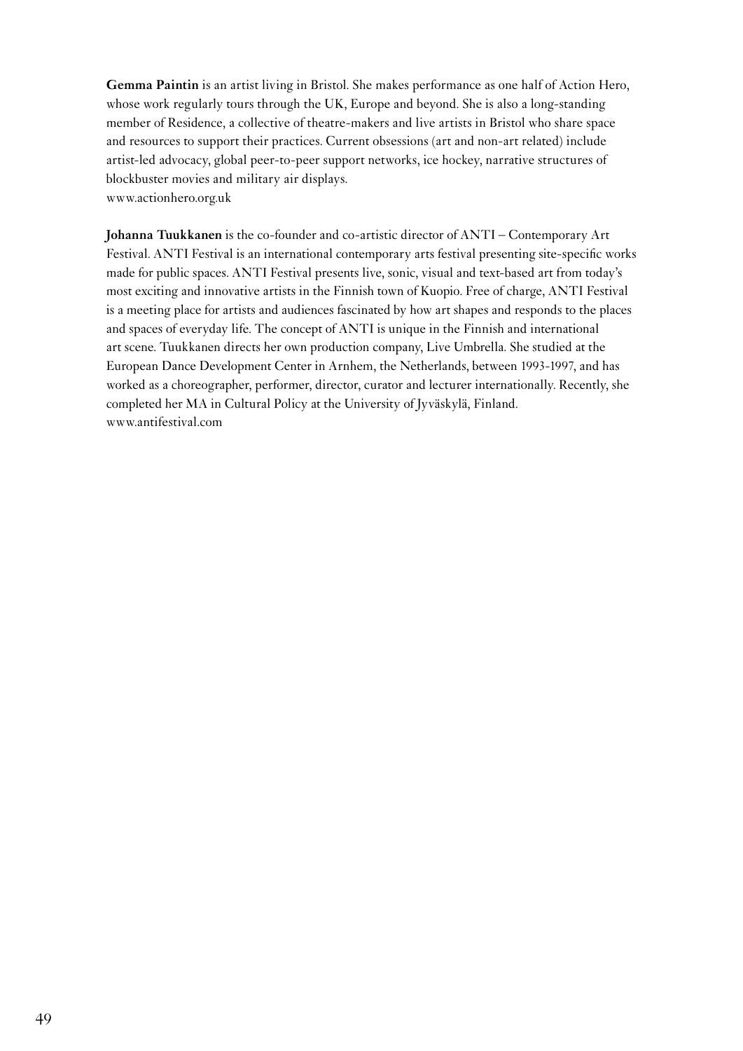**Gemma Paintin** is an artist living in Bristol. She makes performance as one half of Action Hero, whose work regularly tours through the UK, Europe and beyond. She is also a long-standing member of Residence, a collective of theatre-makers and live artists in Bristol who share space and resources to support their practices. Current obsessions (art and non-art related) include artist-led advocacy, global peer-to-peer support networks, ice hockey, narrative structures of blockbuster movies and military air displays.
www.actionhero.org.uk

**Johanna Tuukkanen** is the co-founder and co-artistic director of ANTI – Contemporary Art Festival. ANTI Festival is an international contemporary arts festival presenting site-specific works made for public spaces. ANTI Festival presents live, sonic, visual and text-based art from today's most exciting and innovative artists in the Finnish town of Kuopio. Free of charge, ANTI Festival is a meeting place for artists and audiences fascinated by how art shapes and responds to the places and spaces of everyday life. The concept of ANTI is unique in the Finnish and international art scene. Tuukkanen directs her own production company, Live Umbrella. She studied at the European Dance Development Center in Arnhem, the Netherlands, between 1993-1997, and has worked as a choreographer, performer, director, curator and lecturer internationally. Recently, she completed her MA in Cultural Policy at the University of Jyväskylä, Finland.
www.antifestival.com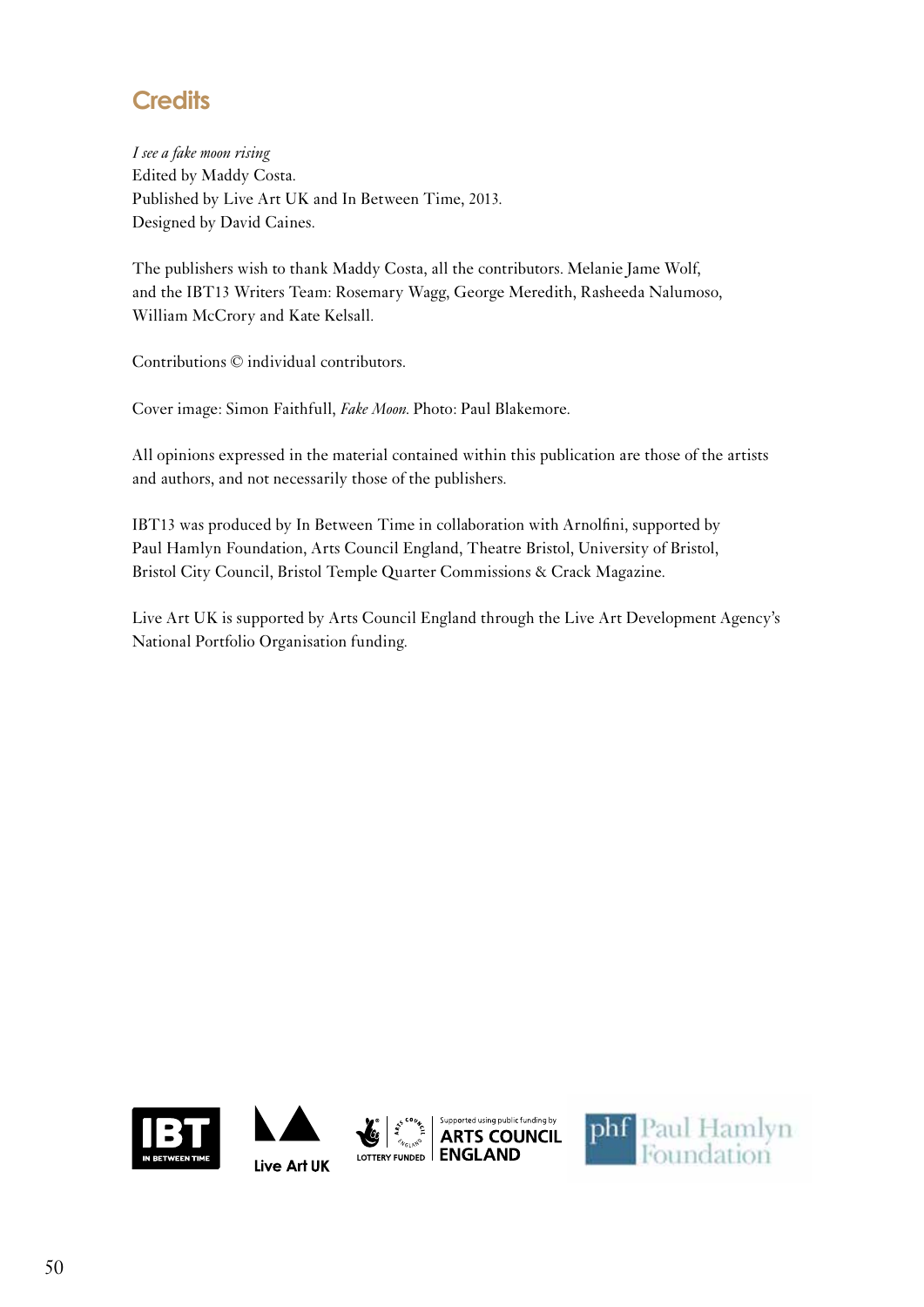# Credits

*I see a fake moon rising*
Edited by Maddy Costa.
Published by Live Art UK and In Between Time, 2013.
Designed by David Caines.

The publishers wish to thank Maddy Costa, all the contributors. Melanie Jame Wolf, and the IBT13 Writers Team: Rosemary Wagg, George Meredith, Rasheeda Nalumoso, William McCrory and Kate Kelsall.

Contributions © individual contributors.

Cover image: Simon Faithfull, *Fake Moon*. Photo: Paul Blakemore.

All opinions expressed in the material contained within this publication are those of the artists and authors, and not necessarily those of the publishers.

IBT13 was produced by In Between Time in collaboration with Arnolfini, supported by Paul Hamlyn Foundation, Arts Council England, Theatre Bristol, University of Bristol, Bristol City Council, Bristol Temple Quarter Commissions & Crack Magazine.

Live Art UK is supported by Arts Council England through the Live Art Development Agency's National Portfolio Organisation funding.

IBT IN BETWEEN TIME

Live Art UK

LOTTERY FUNDED | Supported using public funding by ARTS COUNCIL ENGLAND

phf Paul Hamlyn Foundation